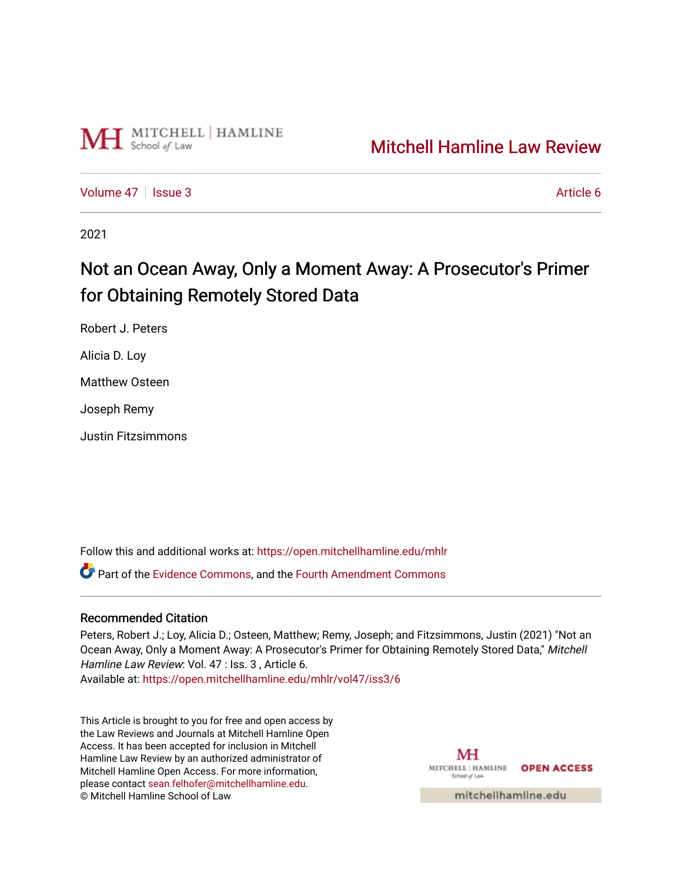Mitchell Hamline Law Review

Volume 47 | Issue 3 | Article 6

2021

# Not an Ocean Away, Only a Moment Away: A Prosecutor's Primer for Obtaining Remotely Stored Data

Robert J. Peters

Alicia D. Loy

Matthew Osteen

Joseph Remy

Justin Fitzsimmons

Follow this and additional works at: https://open.mitchellhamline.edu/mhlr

Part of the Evidence Commons, and the Fourth Amendment Commons

## Recommended Citation

Peters, Robert J.; Loy, Alicia D.; Osteen, Matthew; Remy, Joseph; and Fitzsimmons, Justin (2021) "Not an Ocean Away, Only a Moment Away: A Prosecutor's Primer for Obtaining Remotely Stored Data," *Mitchell Hamline Law Review*: Vol. 47 : Iss. 3 , Article 6.
Available at: https://open.mitchellhamline.edu/mhlr/vol47/iss3/6

This Article is brought to you for free and open access by the Law Reviews and Journals at Mitchell Hamline Open Access. It has been accepted for inclusion in Mitchell Hamline Law Review by an authorized administrator of Mitchell Hamline Open Access. For more information, please contact sean.felhofer@mitchellhamline.edu.
© Mitchell Hamline School of Law

OPEN ACCESS

mitchellhamline.edu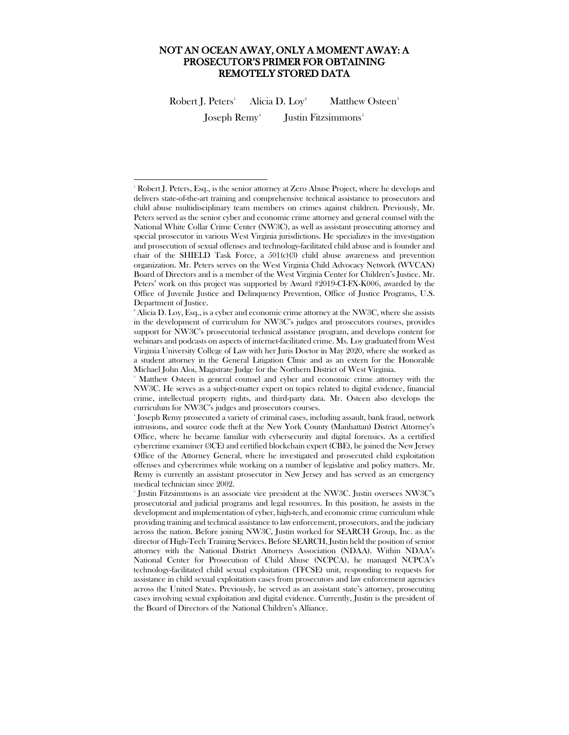# NOT AN OCEAN AWAY, ONLY A MOMENT AWAY: A PROSECUTOR'S PRIMER FOR OBTAINING REMOTELY STORED DATA

Robert J. Peters[1] Alicia D. Loy[2] Matthew Osteen[3]

Joseph Remy[4] Justin Fitzsimmons[5]

---

[1] Robert J. Peters, Esq., is the senior attorney at Zero Abuse Project, where he develops and delivers state-of-the-art training and comprehensive technical assistance to prosecutors and child abuse multidisciplinary team members on crimes against children. Previously, Mr. Peters served as the senior cyber and economic crime attorney and general counsel with the National White Collar Crime Center (NW3C), as well as assistant prosecuting attorney and special prosecutor in various West Virginia jurisdictions. He specializes in the investigation and prosecution of sexual offenses and technology-facilitated child abuse and is founder and chair of the SHIELD Task Force, a 501(c)(3) child abuse awareness and prevention organization. Mr. Peters serves on the West Virginia Child Advocacy Network (WVCAN) Board of Directors and is a member of the West Virginia Center for Children's Justice. Mr. Peters' work on this project was supported by Award #2019-CI-FX-K006, awarded by the Office of Juvenile Justice and Delinquency Prevention, Office of Justice Programs, U.S. Department of Justice.

[2] Alicia D. Loy, Esq., is a cyber and economic crime attorney at the NW3C, where she assists in the development of curriculum for NW3C's judges and prosecutors courses, provides support for NW3C's prosecutorial technical assistance program, and develops content for webinars and podcasts on aspects of internet-facilitated crime. Ms. Loy graduated from West Virginia University College of Law with her Juris Doctor in May 2020, where she worked as a student attorney in the General Litigation Clinic and as an extern for the Honorable Michael John Aloi, Magistrate Judge for the Northern District of West Virginia.

[3] Matthew Osteen is general counsel and cyber and economic crime attorney with the NW3C. He serves as a subject-matter expert on topics related to digital evidence, financial crime, intellectual property rights, and third-party data. Mr. Osteen also develops the curriculum for NW3C's judges and prosecutors courses.

[4] Joseph Remy prosecuted a variety of criminal cases, including assault, bank fraud, network intrusions, and source code theft at the New York County (Manhattan) District Attorney's Office, where he became familiar with cybersecurity and digital forensics. As a certified cybercrime examiner (3CE) and certified blockchain expert (CBE), he joined the New Jersey Office of the Attorney General, where he investigated and prosecuted child exploitation offenses and cybercrimes while working on a number of legislative and policy matters. Mr. Remy is currently an assistant prosecutor in New Jersey and has served as an emergency medical technician since 2002.

[5] Justin Fitzsimmons is an associate vice president at the NW3C. Justin oversees NW3C's prosecutorial and judicial programs and legal resources. In this position, he assists in the development and implementation of cyber, high-tech, and economic crime curriculum while providing training and technical assistance to law enforcement, prosecutors, and the judiciary across the nation. Before joining NW3C, Justin worked for SEARCH Group, Inc. as the director of High-Tech Training Services. Before SEARCH, Justin held the position of senior attorney with the National District Attorneys Association (NDAA). Within NDAA's National Center for Prosecution of Child Abuse (NCPCA), he managed NCPCA's technology-facilitated child sexual exploitation (TFCSE) unit, responding to requests for assistance in child sexual exploitation cases from prosecutors and law enforcement agencies across the United States. Previously, he served as an assistant state's attorney, prosecuting cases involving sexual exploitation and digital evidence. Currently, Justin is the president of the Board of Directors of the National Children's Alliance.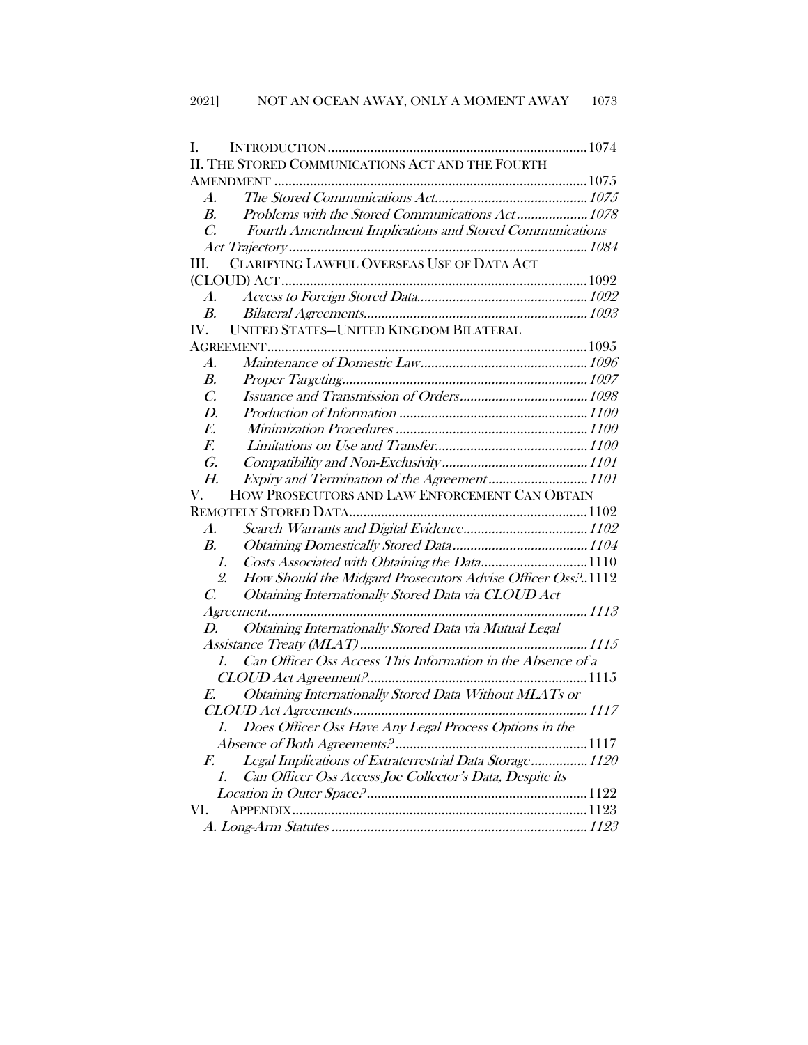I. INTRODUCTION ........ 1074

II. THE STORED COMMUNICATIONS ACT AND THE FOURTH AMENDMENT ........ 1075

- *A. The Stored Communications Act ........ 1075*
- *B. Problems with the Stored Communications Act ........ 1078*
- *C. Fourth Amendment Implications and Stored Communications Act Trajectory ........ 1084*

III. CLARIFYING LAWFUL OVERSEAS USE OF DATA ACT (CLOUD) ACT ........ 1092

- *A. Access to Foreign Stored Data ........ 1092*
- *B. Bilateral Agreements ........ 1093*

IV. UNITED STATES—UNITED KINGDOM BILATERAL AGREEMENT ........ 1095

- *A. Maintenance of Domestic Law ........ 1096*
- *B. Proper Targeting ........ 1097*
- *C. Issuance and Transmission of Orders ........ 1098*
- *D. Production of Information ........ 1100*
- *E. Minimization Procedures ........ 1100*
- *F. Limitations on Use and Transfer ........ 1100*
- *G. Compatibility and Non-Exclusivity ........ 1101*
- *H. Expiry and Termination of the Agreement ........ 1101*

V. HOW PROSECUTORS AND LAW ENFORCEMENT CAN OBTAIN REMOTELY STORED DATA ........ 1102

- *A. Search Warrants and Digital Evidence ........ 1102*
- *B. Obtaining Domestically Stored Data ........ 1104*
  - *1. Costs Associated with Obtaining the Data* ........ 1110
  - *2. How Should the Midgard Prosecutors Advise Officer Oss?* ........ 1112
- *C. Obtaining Internationally Stored Data via CLOUD Act Agreement ........ 1113*
- *D. Obtaining Internationally Stored Data via Mutual Legal Assistance Treaty (MLAT) ........ 1115*
  - *1. Can Officer Oss Access This Information in the Absence of a CLOUD Act Agreement?* ........ 1115
- *E. Obtaining Internationally Stored Data Without MLATs or CLOUD Act Agreements ........ 1117*
  - *1. Does Officer Oss Have Any Legal Process Options in the Absence of Both Agreements?* ........ 1117
- *F. Legal Implications of Extraterrestrial Data Storage ........ 1120*
  - *1. Can Officer Oss Access Joe Collector's Data, Despite its Location in Outer Space?* ........ 1122

VI. APPENDIX ........ 1123

- *A. Long-Arm Statutes ........ 1123*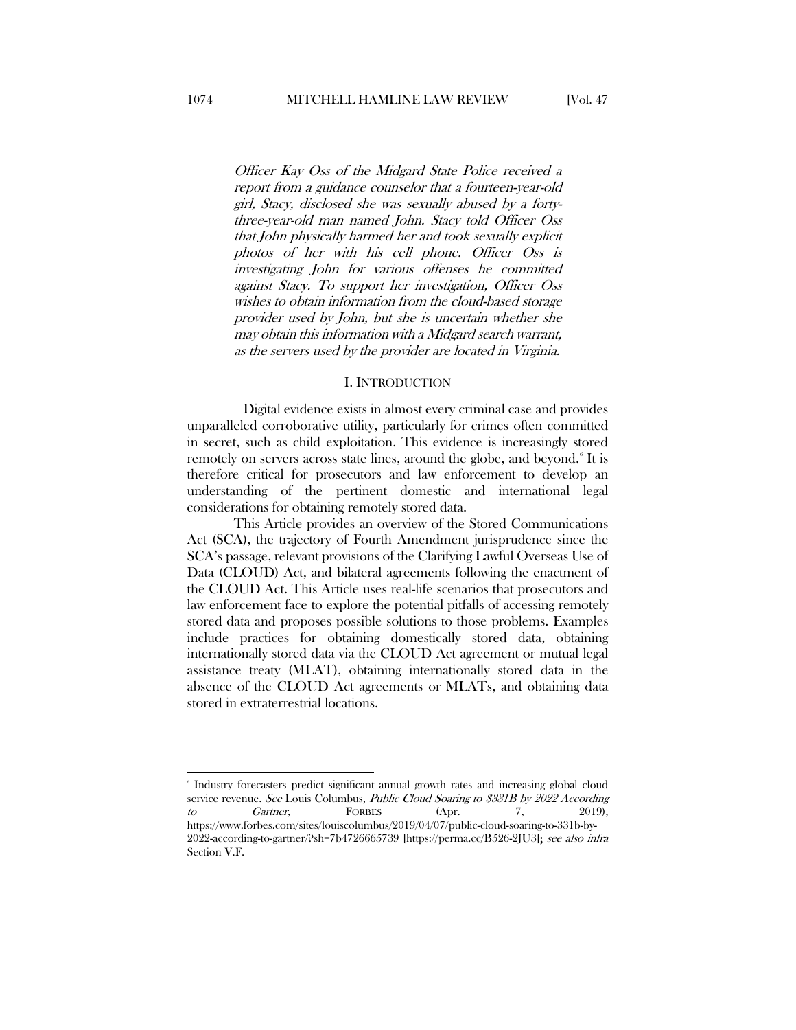*Officer Kay Oss of the Midgard State Police received a report from a guidance counselor that a fourteen-year-old girl, Stacy, disclosed she was sexually abused by a forty-three-year-old man named John. Stacy told Officer Oss that John physically harmed her and took sexually explicit photos of her with his cell phone. Officer Oss is investigating John for various offenses he committed against Stacy. To support her investigation, Officer Oss wishes to obtain information from the cloud-based storage provider used by John, but she is uncertain whether she may obtain this information with a Midgard search warrant, as the servers used by the provider are located in Virginia.*

## I. INTRODUCTION

Digital evidence exists in almost every criminal case and provides unparalleled corroborative utility, particularly for crimes often committed in secret, such as child exploitation. This evidence is increasingly stored remotely on servers across state lines, around the globe, and beyond.[6] It is therefore critical for prosecutors and law enforcement to develop an understanding of the pertinent domestic and international legal considerations for obtaining remotely stored data.

This Article provides an overview of the Stored Communications Act (SCA), the trajectory of Fourth Amendment jurisprudence since the SCA's passage, relevant provisions of the Clarifying Lawful Overseas Use of Data (CLOUD) Act, and bilateral agreements following the enactment of the CLOUD Act. This Article uses real-life scenarios that prosecutors and law enforcement face to explore the potential pitfalls of accessing remotely stored data and proposes possible solutions to those problems. Examples include practices for obtaining domestically stored data, obtaining internationally stored data via the CLOUD Act agreement or mutual legal assistance treaty (MLAT), obtaining internationally stored data in the absence of the CLOUD Act agreements or MLATs, and obtaining data stored in extraterrestrial locations.

---

[6] Industry forecasters predict significant annual growth rates and increasing global cloud service revenue. *See* Louis Columbus, *Public Cloud Soaring to $331B by 2022 According to Gartner*, FORBES (Apr. 7, 2019), https://www.forbes.com/sites/louiscolumbus/2019/04/07/public-cloud-soaring-to-331b-by-2022-according-to-gartner/?sh=7b4726665739 [https://perma.cc/B526-2JU3]; *see also infra* Section V.F.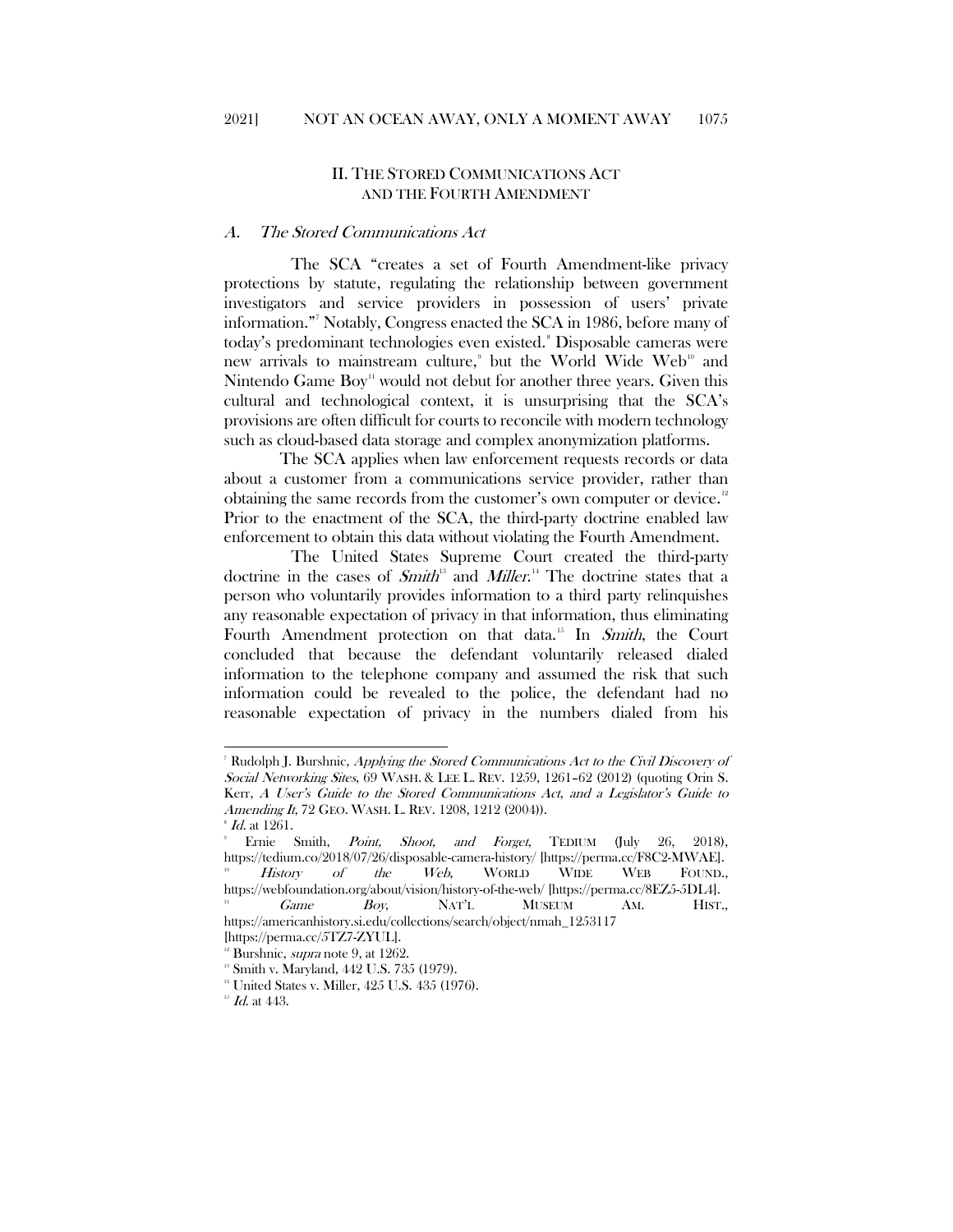## II. THE STORED COMMUNICATIONS ACT AND THE FOURTH AMENDMENT

### A. *The Stored Communications Act*

The SCA "creates a set of Fourth Amendment-like privacy protections by statute, regulating the relationship between government investigators and service providers in possession of users' private information."[7] Notably, Congress enacted the SCA in 1986, before many of today's predominant technologies even existed.[8] Disposable cameras were new arrivals to mainstream culture,[9] but the World Wide Web[10] and Nintendo Game Boy[11] would not debut for another three years. Given this cultural and technological context, it is unsurprising that the SCA's provisions are often difficult for courts to reconcile with modern technology such as cloud-based data storage and complex anonymization platforms.

The SCA applies when law enforcement requests records or data about a customer from a communications service provider, rather than obtaining the same records from the customer's own computer or device.[12] Prior to the enactment of the SCA, the third-party doctrine enabled law enforcement to obtain this data without violating the Fourth Amendment.

The United States Supreme Court created the third-party doctrine in the cases of *Smith*[13] and *Miller*.[14] The doctrine states that a person who voluntarily provides information to a third party relinquishes any reasonable expectation of privacy in that information, thus eliminating Fourth Amendment protection on that data.[15] In *Smith*, the Court concluded that because the defendant voluntarily released dialed information to the telephone company and assumed the risk that such information could be revealed to the police, the defendant had no reasonable expectation of privacy in the numbers dialed from his

---

[7] Rudolph J. Burshnic, *Applying the Stored Communications Act to the Civil Discovery of Social Networking Sites*, 69 WASH. & LEE L. REV. 1259, 1261–62 (2012) (quoting Orin S. Kerr, *A User's Guide to the Stored Communications Act, and a Legislator's Guide to Amending It*, 72 GEO. WASH. L. REV. 1208, 1212 (2004)).

[8] *Id.* at 1261.

[9] Ernie Smith, *Point, Shoot, and Forget*, TEDIUM (July 26, 2018), https://tedium.co/2018/07/26/disposable-camera-history/ [https://perma.cc/F8C2-MWAE].

[10] *History of the Web*, WORLD WIDE WEB FOUND., https://webfoundation.org/about/vision/history-of-the-web/ [https://perma.cc/8EZ5-5DL4].

[11] *Game Boy*, NAT'L MUSEUM AM. HIST., https://americanhistory.si.edu/collections/search/object/nmah_1253117 [https://perma.cc/5TZ7-ZYUL].

[12] Burshnic, *supra* note 9, at 1262.

[13] Smith v. Maryland, 442 U.S. 735 (1979).

[14] United States v. Miller, 425 U.S. 435 (1976).

[15] *Id.* at 443.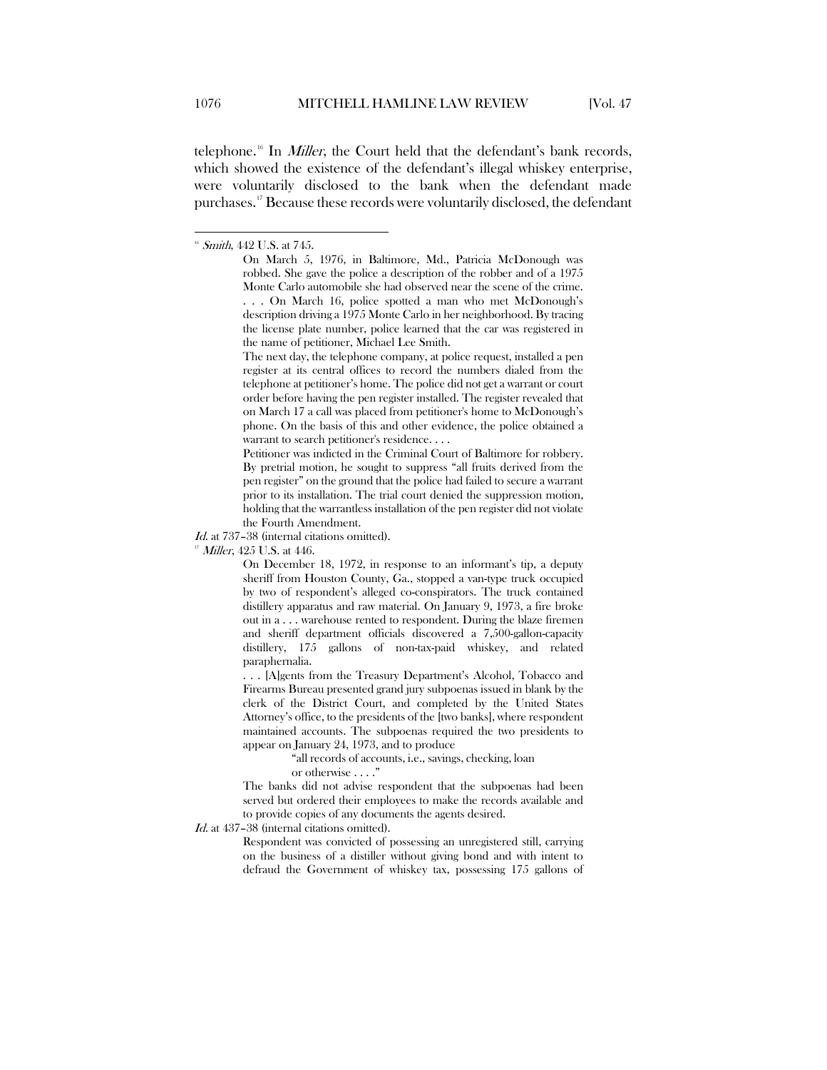telephone.[16] In *Miller*, the Court held that the defendant's bank records, which showed the existence of the defendant's illegal whiskey enterprise, were voluntarily disclosed to the bank when the defendant made purchases.[17] Because these records were voluntarily disclosed, the defendant

---

[16] *Smith*, 442 U.S. at 745.

> On March 5, 1976, in Baltimore, Md., Patricia McDonough was robbed. She gave the police a description of the robber and of a 1975 Monte Carlo automobile she had observed near the scene of the crime. . . . On March 16, police spotted a man who met McDonough's description driving a 1975 Monte Carlo in her neighborhood. By tracing the license plate number, police learned that the car was registered in the name of petitioner, Michael Lee Smith.
>
> The next day, the telephone company, at police request, installed a pen register at its central offices to record the numbers dialed from the telephone at petitioner's home. The police did not get a warrant or court order before having the pen register installed. The register revealed that on March 17 a call was placed from petitioner's home to McDonough's phone. On the basis of this and other evidence, the police obtained a warrant to search petitioner's residence. . . .
>
> Petitioner was indicted in the Criminal Court of Baltimore for robbery. By pretrial motion, he sought to suppress "all fruits derived from the pen register" on the ground that the police had failed to secure a warrant prior to its installation. The trial court denied the suppression motion, holding that the warrantless installation of the pen register did not violate the Fourth Amendment.

*Id.* at 737–38 (internal citations omitted).

[17] *Miller*, 425 U.S. at 446.

> On December 18, 1972, in response to an informant's tip, a deputy sheriff from Houston County, Ga., stopped a van-type truck occupied by two of respondent's alleged co-conspirators. The truck contained distillery apparatus and raw material. On January 9, 1973, a fire broke out in a . . . warehouse rented to respondent. During the blaze firemen and sheriff department officials discovered a 7,500-gallon-capacity distillery, 175 gallons of non-tax-paid whiskey, and related paraphernalia.
>
> . . . [A]gents from the Treasury Department's Alcohol, Tobacco and Firearms Bureau presented grand jury subpoenas issued in blank by the clerk of the District Court, and completed by the United States Attorney's office, to the presidents of the [two banks], where respondent maintained accounts. The subpoenas required the two presidents to appear on January 24, 1973, and to produce
>
> > "all records of accounts, i.e., savings, checking, loan or otherwise . . . ."
>
> The banks did not advise respondent that the subpoenas had been served but ordered their employees to make the records available and to provide copies of any documents the agents desired.

*Id.* at 437–38 (internal citations omitted).

> Respondent was convicted of possessing an unregistered still, carrying on the business of a distiller without giving bond and with intent to defraud the Government of whiskey tax, possessing 175 gallons of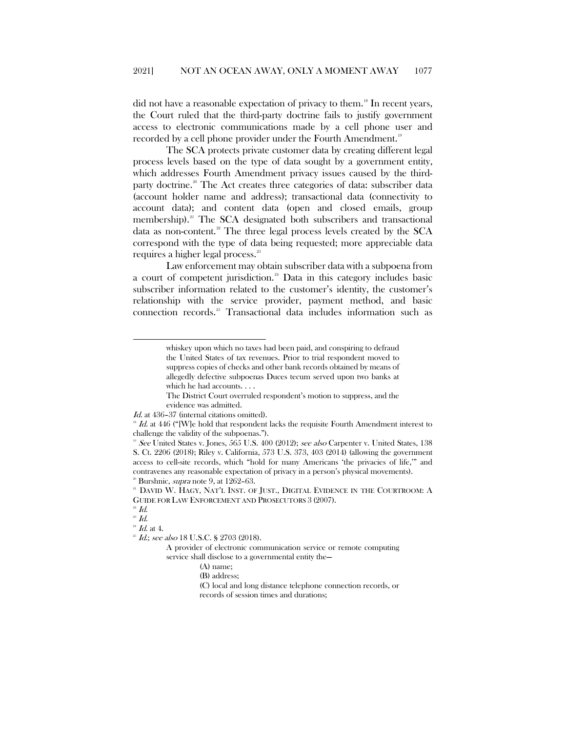did not have a reasonable expectation of privacy to them.[18] In recent years, the Court ruled that the third-party doctrine fails to justify government access to electronic communications made by a cell phone user and recorded by a cell phone provider under the Fourth Amendment.[19]

The SCA protects private customer data by creating different legal process levels based on the type of data sought by a government entity, which addresses Fourth Amendment privacy issues caused by the third-party doctrine.[20] The Act creates three categories of data: subscriber data (account holder name and address); transactional data (connectivity to account data); and content data (open and closed emails, group membership).[21] The SCA designated both subscribers and transactional data as non-content.[22] The three legal process levels created by the SCA correspond with the type of data being requested; more appreciable data requires a higher legal process.[23]

Law enforcement may obtain subscriber data with a subpoena from a court of competent jurisdiction.[24] Data in this category includes basic subscriber information related to the customer's identity, the customer's relationship with the service provider, payment method, and basic connection records.[25] Transactional data includes information such as

---

> whiskey upon which no taxes had been paid, and conspiring to defraud the United States of tax revenues. Prior to trial respondent moved to suppress copies of checks and other bank records obtained by means of allegedly defective subpoenas Duces tecum served upon two banks at which he had accounts. . . .
>
> The District Court overruled respondent's motion to suppress, and the evidence was admitted.

*Id.* at 436–37 (internal citations omitted).

[18] *Id.* at 446 ("[W]e hold that respondent lacks the requisite Fourth Amendment interest to challenge the validity of the subpoenas.").

[19] *See* United States v. Jones, 565 U.S. 400 (2012); *see also* Carpenter v. United States, 138 S. Ct. 2206 (2018); Riley v. California, 573 U.S. 373, 403 (2014) (allowing the government access to cell-site records, which "hold for many Americans 'the privacies of life,'" and contravenes any reasonable expectation of privacy in a person's physical movements).

[20] Burshnic, *supra* note 9, at 1262–63.

[21] DAVID W. HAGY, NAT'L INST. OF JUST., DIGITAL EVIDENCE IN THE COURTROOM: A GUIDE FOR LAW ENFORCEMENT AND PROSECUTORS 3 (2007).

[22] *Id.*

[23] *Id.*

[24] *Id.* at 4.

[25] *Id.*; *see also* 18 U.S.C. § 2703 (2018).

> A provider of electronic communication service or remote computing service shall disclose to a governmental entity the—
>
> (A) name;
>
> (B) address;
>
> (C) local and long distance telephone connection records, or records of session times and durations;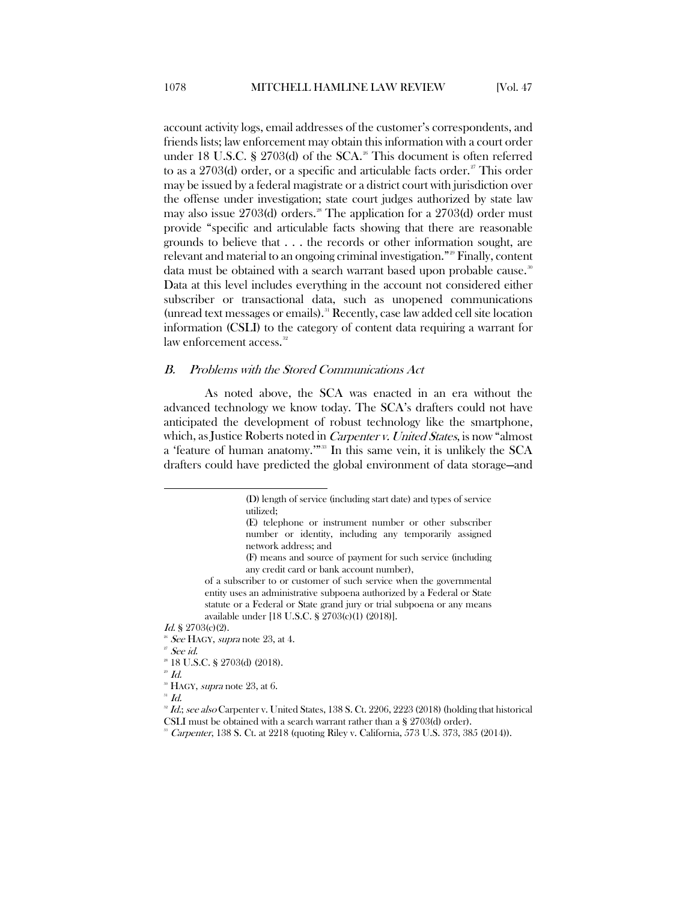account activity logs, email addresses of the customer's correspondents, and friends lists; law enforcement may obtain this information with a court order under 18 U.S.C. § 2703(d) of the SCA.[26] This document is often referred to as a 2703(d) order, or a specific and articulable facts order.[27] This order may be issued by a federal magistrate or a district court with jurisdiction over the offense under investigation; state court judges authorized by state law may also issue 2703(d) orders.[28] The application for a 2703(d) order must provide "specific and articulable facts showing that there are reasonable grounds to believe that . . . the records or other information sought, are relevant and material to an ongoing criminal investigation."[29] Finally, content data must be obtained with a search warrant based upon probable cause.[30] Data at this level includes everything in the account not considered either subscriber or transactional data, such as unopened communications (unread text messages or emails).[31] Recently, case law added cell site location information (CSLI) to the category of content data requiring a warrant for law enforcement access.[32]

### *B. Problems with the Stored Communications Act*

As noted above, the SCA was enacted in an era without the advanced technology we know today. The SCA's drafters could not have anticipated the development of robust technology like the smartphone, which, as Justice Roberts noted in *Carpenter v. United States*, is now "almost a 'feature of human anatomy.'"[33] In this same vein, it is unlikely the SCA drafters could have predicted the global environment of data storage—and

---

> (D) length of service (including start date) and types of service utilized;
>
> (E) telephone or instrument number or other subscriber number or identity, including any temporarily assigned network address; and
>
> (F) means and source of payment for such service (including any credit card or bank account number),
>
> of a subscriber to or customer of such service when the governmental entity uses an administrative subpoena authorized by a Federal or State statute or a Federal or State grand jury or trial subpoena or any means available under [18 U.S.C. § 2703(c)(1) (2018)].

*Id.* § 2703(c)(2).

[26] *See* HAGY, *supra* note 23, at 4.

[27] *See id.*

[28] 18 U.S.C. § 2703(d) (2018).

[29] *Id.*

[30] HAGY, *supra* note 23, at 6.

[31] *Id.*

[32] *Id.*; *see also* Carpenter v. United States, 138 S. Ct. 2206, 2223 (2018) (holding that historical CSLI must be obtained with a search warrant rather than a § 2703(d) order).

[33] *Carpenter*, 138 S. Ct. at 2218 (quoting Riley v. California, 573 U.S. 373, 385 (2014)).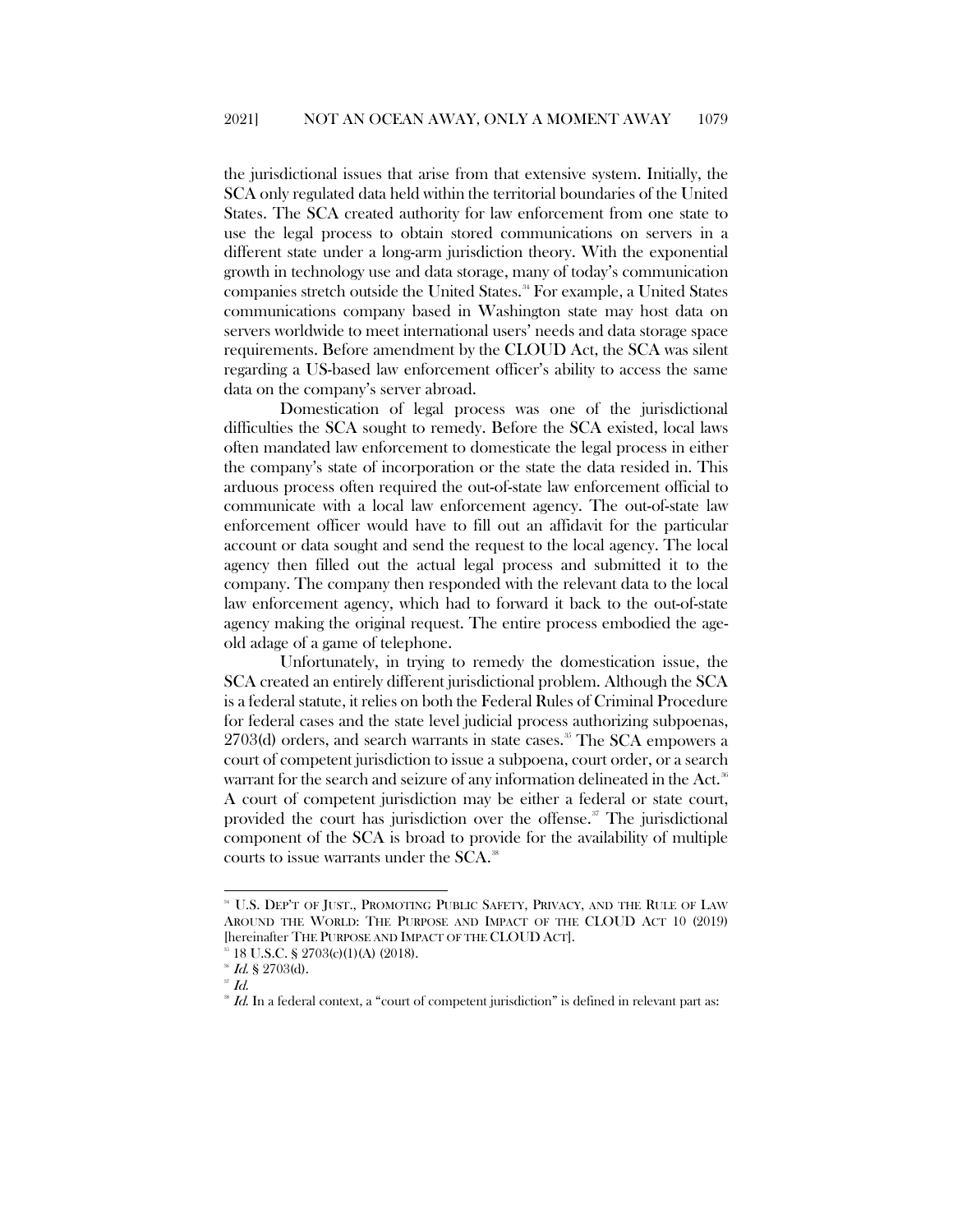the jurisdictional issues that arise from that extensive system. Initially, the SCA only regulated data held within the territorial boundaries of the United States. The SCA created authority for law enforcement from one state to use the legal process to obtain stored communications on servers in a different state under a long-arm jurisdiction theory. With the exponential growth in technology use and data storage, many of today's communication companies stretch outside the United States.[34] For example, a United States communications company based in Washington state may host data on servers worldwide to meet international users' needs and data storage space requirements. Before amendment by the CLOUD Act, the SCA was silent regarding a US-based law enforcement officer's ability to access the same data on the company's server abroad.

Domestication of legal process was one of the jurisdictional difficulties the SCA sought to remedy. Before the SCA existed, local laws often mandated law enforcement to domesticate the legal process in either the company's state of incorporation or the state the data resided in. This arduous process often required the out-of-state law enforcement official to communicate with a local law enforcement agency. The out-of-state law enforcement officer would have to fill out an affidavit for the particular account or data sought and send the request to the local agency. The local agency then filled out the actual legal process and submitted it to the company. The company then responded with the relevant data to the local law enforcement agency, which had to forward it back to the out-of-state agency making the original request. The entire process embodied the age-old adage of a game of telephone.

Unfortunately, in trying to remedy the domestication issue, the SCA created an entirely different jurisdictional problem. Although the SCA is a federal statute, it relies on both the Federal Rules of Criminal Procedure for federal cases and the state level judicial process authorizing subpoenas, 2703(d) orders, and search warrants in state cases.[35] The SCA empowers a court of competent jurisdiction to issue a subpoena, court order, or a search warrant for the search and seizure of any information delineated in the Act.[36] A court of competent jurisdiction may be either a federal or state court, provided the court has jurisdiction over the offense.[37] The jurisdictional component of the SCA is broad to provide for the availability of multiple courts to issue warrants under the SCA.[38]

---

[34] U.S. DEP'T OF JUST., PROMOTING PUBLIC SAFETY, PRIVACY, AND THE RULE OF LAW AROUND THE WORLD: THE PURPOSE AND IMPACT OF THE CLOUD ACT 10 (2019) [hereinafter THE PURPOSE AND IMPACT OF THE CLOUD ACT].

[35] 18 U.S.C. § 2703(c)(1)(A) (2018).

[36] *Id.* § 2703(d).

[37] *Id.*

[38] *Id.* In a federal context, a "court of competent jurisdiction" is defined in relevant part as: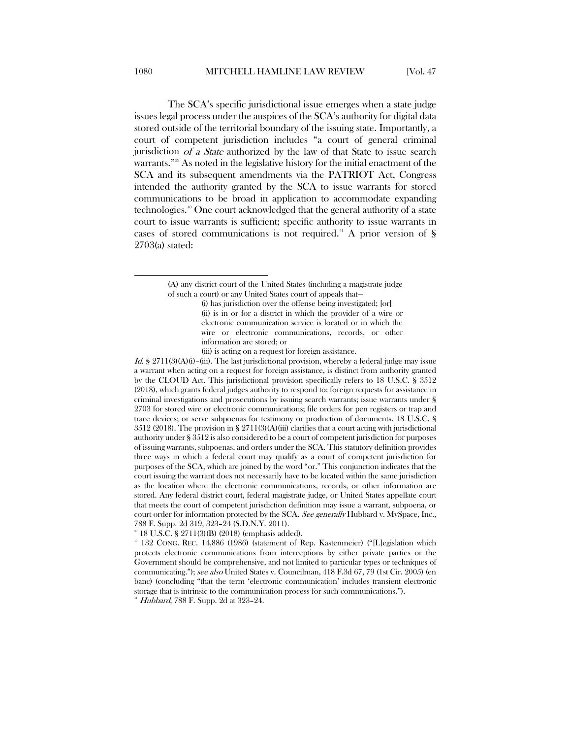The SCA's specific jurisdictional issue emerges when a state judge issues legal process under the auspices of the SCA's authority for digital data stored outside of the territorial boundary of the issuing state. Importantly, a court of competent jurisdiction includes "a court of general criminal jurisdiction *of a State* authorized by the law of that State to issue search warrants."[39] As noted in the legislative history for the initial enactment of the SCA and its subsequent amendments via the PATRIOT Act, Congress intended the authority granted by the SCA to issue warrants for stored communications to be broad in application to accommodate expanding technologies.[40] One court acknowledged that the general authority of a state court to issue warrants is sufficient; specific authority to issue warrants in cases of stored communications is not required.[41] A prior version of § 2703(a) stated:

---

> (A) any district court of the United States (including a magistrate judge of such a court) or any United States court of appeals that—
>
> (i) has jurisdiction over the offense being investigated; [or]
>
> (ii) is in or for a district in which the provider of a wire or electronic communication service is located or in which the wire or electronic communications, records, or other information are stored; or
>
> (iii) is acting on a request for foreign assistance.

*Id.* § 2711(3)(A)(i)–(iii). The last jurisdictional provision, whereby a federal judge may issue a warrant when acting on a request for foreign assistance, is distinct from authority granted by the CLOUD Act. This jurisdictional provision specifically refers to 18 U.S.C. § 3512 (2018), which grants federal judges authority to respond to: foreign requests for assistance in criminal investigations and prosecutions by issuing search warrants; issue warrants under § 2703 for stored wire or electronic communications; file orders for pen registers or trap and trace devices; or serve subpoenas for testimony or production of documents. 18 U.S.C. § 3512 (2018). The provision in § 2711(3)(A)(iii) clarifies that a court acting with jurisdictional authority under § 3512 is also considered to be a court of competent jurisdiction for purposes of issuing warrants, subpoenas, and orders under the SCA. This statutory definition provides three ways in which a federal court may qualify as a court of competent jurisdiction for purposes of the SCA, which are joined by the word "or." This conjunction indicates that the court issuing the warrant does not necessarily have to be located within the same jurisdiction as the location where the electronic communications, records, or other information are stored. Any federal district court, federal magistrate judge, or United States appellate court that meets the court of competent jurisdiction definition may issue a warrant, subpoena, or court order for information protected by the SCA. *See generally* Hubbard v. MySpace, Inc., 788 F. Supp. 2d 319, 323–24 (S.D.N.Y. 2011).

[39] 18 U.S.C. § 2711(3)(B) (2018) (emphasis added).

[40] 132 CONG. REC. 14,886 (1986) (statement of Rep. Kastenmeier) ("[L]egislation which protects electronic communications from interceptions by either private parties or the Government should be comprehensive, and not limited to particular types or techniques of communicating."); *see also* United States v. Councilman, 418 F.3d 67, 79 (1st Cir. 2005) (en banc) (concluding "that the term 'electronic communication' includes transient electronic storage that is intrinsic to the communication process for such communications.").

[41] *Hubbard*, 788 F. Supp. 2d at 323–24.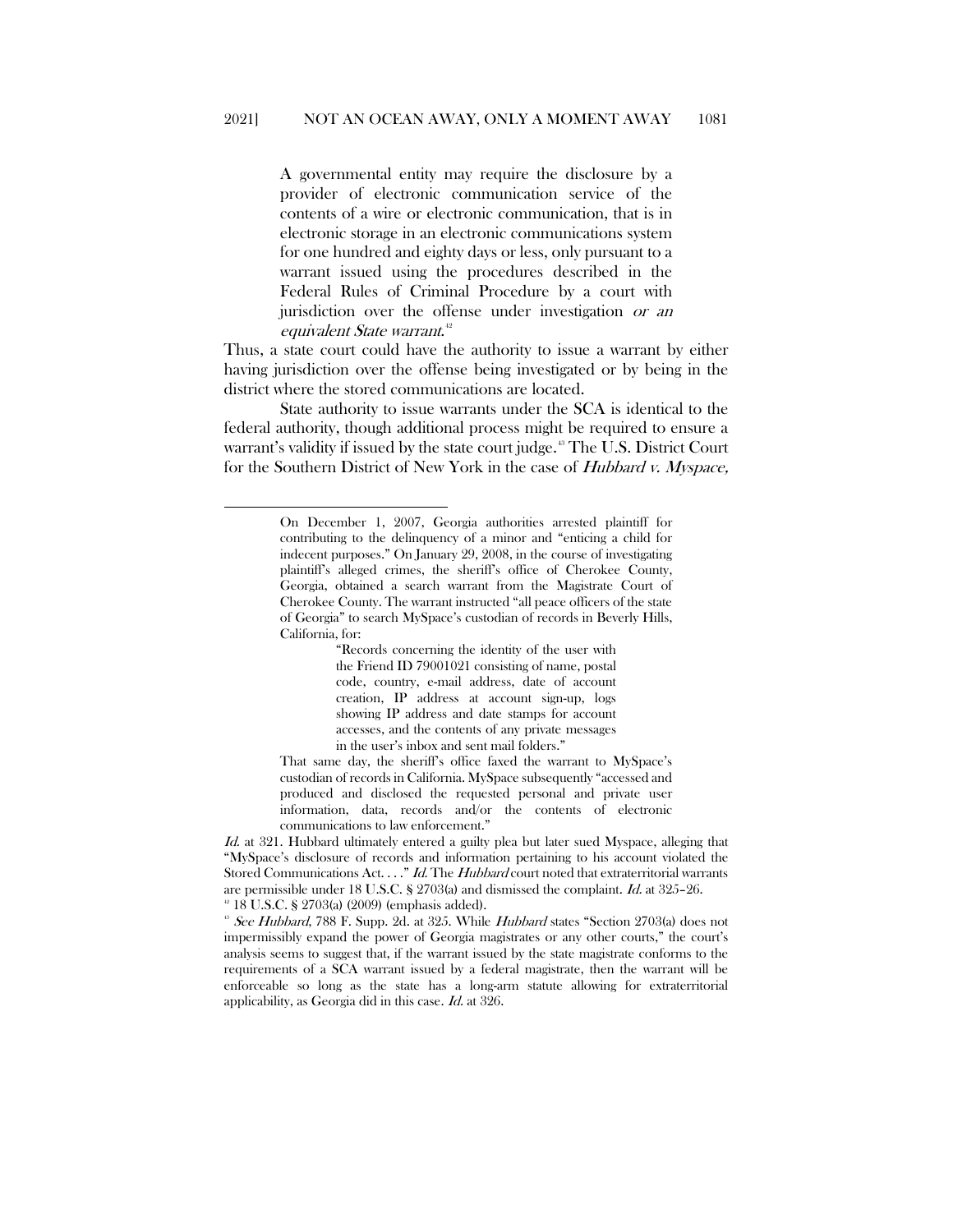> A governmental entity may require the disclosure by a provider of electronic communication service of the contents of a wire or electronic communication, that is in electronic storage in an electronic communications system for one hundred and eighty days or less, only pursuant to a warrant issued using the procedures described in the Federal Rules of Criminal Procedure by a court with jurisdiction over the offense under investigation *or an equivalent State warrant*.[42]

Thus, a state court could have the authority to issue a warrant by either having jurisdiction over the offense being investigated or by being in the district where the stored communications are located.

State authority to issue warrants under the SCA is identical to the federal authority, though additional process might be required to ensure a warrant's validity if issued by the state court judge.[43] The U.S. District Court for the Southern District of New York in the case of *Hubbard v. Myspace,*

---

> On December 1, 2007, Georgia authorities arrested plaintiff for contributing to the delinquency of a minor and "enticing a child for indecent purposes." On January 29, 2008, in the course of investigating plaintiff's alleged crimes, the sheriff's office of Cherokee County, Georgia, obtained a search warrant from the Magistrate Court of Cherokee County. The warrant instructed "all peace officers of the state of Georgia" to search MySpace's custodian of records in Beverly Hills, California, for:
>
> > "Records concerning the identity of the user with the Friend ID 79001021 consisting of name, postal code, country, e-mail address, date of account creation, IP address at account sign-up, logs showing IP address and date stamps for account accesses, and the contents of any private messages in the user's inbox and sent mail folders."
>
> That same day, the sheriff's office faxed the warrant to MySpace's custodian of records in California. MySpace subsequently "accessed and produced and disclosed the requested personal and private user information, data, records and/or the contents of electronic communications to law enforcement."

*Id.* at 321. Hubbard ultimately entered a guilty plea but later sued Myspace, alleging that "MySpace's disclosure of records and information pertaining to his account violated the Stored Communications Act. . . ." *Id.* The *Hubbard* court noted that extraterritorial warrants are permissible under 18 U.S.C. § 2703(a) and dismissed the complaint. *Id.* at 325–26.

[42] 18 U.S.C. § 2703(a) (2009) (emphasis added).

[43] *See Hubbard*, 788 F. Supp. 2d. at 325. While *Hubbard* states "Section 2703(a) does not impermissibly expand the power of Georgia magistrates or any other courts," the court's analysis seems to suggest that, if the warrant issued by the state magistrate conforms to the requirements of a SCA warrant issued by a federal magistrate, then the warrant will be enforceable so long as the state has a long-arm statute allowing for extraterritorial applicability, as Georgia did in this case. *Id.* at 326.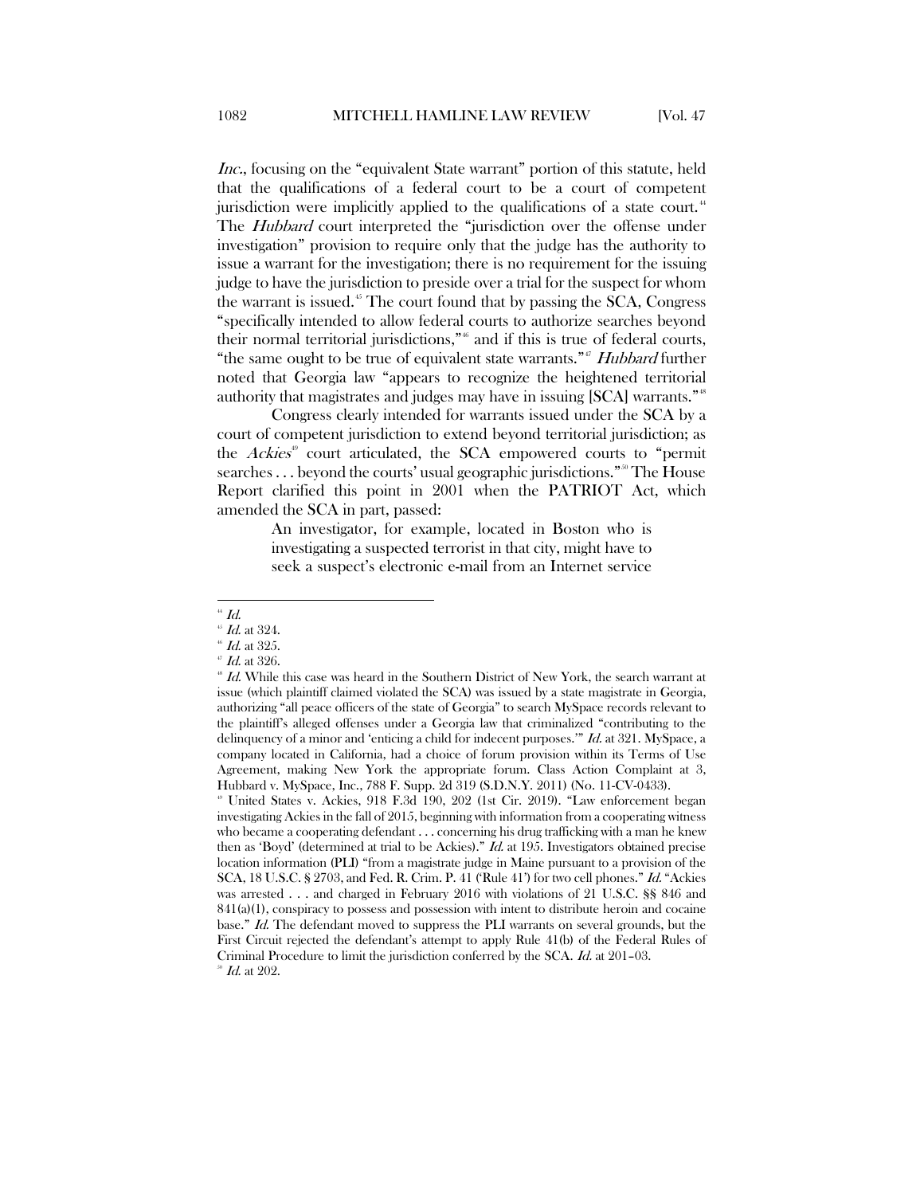*Inc.*, focusing on the "equivalent State warrant" portion of this statute, held that the qualifications of a federal court to be a court of competent jurisdiction were implicitly applied to the qualifications of a state court.[44] The *Hubbard* court interpreted the "jurisdiction over the offense under investigation" provision to require only that the judge has the authority to issue a warrant for the investigation; there is no requirement for the issuing judge to have the jurisdiction to preside over a trial for the suspect for whom the warrant is issued.[45] The court found that by passing the SCA, Congress "specifically intended to allow federal courts to authorize searches beyond their normal territorial jurisdictions,"[46] and if this is true of federal courts, "the same ought to be true of equivalent state warrants."[47] *Hubbard* further noted that Georgia law "appears to recognize the heightened territorial authority that magistrates and judges may have in issuing [SCA] warrants."[48]

Congress clearly intended for warrants issued under the SCA by a court of competent jurisdiction to extend beyond territorial jurisdiction; as the *Ackies*[49] court articulated, the SCA empowered courts to "permit searches . . . beyond the courts' usual geographic jurisdictions."[50] The House Report clarified this point in 2001 when the PATRIOT Act, which amended the SCA in part, passed:

> An investigator, for example, located in Boston who is investigating a suspected terrorist in that city, might have to seek a suspect's electronic e-mail from an Internet service

---

[44] *Id.*

[45] *Id.* at 324.

[46] *Id.* at 325.

[47] *Id.* at 326.

[48] *Id.* While this case was heard in the Southern District of New York, the search warrant at issue (which plaintiff claimed violated the SCA) was issued by a state magistrate in Georgia, authorizing "all peace officers of the state of Georgia" to search MySpace records relevant to the plaintiff's alleged offenses under a Georgia law that criminalized "contributing to the delinquency of a minor and 'enticing a child for indecent purposes.'" *Id.* at 321. MySpace, a company located in California, had a choice of forum provision within its Terms of Use Agreement, making New York the appropriate forum. Class Action Complaint at 3, Hubbard v. MySpace, Inc., 788 F. Supp. 2d 319 (S.D.N.Y. 2011) (No. 11-CV-0433).

[49] United States v. Ackies, 918 F.3d 190, 202 (1st Cir. 2019). "Law enforcement began investigating Ackies in the fall of 2015, beginning with information from a cooperating witness who became a cooperating defendant . . . concerning his drug trafficking with a man he knew then as 'Boyd' (determined at trial to be Ackies)." *Id.* at 195. Investigators obtained precise location information (PLI) "from a magistrate judge in Maine pursuant to a provision of the SCA, 18 U.S.C. § 2703, and Fed. R. Crim. P. 41 ('Rule 41') for two cell phones." *Id.* "Ackies was arrested . . . and charged in February 2016 with violations of 21 U.S.C. §§ 846 and 841(a)(1), conspiracy to possess and possession with intent to distribute heroin and cocaine base." *Id.* The defendant moved to suppress the PLI warrants on several grounds, but the First Circuit rejected the defendant's attempt to apply Rule 41(b) of the Federal Rules of Criminal Procedure to limit the jurisdiction conferred by the SCA. *Id.* at 201–03.

[50] *Id.* at 202.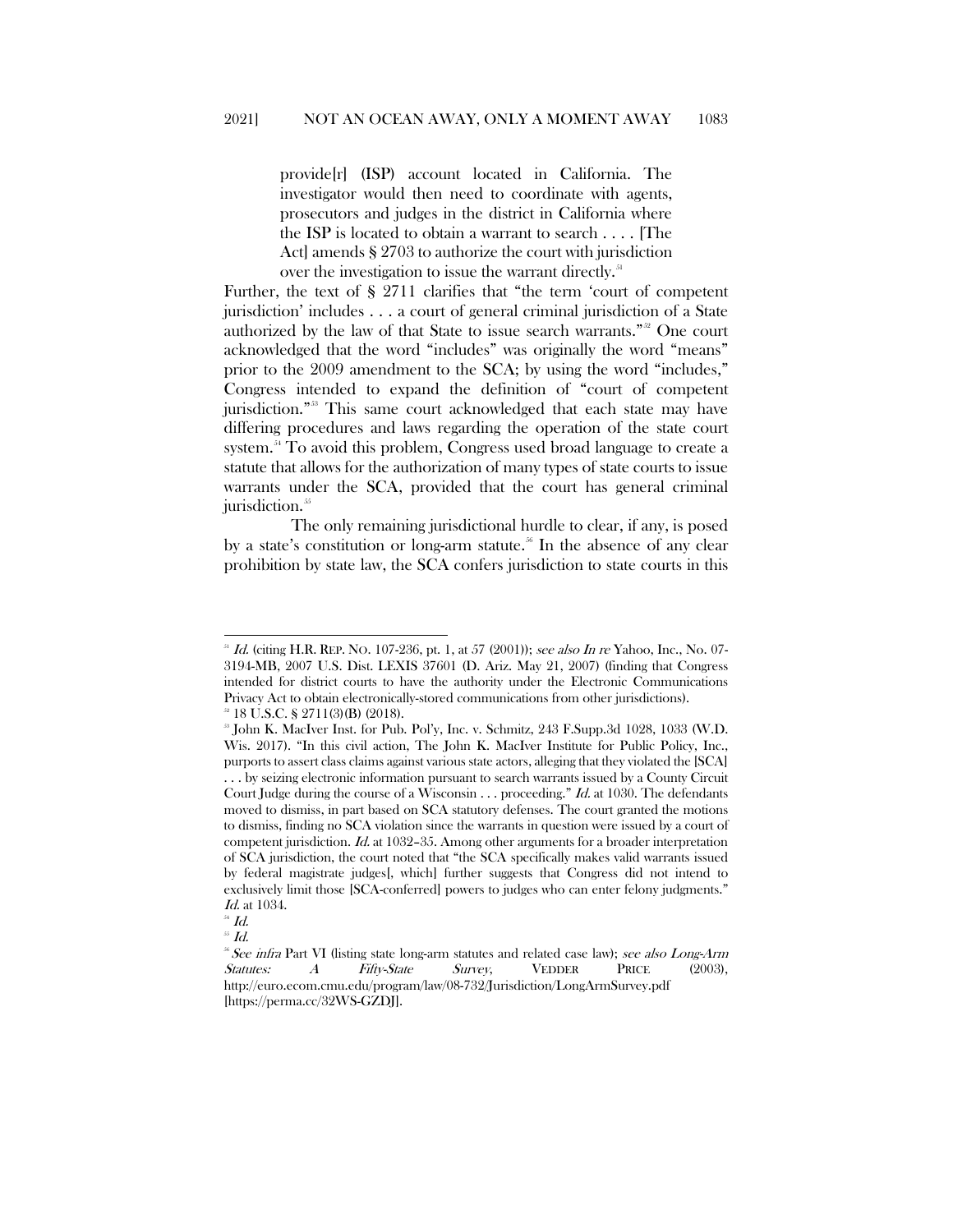> provide[r] (ISP) account located in California. The investigator would then need to coordinate with agents, prosecutors and judges in the district in California where the ISP is located to obtain a warrant to search . . . . [The Act] amends § 2703 to authorize the court with jurisdiction over the investigation to issue the warrant directly.[51]

Further, the text of § 2711 clarifies that "the term 'court of competent jurisdiction' includes . . . a court of general criminal jurisdiction of a State authorized by the law of that State to issue search warrants."[52] One court acknowledged that the word "includes" was originally the word "means" prior to the 2009 amendment to the SCA; by using the word "includes," Congress intended to expand the definition of "court of competent jurisdiction."[53] This same court acknowledged that each state may have differing procedures and laws regarding the operation of the state court system.[54] To avoid this problem, Congress used broad language to create a statute that allows for the authorization of many types of state courts to issue warrants under the SCA, provided that the court has general criminal jurisdiction.[55]

The only remaining jurisdictional hurdle to clear, if any, is posed by a state's constitution or long-arm statute.[56] In the absence of any clear prohibition by state law, the SCA confers jurisdiction to state courts in this

---

[51] *Id.* (citing H.R. REP. NO. 107-236, pt. 1, at 57 (2001)); *see also In re* Yahoo, Inc., No. 07-3194-MB, 2007 U.S. Dist. LEXIS 37601 (D. Ariz. May 21, 2007) (finding that Congress intended for district courts to have the authority under the Electronic Communications Privacy Act to obtain electronically-stored communications from other jurisdictions).

[52] 18 U.S.C. § 2711(3)(B) (2018).

[53] John K. MacIver Inst. for Pub. Pol'y, Inc. v. Schmitz, 243 F.Supp.3d 1028, 1033 (W.D. Wis. 2017). "In this civil action, The John K. MacIver Institute for Public Policy, Inc., purports to assert class claims against various state actors, alleging that they violated the [SCA] . . . by seizing electronic information pursuant to search warrants issued by a County Circuit Court Judge during the course of a Wisconsin . . . proceeding." *Id.* at 1030. The defendants moved to dismiss, in part based on SCA statutory defenses. The court granted the motions to dismiss, finding no SCA violation since the warrants in question were issued by a court of competent jurisdiction. *Id.* at 1032–35. Among other arguments for a broader interpretation of SCA jurisdiction, the court noted that "the SCA specifically makes valid warrants issued by federal magistrate judges[, which] further suggests that Congress did not intend to exclusively limit those [SCA-conferred] powers to judges who can enter felony judgments." *Id.* at 1034.

[54] *Id.*

[55] *Id.*

[56] *See infra* Part VI (listing state long-arm statutes and related case law); *see also Long-Arm Statutes: A Fifty-State Survey*, VEDDER PRICE (2003), http://euro.ecom.cmu.edu/program/law/08-732/Jurisdiction/LongArmSurvey.pdf [https://perma.cc/32WS-GZDJ].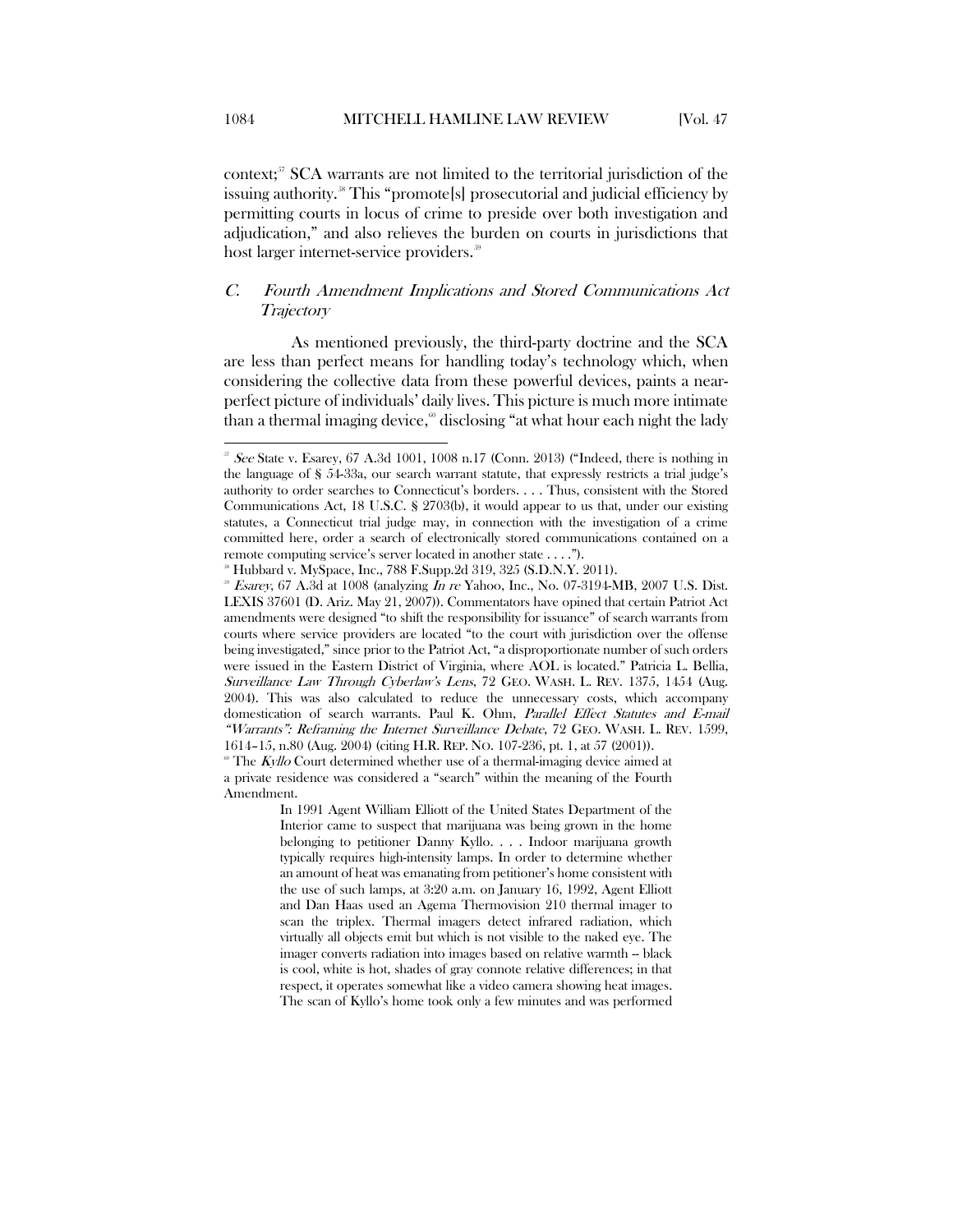context;[57] SCA warrants are not limited to the territorial jurisdiction of the issuing authority.[58] This "promote[s] prosecutorial and judicial efficiency by permitting courts in locus of crime to preside over both investigation and adjudication," and also relieves the burden on courts in jurisdictions that host larger internet-service providers.[59]

### *C. Fourth Amendment Implications and Stored Communications Act Trajectory*

As mentioned previously, the third-party doctrine and the SCA are less than perfect means for handling today's technology which, when considering the collective data from these powerful devices, paints a near-perfect picture of individuals' daily lives. This picture is much more intimate than a thermal imaging device,[60] disclosing "at what hour each night the lady

---

[57] *See* State v. Esarey, 67 A.3d 1001, 1008 n.17 (Conn. 2013) ("Indeed, there is nothing in the language of § 54-33a, our search warrant statute, that expressly restricts a trial judge's authority to order searches to Connecticut's borders. . . . Thus, consistent with the Stored Communications Act, 18 U.S.C. § 2703(b), it would appear to us that, under our existing statutes, a Connecticut trial judge may, in connection with the investigation of a crime committed here, order a search of electronically stored communications contained on a remote computing service's server located in another state . . . .").

[58] Hubbard v. MySpace, Inc., 788 F.Supp.2d 319, 325 (S.D.N.Y. 2011).

[59] *Esarey*, 67 A.3d at 1008 (analyzing *In re* Yahoo, Inc., No. 07-3194-MB, 2007 U.S. Dist. LEXIS 37601 (D. Ariz. May 21, 2007)). Commentators have opined that certain Patriot Act amendments were designed "to shift the responsibility for issuance" of search warrants from courts where service providers are located "to the court with jurisdiction over the offense being investigated," since prior to the Patriot Act, "a disproportionate number of such orders were issued in the Eastern District of Virginia, where AOL is located." Patricia L. Bellia, *Surveillance Law Through Cyberlaw's Lens*, 72 GEO. WASH. L. REV. 1375, 1454 (Aug. 2004). This was also calculated to reduce the unnecessary costs, which accompany domestication of search warrants. Paul K. Ohm, *Parallel Effect Statutes and E-mail "Warrants": Reframing the Internet Surveillance Debate*, 72 GEO. WASH. L. REV. 1599, 1614–15, n.80 (Aug. 2004) (citing H.R. REP. NO. 107-236, pt. 1, at 57 (2001)).

[60] The *Kyllo* Court determined whether use of a thermal-imaging device aimed at a private residence was considered a "search" within the meaning of the Fourth Amendment.

> In 1991 Agent William Elliott of the United States Department of the Interior came to suspect that marijuana was being grown in the home belonging to petitioner Danny Kyllo. . . . Indoor marijuana growth typically requires high-intensity lamps. In order to determine whether an amount of heat was emanating from petitioner's home consistent with the use of such lamps, at 3:20 a.m. on January 16, 1992, Agent Elliott and Dan Haas used an Agema Thermovision 210 thermal imager to scan the triplex. Thermal imagers detect infrared radiation, which virtually all objects emit but which is not visible to the naked eye. The imager converts radiation into images based on relative warmth -- black is cool, white is hot, shades of gray connote relative differences; in that respect, it operates somewhat like a video camera showing heat images. The scan of Kyllo's home took only a few minutes and was performed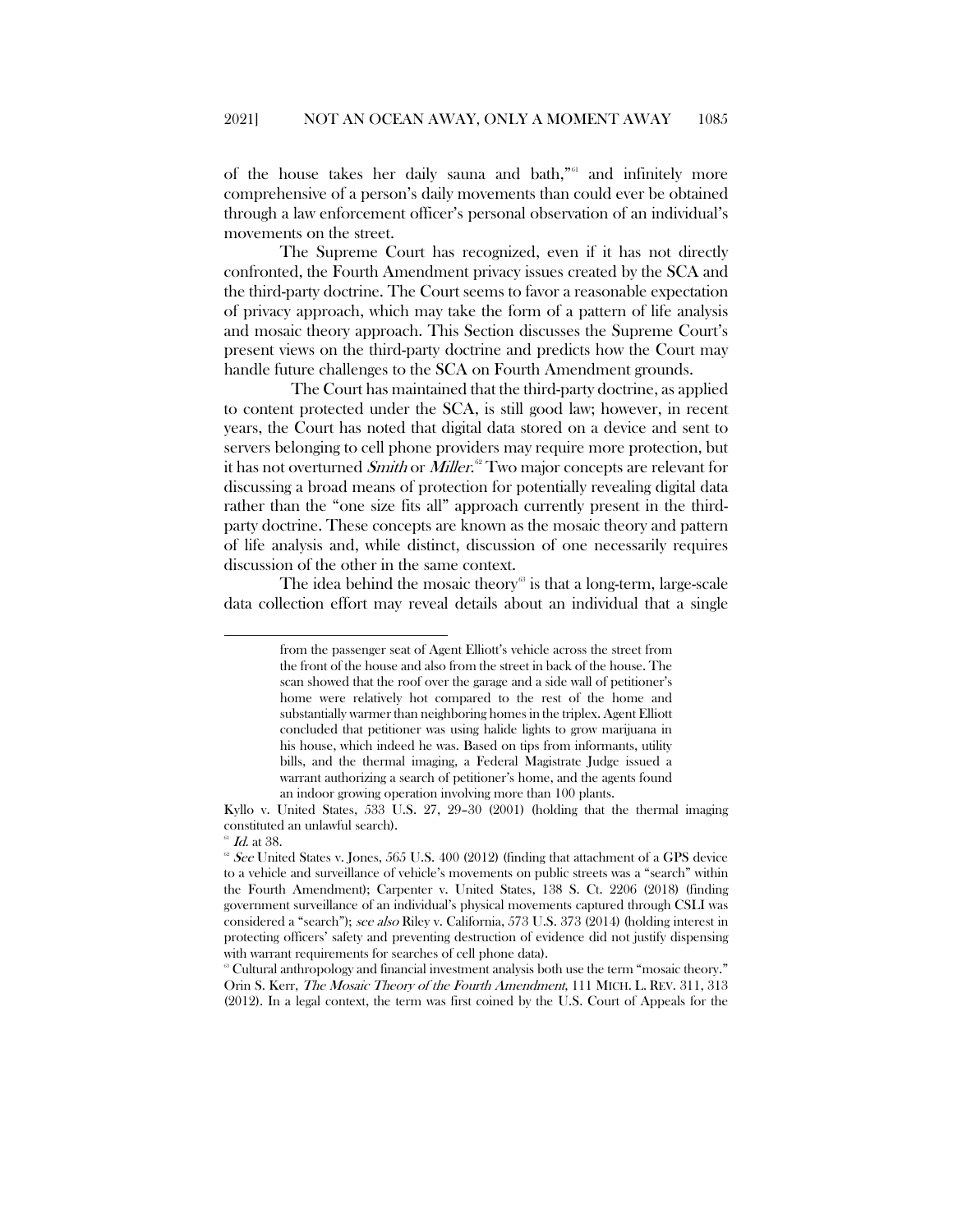of the house takes her daily sauna and bath,"[61] and infinitely more comprehensive of a person's daily movements than could ever be obtained through a law enforcement officer's personal observation of an individual's movements on the street.

The Supreme Court has recognized, even if it has not directly confronted, the Fourth Amendment privacy issues created by the SCA and the third-party doctrine. The Court seems to favor a reasonable expectation of privacy approach, which may take the form of a pattern of life analysis and mosaic theory approach. This Section discusses the Supreme Court's present views on the third-party doctrine and predicts how the Court may handle future challenges to the SCA on Fourth Amendment grounds.

The Court has maintained that the third-party doctrine, as applied to content protected under the SCA, is still good law; however, in recent years, the Court has noted that digital data stored on a device and sent to servers belonging to cell phone providers may require more protection, but it has not overturned *Smith* or *Miller*.[62] Two major concepts are relevant for discussing a broad means of protection for potentially revealing digital data rather than the "one size fits all" approach currently present in the third-party doctrine. These concepts are known as the mosaic theory and pattern of life analysis and, while distinct, discussion of one necessarily requires discussion of the other in the same context.

The idea behind the mosaic theory[63] is that a long-term, large-scale data collection effort may reveal details about an individual that a single

---

> from the passenger seat of Agent Elliott's vehicle across the street from the front of the house and also from the street in back of the house. The scan showed that the roof over the garage and a side wall of petitioner's home were relatively hot compared to the rest of the home and substantially warmer than neighboring homes in the triplex. Agent Elliott concluded that petitioner was using halide lights to grow marijuana in his house, which indeed he was. Based on tips from informants, utility bills, and the thermal imaging, a Federal Magistrate Judge issued a warrant authorizing a search of petitioner's home, and the agents found an indoor growing operation involving more than 100 plants.

Kyllo v. United States, 533 U.S. 27, 29–30 (2001) (holding that the thermal imaging constituted an unlawful search).

[61] *Id.* at 38.

[62] *See* United States v. Jones, 565 U.S. 400 (2012) (finding that attachment of a GPS device to a vehicle and surveillance of vehicle's movements on public streets was a "search" within the Fourth Amendment); Carpenter v. United States, 138 S. Ct. 2206 (2018) (finding government surveillance of an individual's physical movements captured through CSLI was considered a "search"); *see also* Riley v. California, 573 U.S. 373 (2014) (holding interest in protecting officers' safety and preventing destruction of evidence did not justify dispensing with warrant requirements for searches of cell phone data).

[63] Cultural anthropology and financial investment analysis both use the term "mosaic theory." Orin S. Kerr, *The Mosaic Theory of the Fourth Amendment*, 111 MICH. L. REV. 311, 313 (2012). In a legal context, the term was first coined by the U.S. Court of Appeals for the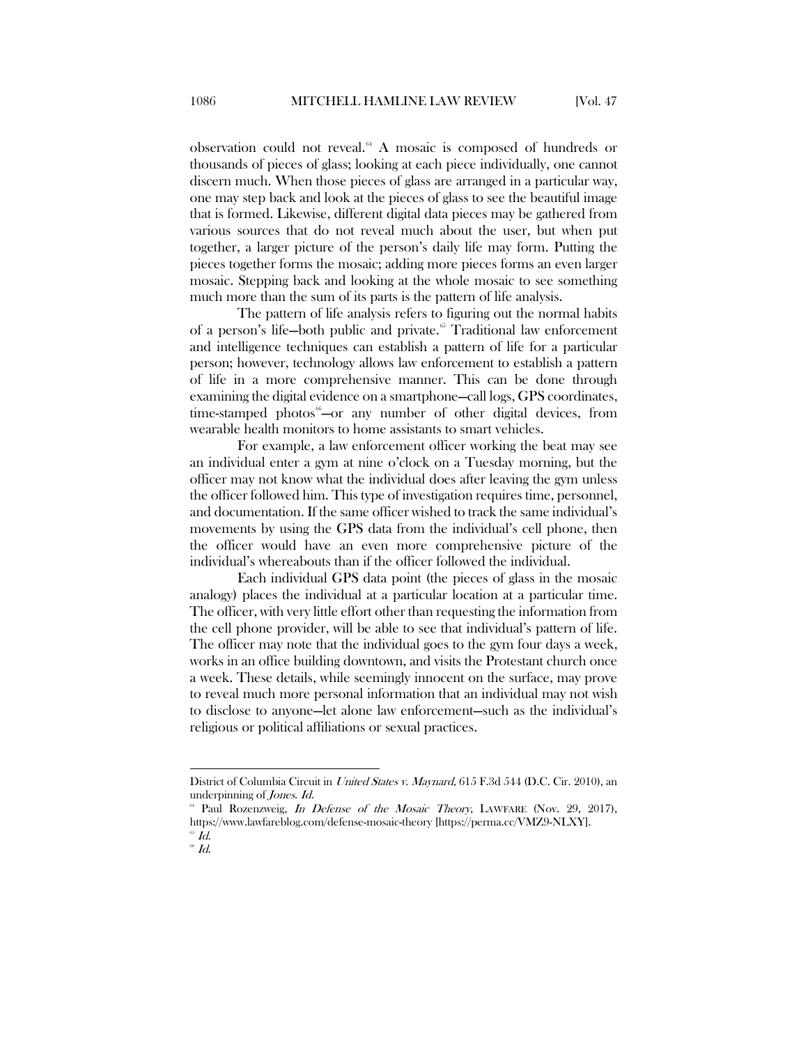observation could not reveal.[64] A mosaic is composed of hundreds or thousands of pieces of glass; looking at each piece individually, one cannot discern much. When those pieces of glass are arranged in a particular way, one may step back and look at the pieces of glass to see the beautiful image that is formed. Likewise, different digital data pieces may be gathered from various sources that do not reveal much about the user, but when put together, a larger picture of the person's daily life may form. Putting the pieces together forms the mosaic; adding more pieces forms an even larger mosaic. Stepping back and looking at the whole mosaic to see something much more than the sum of its parts is the pattern of life analysis.

The pattern of life analysis refers to figuring out the normal habits of a person's life—both public and private.[65] Traditional law enforcement and intelligence techniques can establish a pattern of life for a particular person; however, technology allows law enforcement to establish a pattern of life in a more comprehensive manner. This can be done through examining the digital evidence on a smartphone—call logs, GPS coordinates, time-stamped photos[66]—or any number of other digital devices, from wearable health monitors to home assistants to smart vehicles.

For example, a law enforcement officer working the beat may see an individual enter a gym at nine o'clock on a Tuesday morning, but the officer may not know what the individual does after leaving the gym unless the officer followed him. This type of investigation requires time, personnel, and documentation. If the same officer wished to track the same individual's movements by using the GPS data from the individual's cell phone, then the officer would have an even more comprehensive picture of the individual's whereabouts than if the officer followed the individual.

Each individual GPS data point (the pieces of glass in the mosaic analogy) places the individual at a particular location at a particular time. The officer, with very little effort other than requesting the information from the cell phone provider, will be able to see that individual's pattern of life. The officer may note that the individual goes to the gym four days a week, works in an office building downtown, and visits the Protestant church once a week. These details, while seemingly innocent on the surface, may prove to reveal much more personal information that an individual may not wish to disclose to anyone—let alone law enforcement—such as the individual's religious or political affiliations or sexual practices.

---

District of Columbia Circuit in *United States v. Maynard*, 615 F.3d 544 (D.C. Cir. 2010), an underpinning of *Jones*. *Id.*

[64] Paul Rozenzweig, *In Defense of the Mosaic Theory*, LAWFARE (Nov. 29, 2017), https://www.lawfareblog.com/defense-mosaic-theory [https://perma.cc/VMZ9-NLXY].

[65] *Id.*

[66] *Id.*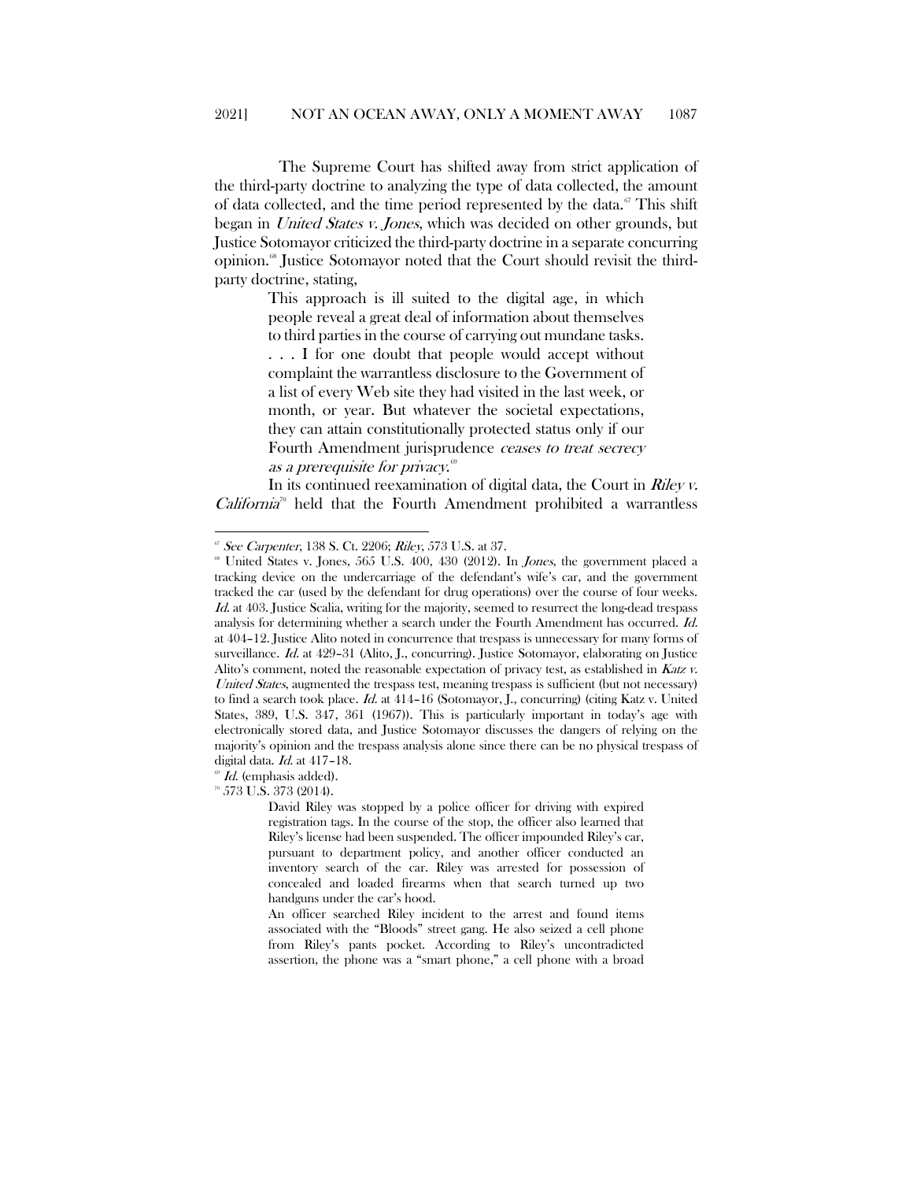The Supreme Court has shifted away from strict application of the third-party doctrine to analyzing the type of data collected, the amount of data collected, and the time period represented by the data.[67] This shift began in *United States v. Jones*, which was decided on other grounds, but Justice Sotomayor criticized the third-party doctrine in a separate concurring opinion.[68] Justice Sotomayor noted that the Court should revisit the third-party doctrine, stating,

> This approach is ill suited to the digital age, in which people reveal a great deal of information about themselves to third parties in the course of carrying out mundane tasks. . . . I for one doubt that people would accept without complaint the warrantless disclosure to the Government of a list of every Web site they had visited in the last week, or month, or year. But whatever the societal expectations, they can attain constitutionally protected status only if our Fourth Amendment jurisprudence *ceases to treat secrecy as a prerequisite for privacy*.[69]

In its continued reexamination of digital data, the Court in *Riley v. California*[70] held that the Fourth Amendment prohibited a warrantless

---

[67] *See Carpenter*, 138 S. Ct. 2206; *Riley*, 573 U.S. at 37.

[68] United States v. Jones, 565 U.S. 400, 430 (2012). In *Jones*, the government placed a tracking device on the undercarriage of the defendant's wife's car, and the government tracked the car (used by the defendant for drug operations) over the course of four weeks. *Id.* at 403. Justice Scalia, writing for the majority, seemed to resurrect the long-dead trespass analysis for determining whether a search under the Fourth Amendment has occurred. *Id.* at 404–12. Justice Alito noted in concurrence that trespass is unnecessary for many forms of surveillance. *Id.* at 429–31 (Alito, J., concurring). Justice Sotomayor, elaborating on Justice Alito's comment, noted the reasonable expectation of privacy test, as established in *Katz v. United States*, augmented the trespass test, meaning trespass is sufficient (but not necessary) to find a search took place. *Id.* at 414–16 (Sotomayor, J., concurring) (citing Katz v. United States, 389, U.S. 347, 361 (1967)). This is particularly important in today's age with electronically stored data, and Justice Sotomayor discusses the dangers of relying on the majority's opinion and the trespass analysis alone since there can be no physical trespass of digital data. *Id.* at 417–18.

[69] *Id.* (emphasis added).

[70] 573 U.S. 373 (2014).

> David Riley was stopped by a police officer for driving with expired registration tags. In the course of the stop, the officer also learned that Riley's license had been suspended. The officer impounded Riley's car, pursuant to department policy, and another officer conducted an inventory search of the car. Riley was arrested for possession of concealed and loaded firearms when that search turned up two handguns under the car's hood.
>
> An officer searched Riley incident to the arrest and found items associated with the "Bloods" street gang. He also seized a cell phone from Riley's pants pocket. According to Riley's uncontradicted assertion, the phone was a "smart phone," a cell phone with a broad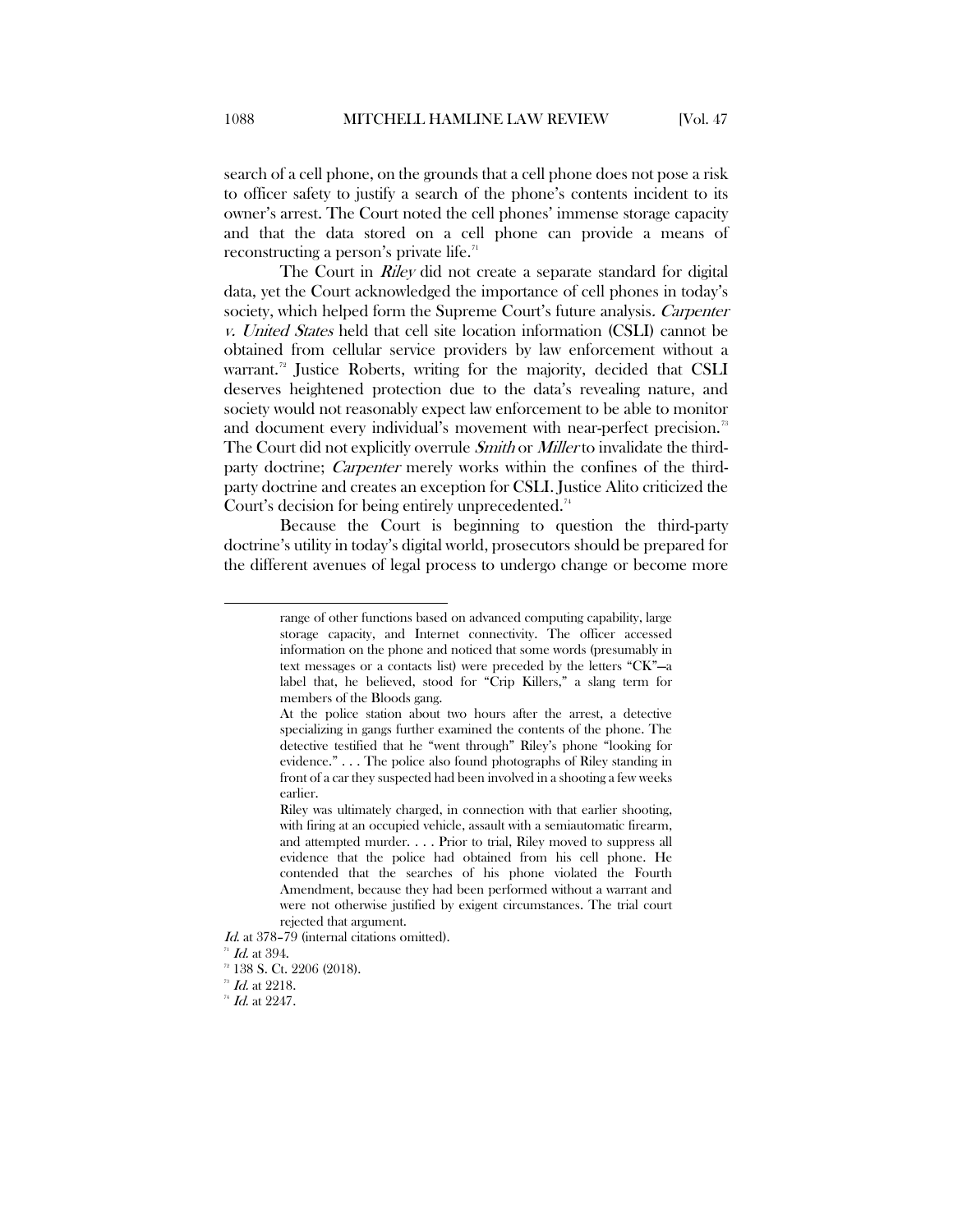search of a cell phone, on the grounds that a cell phone does not pose a risk to officer safety to justify a search of the phone's contents incident to its owner's arrest. The Court noted the cell phones' immense storage capacity and that the data stored on a cell phone can provide a means of reconstructing a person's private life.[71]

The Court in *Riley* did not create a separate standard for digital data, yet the Court acknowledged the importance of cell phones in today's society, which helped form the Supreme Court's future analysis. *Carpenter v. United States* held that cell site location information (CSLI) cannot be obtained from cellular service providers by law enforcement without a warrant.[72] Justice Roberts, writing for the majority, decided that CSLI deserves heightened protection due to the data's revealing nature, and society would not reasonably expect law enforcement to be able to monitor and document every individual's movement with near-perfect precision.[73] The Court did not explicitly overrule *Smith* or *Miller* to invalidate the third-party doctrine; *Carpenter* merely works within the confines of the third-party doctrine and creates an exception for CSLI. Justice Alito criticized the Court's decision for being entirely unprecedented.[74]

Because the Court is beginning to question the third-party doctrine's utility in today's digital world, prosecutors should be prepared for the different avenues of legal process to undergo change or become more

---

> range of other functions based on advanced computing capability, large storage capacity, and Internet connectivity. The officer accessed information on the phone and noticed that some words (presumably in text messages or a contacts list) were preceded by the letters "CK"—a label that, he believed, stood for "Crip Killers," a slang term for members of the Bloods gang.
>
> At the police station about two hours after the arrest, a detective specializing in gangs further examined the contents of the phone. The detective testified that he "went through" Riley's phone "looking for evidence." . . . The police also found photographs of Riley standing in front of a car they suspected had been involved in a shooting a few weeks earlier.
>
> Riley was ultimately charged, in connection with that earlier shooting, with firing at an occupied vehicle, assault with a semiautomatic firearm, and attempted murder. . . . Prior to trial, Riley moved to suppress all evidence that the police had obtained from his cell phone. He contended that the searches of his phone violated the Fourth Amendment, because they had been performed without a warrant and were not otherwise justified by exigent circumstances. The trial court rejected that argument.

*Id.* at 378–79 (internal citations omitted).

[71] *Id.* at 394.

[72] 138 S. Ct. 2206 (2018).

[73] *Id.* at 2218.

[74] *Id.* at 2247.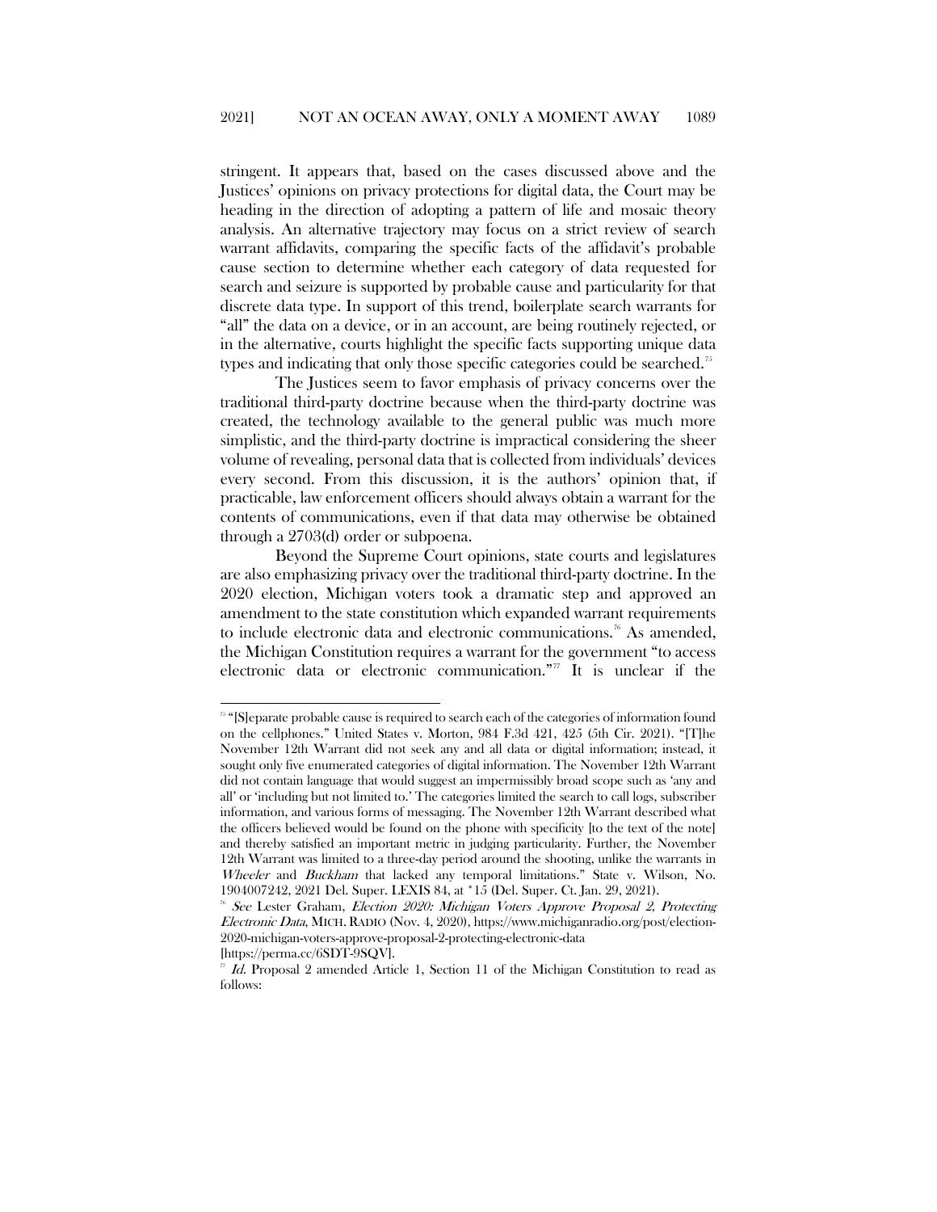stringent. It appears that, based on the cases discussed above and the Justices' opinions on privacy protections for digital data, the Court may be heading in the direction of adopting a pattern of life and mosaic theory analysis. An alternative trajectory may focus on a strict review of search warrant affidavits, comparing the specific facts of the affidavit's probable cause section to determine whether each category of data requested for search and seizure is supported by probable cause and particularity for that discrete data type. In support of this trend, boilerplate search warrants for "all" the data on a device, or in an account, are being routinely rejected, or in the alternative, courts highlight the specific facts supporting unique data types and indicating that only those specific categories could be searched.[75]

The Justices seem to favor emphasis of privacy concerns over the traditional third-party doctrine because when the third-party doctrine was created, the technology available to the general public was much more simplistic, and the third-party doctrine is impractical considering the sheer volume of revealing, personal data that is collected from individuals' devices every second. From this discussion, it is the authors' opinion that, if practicable, law enforcement officers should always obtain a warrant for the contents of communications, even if that data may otherwise be obtained through a 2703(d) order or subpoena.

Beyond the Supreme Court opinions, state courts and legislatures are also emphasizing privacy over the traditional third-party doctrine. In the 2020 election, Michigan voters took a dramatic step and approved an amendment to the state constitution which expanded warrant requirements to include electronic data and electronic communications.[76] As amended, the Michigan Constitution requires a warrant for the government "to access electronic data or electronic communication."[77] It is unclear if the

---

[75] "[S]eparate probable cause is required to search each of the categories of information found on the cellphones." United States v. Morton, 984 F.3d 421, 425 (5th Cir. 2021). "[T]he November 12th Warrant did not seek any and all data or digital information; instead, it sought only five enumerated categories of digital information. The November 12th Warrant did not contain language that would suggest an impermissibly broad scope such as 'any and all' or 'including but not limited to.' The categories limited the search to call logs, subscriber information, and various forms of messaging. The November 12th Warrant described what the officers believed would be found on the phone with specificity [to the text of the note] and thereby satisfied an important metric in judging particularity. Further, the November 12th Warrant was limited to a three-day period around the shooting, unlike the warrants in *Wheeler* and *Buckham* that lacked any temporal limitations." State v. Wilson, No. 1904007242, 2021 Del. Super. LEXIS 84, at *15 (Del. Super. Ct. Jan. 29, 2021).

[76] *See* Lester Graham, *Election 2020: Michigan Voters Approve Proposal 2, Protecting Electronic Data*, MICH. RADIO (Nov. 4, 2020), https://www.michiganradio.org/post/election-2020-michigan-voters-approve-proposal-2-protecting-electronic-data [https://perma.cc/6SDT-9SQV].

[77] *Id.* Proposal 2 amended Article 1, Section 11 of the Michigan Constitution to read as follows: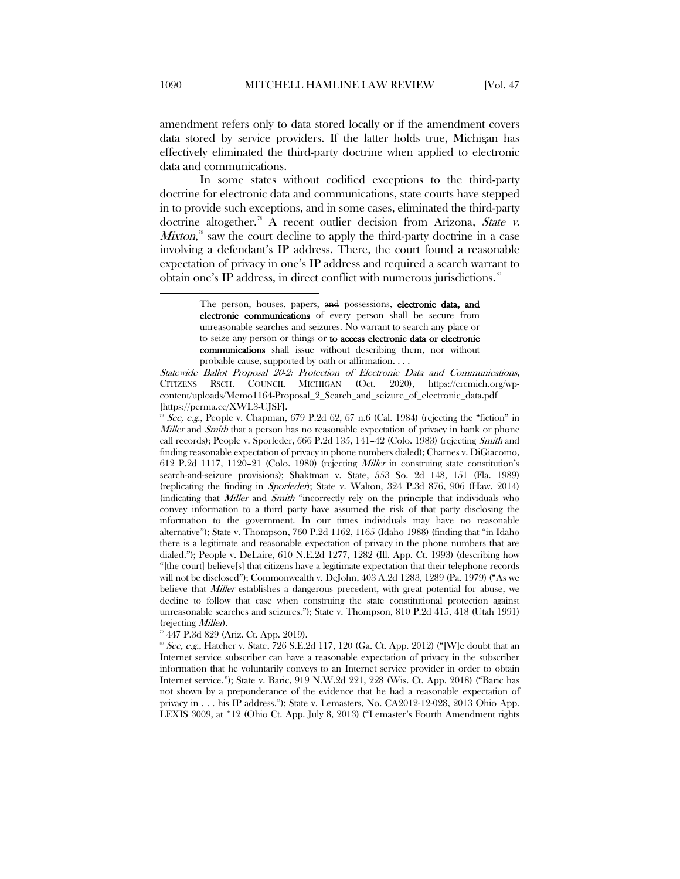amendment refers only to data stored locally or if the amendment covers data stored by service providers. If the latter holds true, Michigan has effectively eliminated the third-party doctrine when applied to electronic data and communications.

In some states without codified exceptions to the third-party doctrine for electronic data and communications, state courts have stepped in to provide such exceptions, and in some cases, eliminated the third-party doctrine altogether.[78] A recent outlier decision from Arizona, *State v. Mixton*,[79] saw the court decline to apply the third-party doctrine in a case involving a defendant's IP address. There, the court found a reasonable expectation of privacy in one's IP address and required a search warrant to obtain one's IP address, in direct conflict with numerous jurisdictions.[80]

---

> The person, houses, papers, ~~and~~ possessions, **electronic data, and electronic communications** of every person shall be secure from unreasonable searches and seizures. No warrant to search any place or to seize any person or things or **to access electronic data or electronic communications** shall issue without describing them, nor without probable cause, supported by oath or affirmation. . . .

*Statewide Ballot Proposal 20-2: Protection of Electronic Data and Communications*, CITIZENS RSCH. COUNCIL MICHIGAN (Oct. 2020), https://crcmich.org/wp-content/uploads/Memo1164-Proposal_2_Search_and_seizure_of_electronic_data.pdf [https://perma.cc/XWL3-UJSF].

[78] *See, e.g.*, People v. Chapman, 679 P.2d 62, 67 n.6 (Cal. 1984) (rejecting the "fiction" in *Miller* and *Smith* that a person has no reasonable expectation of privacy in bank or phone call records); People v. Sporleder, 666 P.2d 135, 141–42 (Colo. 1983) (rejecting *Smith* and finding reasonable expectation of privacy in phone numbers dialed); Charnes v. DiGiacomo, 612 P.2d 1117, 1120–21 (Colo. 1980) (rejecting *Miller* in construing state constitution's search-and-seizure provisions); Shaktman v. State, 553 So. 2d 148, 151 (Fla. 1989) (replicating the finding in *Sporleder*); State v. Walton, 324 P.3d 876, 906 (Haw. 2014) (indicating that *Miller* and *Smith* "incorrectly rely on the principle that individuals who convey information to a third party have assumed the risk of that party disclosing the information to the government. In our times individuals may have no reasonable alternative"); State v. Thompson, 760 P.2d 1162, 1165 (Idaho 1988) (finding that "in Idaho there is a legitimate and reasonable expectation of privacy in the phone numbers that are dialed."); People v. DeLaire, 610 N.E.2d 1277, 1282 (Ill. App. Ct. 1993) (describing how "[the court] believe[s] that citizens have a legitimate expectation that their telephone records will not be disclosed"); Commonwealth v. DeJohn, 403 A.2d 1283, 1289 (Pa. 1979) ("As we believe that *Miller* establishes a dangerous precedent, with great potential for abuse, we decline to follow that case when construing the state constitutional protection against unreasonable searches and seizures."); State v. Thompson, 810 P.2d 415, 418 (Utah 1991) (rejecting *Miller*).

[79] 447 P.3d 829 (Ariz. Ct. App. 2019).

[80] *See, e.g.*, Hatcher v. State, 726 S.E.2d 117, 120 (Ga. Ct. App. 2012) ("[W]e doubt that an Internet service subscriber can have a reasonable expectation of privacy in the subscriber information that he voluntarily conveys to an Internet service provider in order to obtain Internet service."); State v. Baric, 919 N.W.2d 221, 228 (Wis. Ct. App. 2018) ("Baric has not shown by a preponderance of the evidence that he had a reasonable expectation of privacy in . . . his IP address."); State v. Lemasters, No. CA2012-12-028, 2013 Ohio App. LEXIS 3009, at *12 (Ohio Ct. App. July 8, 2013) ("Lemaster's Fourth Amendment rights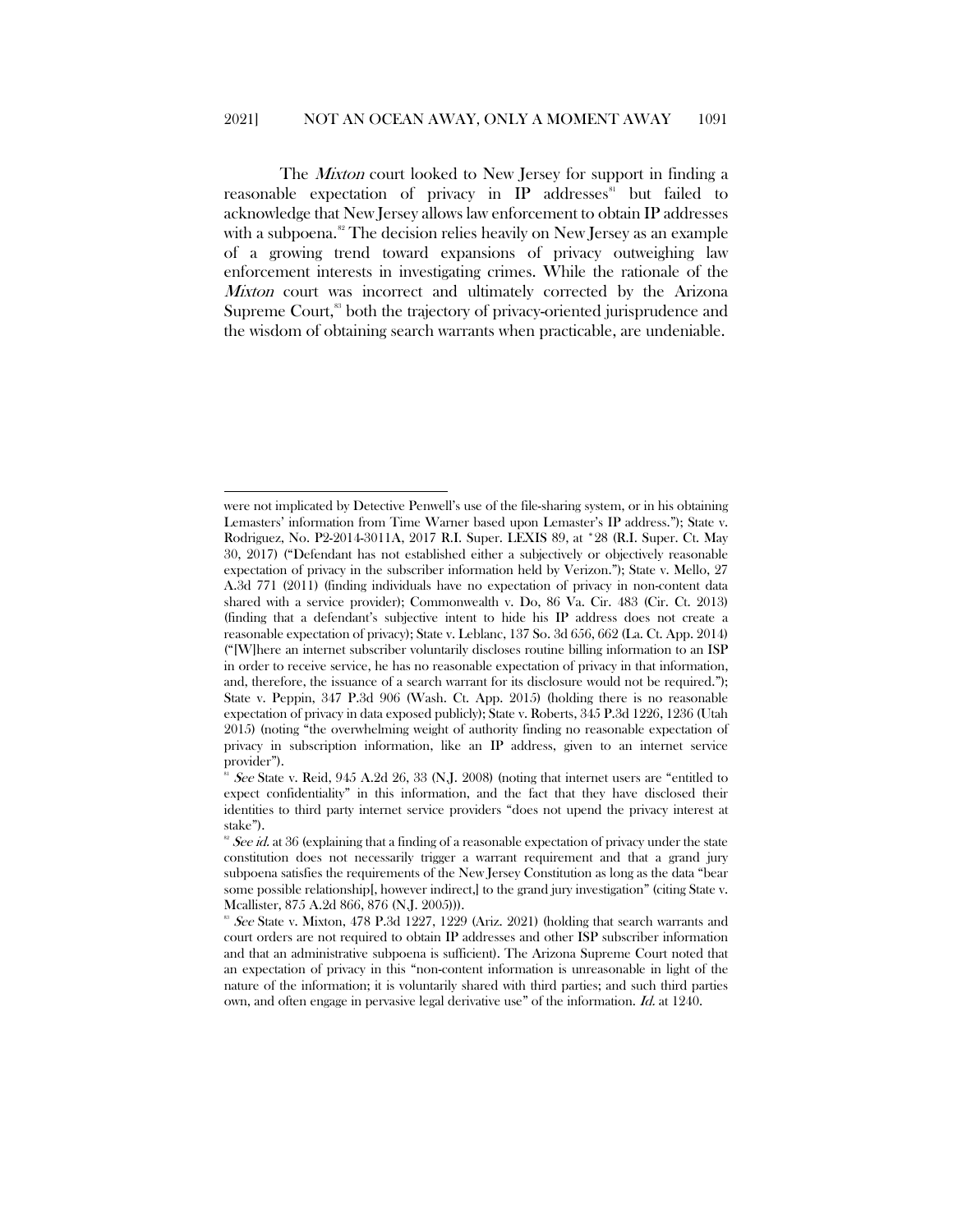The *Mixton* court looked to New Jersey for support in finding a reasonable expectation of privacy in IP addresses[81] but failed to acknowledge that New Jersey allows law enforcement to obtain IP addresses with a subpoena.[82] The decision relies heavily on New Jersey as an example of a growing trend toward expansions of privacy outweighing law enforcement interests in investigating crimes. While the rationale of the *Mixton* court was incorrect and ultimately corrected by the Arizona Supreme Court,[83] both the trajectory of privacy-oriented jurisprudence and the wisdom of obtaining search warrants when practicable, are undeniable.

---

were not implicated by Detective Penwell's use of the file-sharing system, or in his obtaining Lemasters' information from Time Warner based upon Lemaster's IP address."); State v. Rodriguez, No. P2-2014-3011A, 2017 R.I. Super. LEXIS 89, at *28 (R.I. Super. Ct. May 30, 2017) ("Defendant has not established either a subjectively or objectively reasonable expectation of privacy in the subscriber information held by Verizon."); State v. Mello, 27 A.3d 771 (2011) (finding individuals have no expectation of privacy in non-content data shared with a service provider); Commonwealth v. Do, 86 Va. Cir. 483 (Cir. Ct. 2013) (finding that a defendant's subjective intent to hide his IP address does not create a reasonable expectation of privacy); State v. Leblanc, 137 So. 3d 656, 662 (La. Ct. App. 2014) ("[W]here an internet subscriber voluntarily discloses routine billing information to an ISP in order to receive service, he has no reasonable expectation of privacy in that information, and, therefore, the issuance of a search warrant for its disclosure would not be required."); State v. Peppin, 347 P.3d 906 (Wash. Ct. App. 2015) (holding there is no reasonable expectation of privacy in data exposed publicly); State v. Roberts, 345 P.3d 1226, 1236 (Utah 2015) (noting "the overwhelming weight of authority finding no reasonable expectation of privacy in subscription information, like an IP address, given to an internet service provider").

[81] *See* State v. Reid, 945 A.2d 26, 33 (N.J. 2008) (noting that internet users are "entitled to expect confidentiality" in this information, and the fact that they have disclosed their identities to third party internet service providers "does not upend the privacy interest at stake").

[82] *See id.* at 36 (explaining that a finding of a reasonable expectation of privacy under the state constitution does not necessarily trigger a warrant requirement and that a grand jury subpoena satisfies the requirements of the New Jersey Constitution as long as the data "bear some possible relationship[, however indirect,] to the grand jury investigation" (citing State v. Mcallister, 875 A.2d 866, 876 (N.J. 2005))).

[83] *See* State v. Mixton, 478 P.3d 1227, 1229 (Ariz. 2021) (holding that search warrants and court orders are not required to obtain IP addresses and other ISP subscriber information and that an administrative subpoena is sufficient). The Arizona Supreme Court noted that an expectation of privacy in this "non-content information is unreasonable in light of the nature of the information; it is voluntarily shared with third parties; and such third parties own, and often engage in pervasive legal derivative use" of the information. *Id.* at 1240.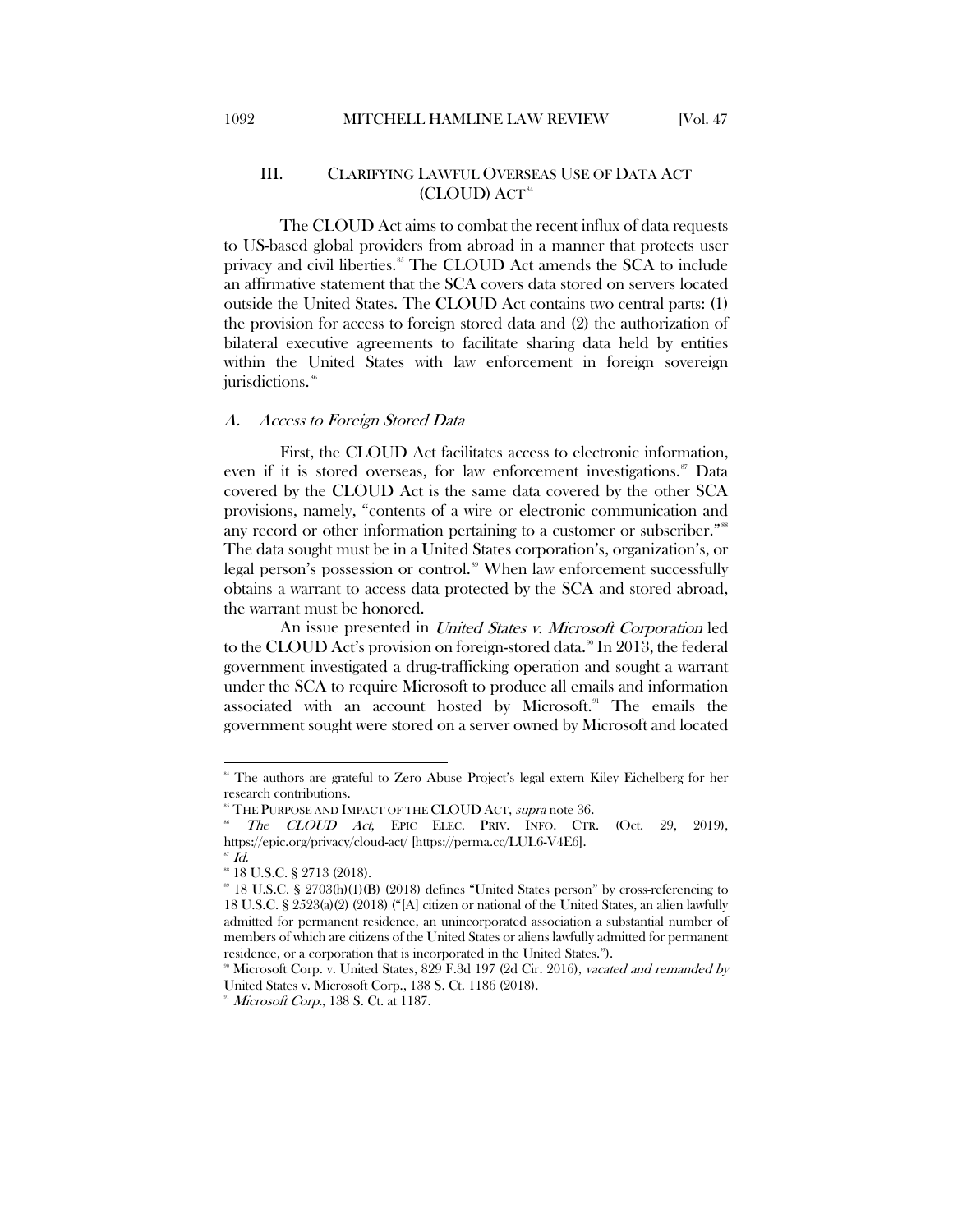## III. CLARIFYING LAWFUL OVERSEAS USE OF DATA ACT (CLOUD) ACT[84]

The CLOUD Act aims to combat the recent influx of data requests to US-based global providers from abroad in a manner that protects user privacy and civil liberties.[85] The CLOUD Act amends the SCA to include an affirmative statement that the SCA covers data stored on servers located outside the United States. The CLOUD Act contains two central parts: (1) the provision for access to foreign stored data and (2) the authorization of bilateral executive agreements to facilitate sharing data held by entities within the United States with law enforcement in foreign sovereign jurisdictions.[86]

### *A. Access to Foreign Stored Data*

First, the CLOUD Act facilitates access to electronic information, even if it is stored overseas, for law enforcement investigations.[87] Data covered by the CLOUD Act is the same data covered by the other SCA provisions, namely, "contents of a wire or electronic communication and any record or other information pertaining to a customer or subscriber."[88] The data sought must be in a United States corporation's, organization's, or legal person's possession or control.[89] When law enforcement successfully obtains a warrant to access data protected by the SCA and stored abroad, the warrant must be honored.

An issue presented in *United States v. Microsoft Corporation* led to the CLOUD Act's provision on foreign-stored data.[90] In 2013, the federal government investigated a drug-trafficking operation and sought a warrant under the SCA to require Microsoft to produce all emails and information associated with an account hosted by Microsoft.[91] The emails the government sought were stored on a server owned by Microsoft and located

---

[84] The authors are grateful to Zero Abuse Project's legal extern Kiley Eichelberg for her research contributions.

[85] THE PURPOSE AND IMPACT OF THE CLOUD ACT, *supra* note 36.

[86] *The CLOUD Act*, EPIC ELEC. PRIV. INFO. CTR. (Oct. 29, 2019), https://epic.org/privacy/cloud-act/ [https://perma.cc/LUL6-V4E6].

[87] *Id.*

[88] 18 U.S.C. § 2713 (2018).

[89] 18 U.S.C. § 2703(h)(1)(B) (2018) defines "United States person" by cross-referencing to 18 U.S.C. § 2523(a)(2) (2018) ("[A] citizen or national of the United States, an alien lawfully admitted for permanent residence, an unincorporated association a substantial number of members of which are citizens of the United States or aliens lawfully admitted for permanent residence, or a corporation that is incorporated in the United States.").

[90] Microsoft Corp. v. United States, 829 F.3d 197 (2d Cir. 2016), *vacated and remanded by* United States v. Microsoft Corp., 138 S. Ct. 1186 (2018).

[91] *Microsoft Corp.*, 138 S. Ct. at 1187.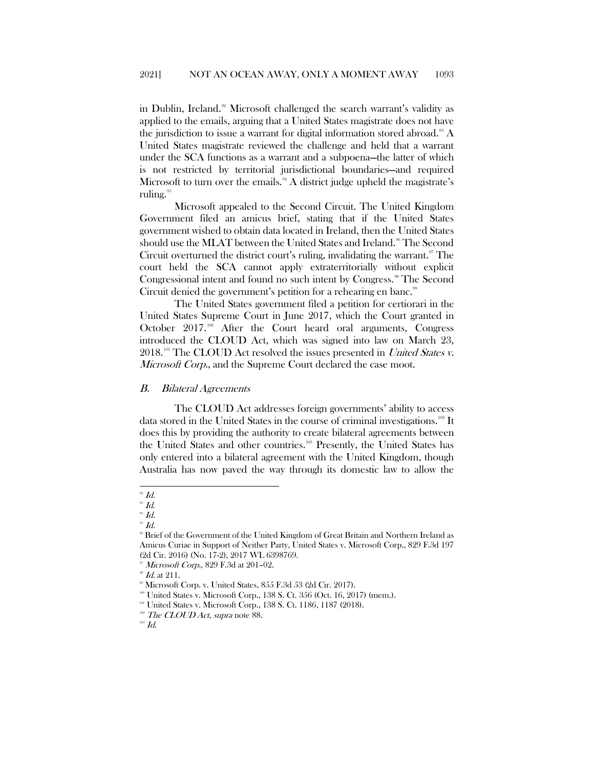in Dublin, Ireland.[92] Microsoft challenged the search warrant's validity as applied to the emails, arguing that a United States magistrate does not have the jurisdiction to issue a warrant for digital information stored abroad.[93] A United States magistrate reviewed the challenge and held that a warrant under the SCA functions as a warrant and a subpoena—the latter of which is not restricted by territorial jurisdictional boundaries—and required Microsoft to turn over the emails.[94] A district judge upheld the magistrate's ruling.[95]

Microsoft appealed to the Second Circuit. The United Kingdom Government filed an amicus brief, stating that if the United States government wished to obtain data located in Ireland, then the United States should use the MLAT between the United States and Ireland.[96] The Second Circuit overturned the district court's ruling, invalidating the warrant.[97] The court held the SCA cannot apply extraterritorially without explicit Congressional intent and found no such intent by Congress.[98] The Second Circuit denied the government's petition for a rehearing en banc.[99]

The United States government filed a petition for certiorari in the United States Supreme Court in June 2017, which the Court granted in October 2017.[100] After the Court heard oral arguments, Congress introduced the CLOUD Act, which was signed into law on March 23, 2018.[101] The CLOUD Act resolved the issues presented in *United States v. Microsoft Corp.*, and the Supreme Court declared the case moot.

### *B. Bilateral Agreements*

The CLOUD Act addresses foreign governments' ability to access data stored in the United States in the course of criminal investigations.[102] It does this by providing the authority to create bilateral agreements between the United States and other countries.[103] Presently, the United States has only entered into a bilateral agreement with the United Kingdom, though Australia has now paved the way through its domestic law to allow the

---

[92] *Id.*

[93] *Id.*

[94] *Id.*

[95] *Id.*

[96] Brief of the Government of the United Kingdom of Great Britain and Northern Ireland as Amicus Curiae in Support of Neither Party, United States v. Microsoft Corp., 829 F.3d 197 (2d Cir. 2016) (No. 17-2), 2017 WL 6398769.

[97] *Microsoft Corp.*, 829 F.3d at 201–02.

[98] *Id.* at 211.

[99] Microsoft Corp. v. United States, 855 F.3d 53 (2d Cir. 2017).

[100] United States v. Microsoft Corp., 138 S. Ct. 356 (Oct. 16, 2017) (mem.).

[101] United States v. Microsoft Corp., 138 S. Ct. 1186, 1187 (2018).

[102] *The CLOUD Act*, *supra* note 88.

[103] *Id.*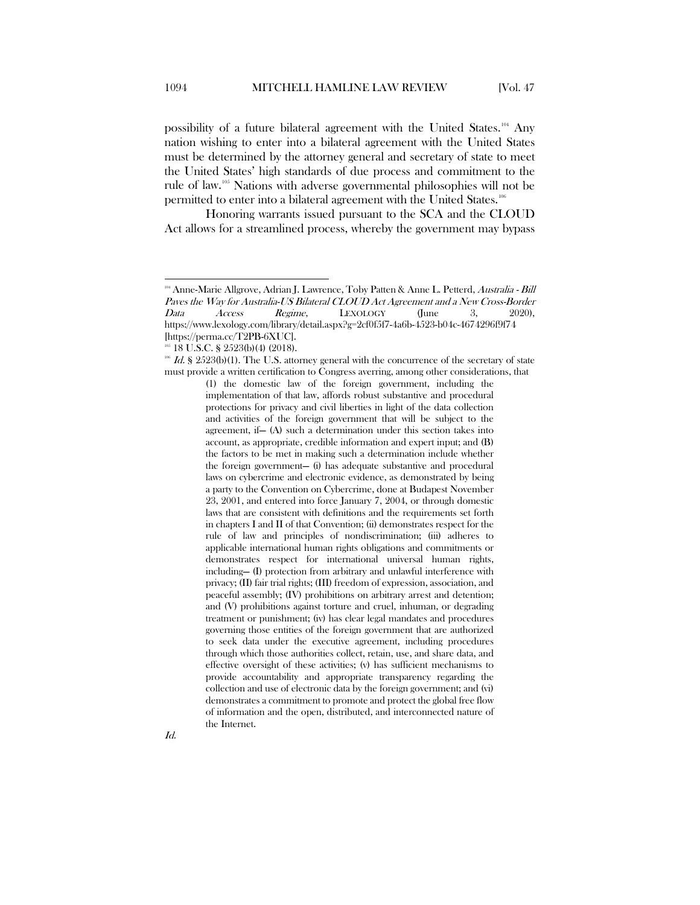possibility of a future bilateral agreement with the United States.[104] Any nation wishing to enter into a bilateral agreement with the United States must be determined by the attorney general and secretary of state to meet the United States' high standards of due process and commitment to the rule of law.[105] Nations with adverse governmental philosophies will not be permitted to enter into a bilateral agreement with the United States.[106]

Honoring warrants issued pursuant to the SCA and the CLOUD Act allows for a streamlined process, whereby the government may bypass

---

[104] Anne-Marie Allgrove, Adrian J. Lawrence, Toby Patten & Anne L. Petterd, *Australia - Bill Paves the Way for Australia-US Bilateral CLOUD Act Agreement and a New Cross-Border Data Access Regime*, LEXOLOGY (June 3, 2020), https://www.lexology.com/library/detail.aspx?g=2cf0f5f7-4a6b-4523-b04c-4674296f9f74 [https://perma.cc/T2PB-6XUC].

[105] 18 U.S.C. § 2523(b)(4) (2018).

[106] *Id.* § 2523(b)(1). The U.S. attorney general with the concurrence of the secretary of state must provide a written certification to Congress averring, among other considerations, that

> (1) the domestic law of the foreign government, including the implementation of that law, affords robust substantive and procedural protections for privacy and civil liberties in light of the data collection and activities of the foreign government that will be subject to the agreement, if— (A) such a determination under this section takes into account, as appropriate, credible information and expert input; and (B) the factors to be met in making such a determination include whether the foreign government— (i) has adequate substantive and procedural laws on cybercrime and electronic evidence, as demonstrated by being a party to the Convention on Cybercrime, done at Budapest November 23, 2001, and entered into force January 7, 2004, or through domestic laws that are consistent with definitions and the requirements set forth in chapters I and II of that Convention; (ii) demonstrates respect for the rule of law and principles of nondiscrimination; (iii) adheres to applicable international human rights obligations and commitments or demonstrates respect for international universal human rights, including— (I) protection from arbitrary and unlawful interference with privacy; (II) fair trial rights; (III) freedom of expression, association, and peaceful assembly; (IV) prohibitions on arbitrary arrest and detention; and (V) prohibitions against torture and cruel, inhuman, or degrading treatment or punishment; (iv) has clear legal mandates and procedures governing those entities of the foreign government that are authorized to seek data under the executive agreement, including procedures through which those authorities collect, retain, use, and share data, and effective oversight of these activities; (v) has sufficient mechanisms to provide accountability and appropriate transparency regarding the collection and use of electronic data by the foreign government; and (vi) demonstrates a commitment to promote and protect the global free flow of information and the open, distributed, and interconnected nature of the Internet.

*Id.*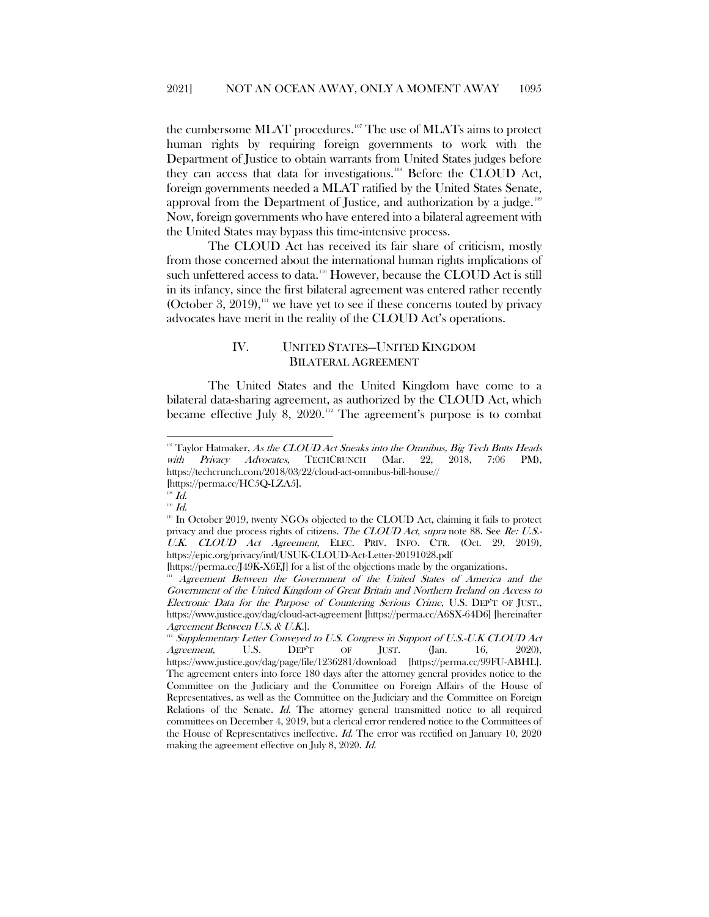the cumbersome MLAT procedures.[107] The use of MLATs aims to protect human rights by requiring foreign governments to work with the Department of Justice to obtain warrants from United States judges before they can access that data for investigations.[108] Before the CLOUD Act, foreign governments needed a MLAT ratified by the United States Senate, approval from the Department of Justice, and authorization by a judge.[109] Now, foreign governments who have entered into a bilateral agreement with the United States may bypass this time-intensive process.

The CLOUD Act has received its fair share of criticism, mostly from those concerned about the international human rights implications of such unfettered access to data.[110] However, because the CLOUD Act is still in its infancy, since the first bilateral agreement was entered rather recently (October 3, 2019),[111] we have yet to see if these concerns touted by privacy advocates have merit in the reality of the CLOUD Act's operations.

## IV. UNITED STATES—UNITED KINGDOM BILATERAL AGREEMENT

The United States and the United Kingdom have come to a bilateral data-sharing agreement, as authorized by the CLOUD Act, which became effective July 8, 2020.[112] The agreement's purpose is to combat

---

[107] Taylor Hatmaker, *As the CLOUD Act Sneaks into the Omnibus, Big Tech Butts Heads with Privacy Advocates*, TECHCRUNCH (Mar. 22, 2018, 7:06 PM), https://techcrunch.com/2018/03/22/cloud-act-omnibus-bill-house// [https://perma.cc/HC5Q-LZA5].

[108] *Id.*

[109] *Id.*

[110] In October 2019, twenty NGOs objected to the CLOUD Act, claiming it fails to protect privacy and due process rights of citizens. *The CLOUD Act*, *supra* note 88. See *Re: U.S.-U.K. CLOUD Act Agreement*, ELEC. PRIV. INFO. CTR. (Oct. 29, 2019), https://epic.org/privacy/intl/USUK-CLOUD-Act-Letter-20191028.pdf [https://perma.cc/J49K-X6EJ] for a list of the objections made by the organizations.

[111] *Agreement Between the Government of the United States of America and the Government of the United Kingdom of Great Britain and Northern Ireland on Access to Electronic Data for the Purpose of Countering Serious Crime*, U.S. DEP'T OF JUST., https://www.justice.gov/dag/cloud-act-agreement [https://perma.cc/A6SX-64D6] [hereinafter *Agreement Between U.S. & U.K.*].

[112] *Supplementary Letter Conveyed to U.S. Congress in Support of U.S.-U.K CLOUD Act Agreement*, U.S. DEP'T OF JUST. (Jan. 16, 2020), https://www.justice.gov/dag/page/file/1236281/download [https://perma.cc/99FU-ABHL]. The agreement enters into force 180 days after the attorney general provides notice to the Committee on the Judiciary and the Committee on Foreign Affairs of the House of Representatives, as well as the Committee on the Judiciary and the Committee on Foreign Relations of the Senate. *Id.* The attorney general transmitted notice to all required committees on December 4, 2019, but a clerical error rendered notice to the Committees of the House of Representatives ineffective. *Id.* The error was rectified on January 10, 2020 making the agreement effective on July 8, 2020. *Id.*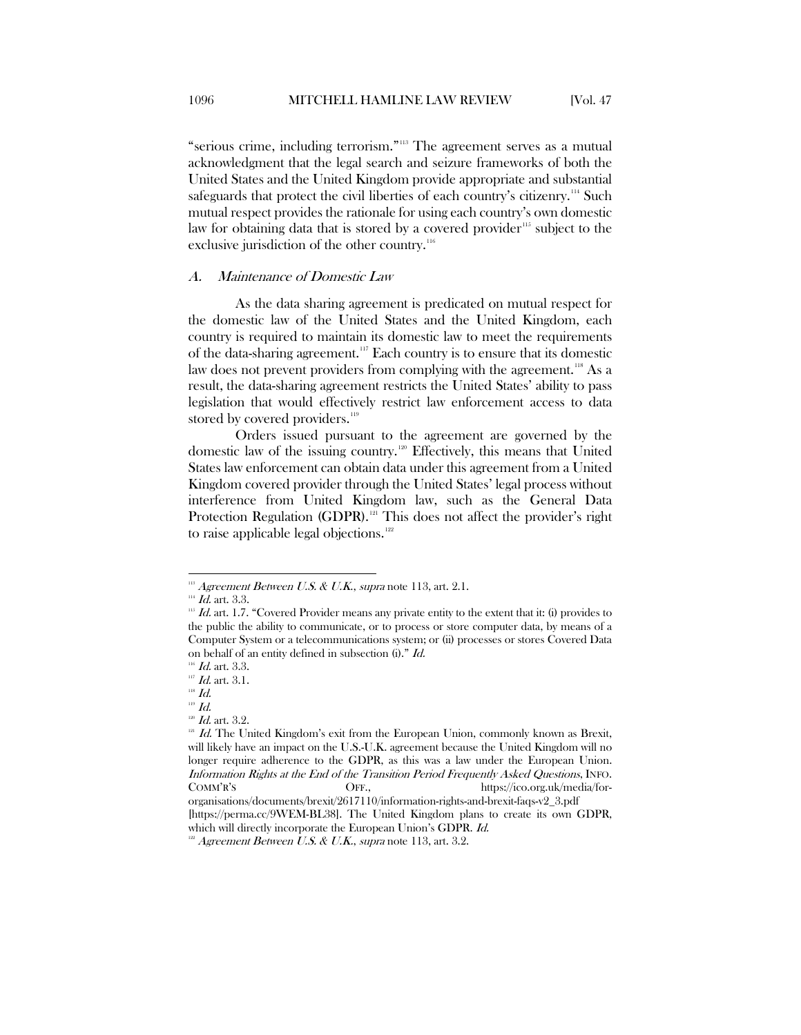"serious crime, including terrorism."[113] The agreement serves as a mutual acknowledgment that the legal search and seizure frameworks of both the United States and the United Kingdom provide appropriate and substantial safeguards that protect the civil liberties of each country's citizenry.[114] Such mutual respect provides the rationale for using each country's own domestic law for obtaining data that is stored by a covered provider[115] subject to the exclusive jurisdiction of the other country.[116]

### *A. Maintenance of Domestic Law*

As the data sharing agreement is predicated on mutual respect for the domestic law of the United States and the United Kingdom, each country is required to maintain its domestic law to meet the requirements of the data-sharing agreement.[117] Each country is to ensure that its domestic law does not prevent providers from complying with the agreement.[118] As a result, the data-sharing agreement restricts the United States' ability to pass legislation that would effectively restrict law enforcement access to data stored by covered providers.[119]

Orders issued pursuant to the agreement are governed by the domestic law of the issuing country.[120] Effectively, this means that United States law enforcement can obtain data under this agreement from a United Kingdom covered provider through the United States' legal process without interference from United Kingdom law, such as the General Data Protection Regulation (GDPR).[121] This does not affect the provider's right to raise applicable legal objections.[122]

---

[113] *Agreement Between U.S. & U.K.*, *supra* note 113, art. 2.1.

[114] *Id.* art. 3.3.

[115] *Id.* art. 1.7. "Covered Provider means any private entity to the extent that it: (i) provides to the public the ability to communicate, or to process or store computer data, by means of a Computer System or a telecommunications system; or (ii) processes or stores Covered Data on behalf of an entity defined in subsection (i)." *Id.*

[116] *Id.* art. 3.3.

[117] *Id.* art. 3.1.

[118] *Id.*

[119] *Id.*

[120] *Id.* art. 3.2.

[121] *Id.* The United Kingdom's exit from the European Union, commonly known as Brexit, will likely have an impact on the U.S.-U.K. agreement because the United Kingdom will no longer require adherence to the GDPR, as this was a law under the European Union. *Information Rights at the End of the Transition Period Frequently Asked Questions*, INFO. COMM'R'S OFF., https://ico.org.uk/media/for-organisations/documents/brexit/2617110/information-rights-and-brexit-faqs-v2_3.pdf [https://perma.cc/9WEM-BL38]. The United Kingdom plans to create its own GDPR, which will directly incorporate the European Union's GDPR. *Id.*

[122] *Agreement Between U.S. & U.K.*, *supra* note 113, art. 3.2.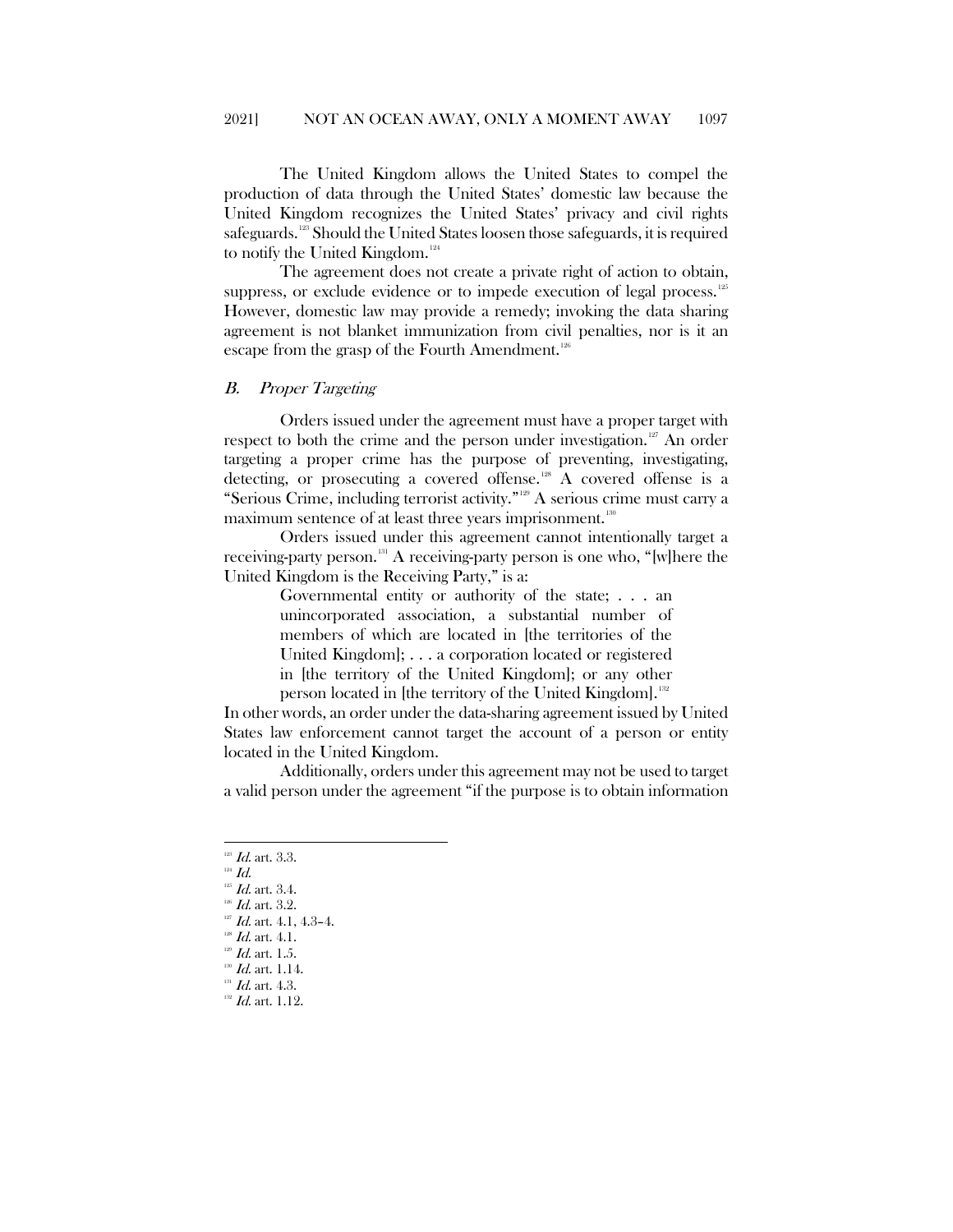The United Kingdom allows the United States to compel the production of data through the United States' domestic law because the United Kingdom recognizes the United States' privacy and civil rights safeguards.[123] Should the United States loosen those safeguards, it is required to notify the United Kingdom.[124]

The agreement does not create a private right of action to obtain, suppress, or exclude evidence or to impede execution of legal process.[125] However, domestic law may provide a remedy; invoking the data sharing agreement is not blanket immunization from civil penalties, nor is it an escape from the grasp of the Fourth Amendment.[126]

### *B. Proper Targeting*

Orders issued under the agreement must have a proper target with respect to both the crime and the person under investigation.[127] An order targeting a proper crime has the purpose of preventing, investigating, detecting, or prosecuting a covered offense.[128] A covered offense is a "Serious Crime, including terrorist activity."[129] A serious crime must carry a maximum sentence of at least three years imprisonment.[130]

Orders issued under this agreement cannot intentionally target a receiving-party person.[131] A receiving-party person is one who, "[w]here the United Kingdom is the Receiving Party," is a:

> Governmental entity or authority of the state; . . . an unincorporated association, a substantial number of members of which are located in [the territories of the United Kingdom]; . . . a corporation located or registered in [the territory of the United Kingdom]; or any other person located in [the territory of the United Kingdom].[132]

In other words, an order under the data-sharing agreement issued by United States law enforcement cannot target the account of a person or entity located in the United Kingdom.

Additionally, orders under this agreement may not be used to target a valid person under the agreement "if the purpose is to obtain information

---

[123] *Id.* art. 3.3.
[124] *Id.*
[125] *Id.* art. 3.4.
[126] *Id.* art. 3.2.
[127] *Id.* art. 4.1, 4.3–4.
[128] *Id.* art. 4.1.
[129] *Id.* art. 1.5.
[130] *Id.* art. 1.14.
[131] *Id.* art. 4.3.
[132] *Id.* art. 1.12.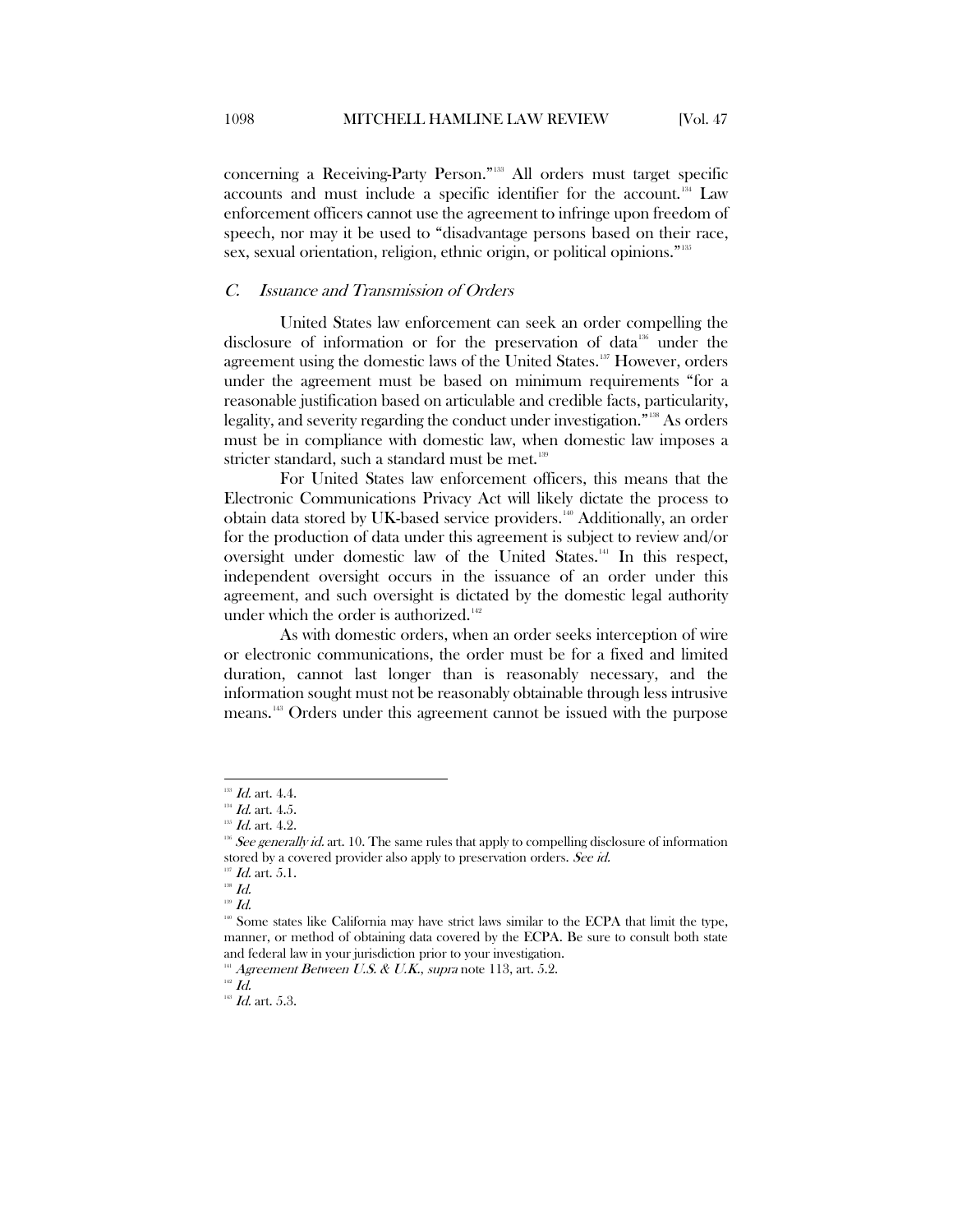concerning a Receiving-Party Person."[133] All orders must target specific accounts and must include a specific identifier for the account.[134] Law enforcement officers cannot use the agreement to infringe upon freedom of speech, nor may it be used to "disadvantage persons based on their race, sex, sexual orientation, religion, ethnic origin, or political opinions."[135]

### *C. Issuance and Transmission of Orders*

United States law enforcement can seek an order compelling the disclosure of information or for the preservation of data[136] under the agreement using the domestic laws of the United States.[137] However, orders under the agreement must be based on minimum requirements "for a reasonable justification based on articulable and credible facts, particularity, legality, and severity regarding the conduct under investigation."[138] As orders must be in compliance with domestic law, when domestic law imposes a stricter standard, such a standard must be met.[139]

For United States law enforcement officers, this means that the Electronic Communications Privacy Act will likely dictate the process to obtain data stored by UK-based service providers.[140] Additionally, an order for the production of data under this agreement is subject to review and/or oversight under domestic law of the United States.[141] In this respect, independent oversight occurs in the issuance of an order under this agreement, and such oversight is dictated by the domestic legal authority under which the order is authorized.[142]

As with domestic orders, when an order seeks interception of wire or electronic communications, the order must be for a fixed and limited duration, cannot last longer than is reasonably necessary, and the information sought must not be reasonably obtainable through less intrusive means.[143] Orders under this agreement cannot be issued with the purpose

---

[133] *Id.* art. 4.4.

[134] *Id.* art. 4.5.

[135] *Id.* art. 4.2.

[136] *See generally id.* art. 10. The same rules that apply to compelling disclosure of information stored by a covered provider also apply to preservation orders. *See id.*

[137] *Id.* art. 5.1.

[138] *Id.*

[139] *Id.*

[140] Some states like California may have strict laws similar to the ECPA that limit the type, manner, or method of obtaining data covered by the ECPA. Be sure to consult both state and federal law in your jurisdiction prior to your investigation.

[141] *Agreement Between U.S. & U.K.*, *supra* note 113, art. 5.2.

[142] *Id.*

[143] *Id.* art. 5.3.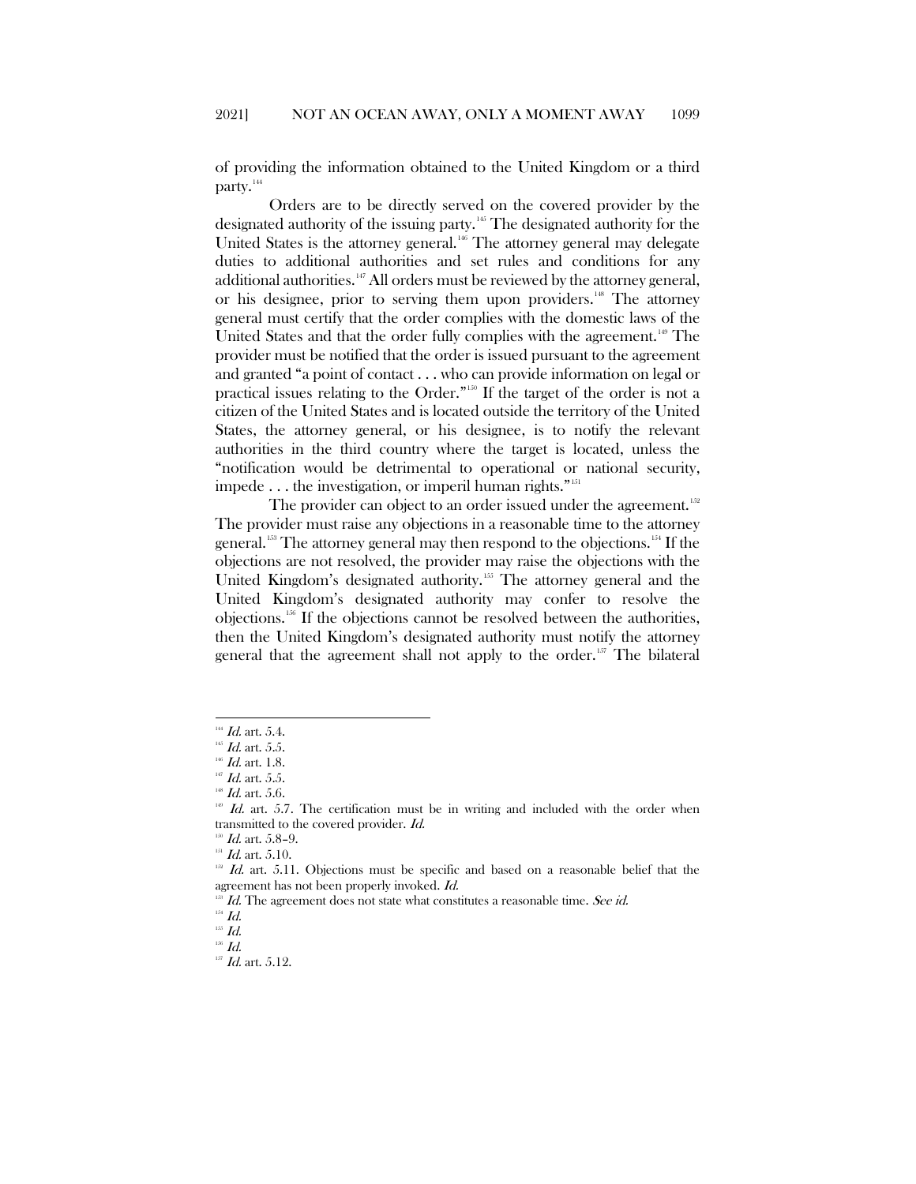of providing the information obtained to the United Kingdom or a third party.[144]

Orders are to be directly served on the covered provider by the designated authority of the issuing party.[145] The designated authority for the United States is the attorney general.[146] The attorney general may delegate duties to additional authorities and set rules and conditions for any additional authorities.[147] All orders must be reviewed by the attorney general, or his designee, prior to serving them upon providers.[148] The attorney general must certify that the order complies with the domestic laws of the United States and that the order fully complies with the agreement.[149] The provider must be notified that the order is issued pursuant to the agreement and granted "a point of contact . . . who can provide information on legal or practical issues relating to the Order."[150] If the target of the order is not a citizen of the United States and is located outside the territory of the United States, the attorney general, or his designee, is to notify the relevant authorities in the third country where the target is located, unless the "notification would be detrimental to operational or national security, impede . . . the investigation, or imperil human rights."[151]

The provider can object to an order issued under the agreement.[152] The provider must raise any objections in a reasonable time to the attorney general.[153] The attorney general may then respond to the objections.[154] If the objections are not resolved, the provider may raise the objections with the United Kingdom's designated authority.[155] The attorney general and the United Kingdom's designated authority may confer to resolve the objections.[156] If the objections cannot be resolved between the authorities, then the United Kingdom's designated authority must notify the attorney general that the agreement shall not apply to the order.[157] The bilateral

---

[144] *Id.* art. 5.4.

[145] *Id.* art. 5.5.

[146] *Id.* art. 1.8.

[147] *Id.* art. 5.5.

[148] *Id.* art. 5.6.

[149] *Id.* art. 5.7. The certification must be in writing and included with the order when transmitted to the covered provider. *Id.*

[150] *Id.* art. 5.8–9.

[151] *Id.* art. 5.10.

[152] *Id.* art. 5.11. Objections must be specific and based on a reasonable belief that the agreement has not been properly invoked. *Id.*

[153] *Id.* The agreement does not state what constitutes a reasonable time. *See id.*

[154] *Id.*

[155] *Id.*

[156] *Id.*

[157] *Id.* art. 5.12.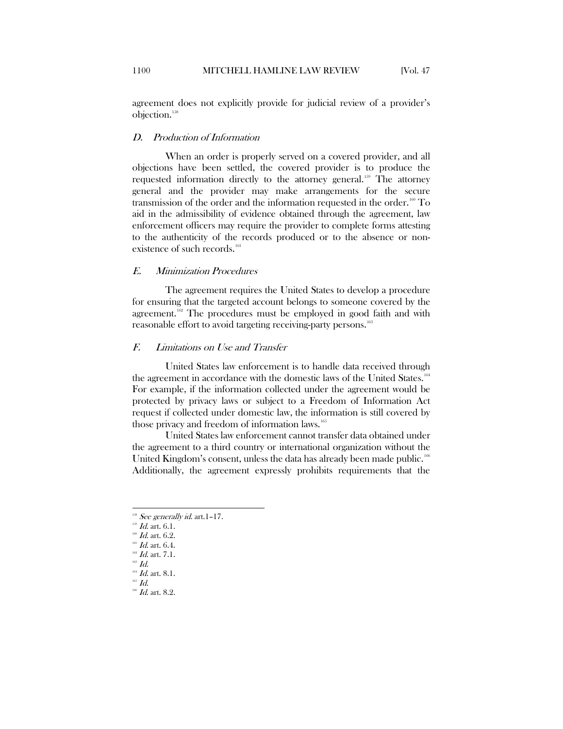agreement does not explicitly provide for judicial review of a provider's objection.[158]

### *D. Production of Information*

When an order is properly served on a covered provider, and all objections have been settled, the covered provider is to produce the requested information directly to the attorney general.[159] The attorney general and the provider may make arrangements for the secure transmission of the order and the information requested in the order.[160] To aid in the admissibility of evidence obtained through the agreement, law enforcement officers may require the provider to complete forms attesting to the authenticity of the records produced or to the absence or non-existence of such records.[161]

### *E. Minimization Procedures*

The agreement requires the United States to develop a procedure for ensuring that the targeted account belongs to someone covered by the agreement.[162] The procedures must be employed in good faith and with reasonable effort to avoid targeting receiving-party persons.[163]

### *F. Limitations on Use and Transfer*

United States law enforcement is to handle data received through the agreement in accordance with the domestic laws of the United States.[164] For example, if the information collected under the agreement would be protected by privacy laws or subject to a Freedom of Information Act request if collected under domestic law, the information is still covered by those privacy and freedom of information laws.[165]

United States law enforcement cannot transfer data obtained under the agreement to a third country or international organization without the United Kingdom's consent, unless the data has already been made public.[166] Additionally, the agreement expressly prohibits requirements that the

---

[158] *See generally id.* art.1–17.
[159] *Id.* art. 6.1.
[160] *Id.* art. 6.2.
[161] *Id.* art. 6.4.
[162] *Id.* art. 7.1.
[163] *Id.*
[164] *Id.* art. 8.1.
[165] *Id.*
[166] *Id.* art. 8.2.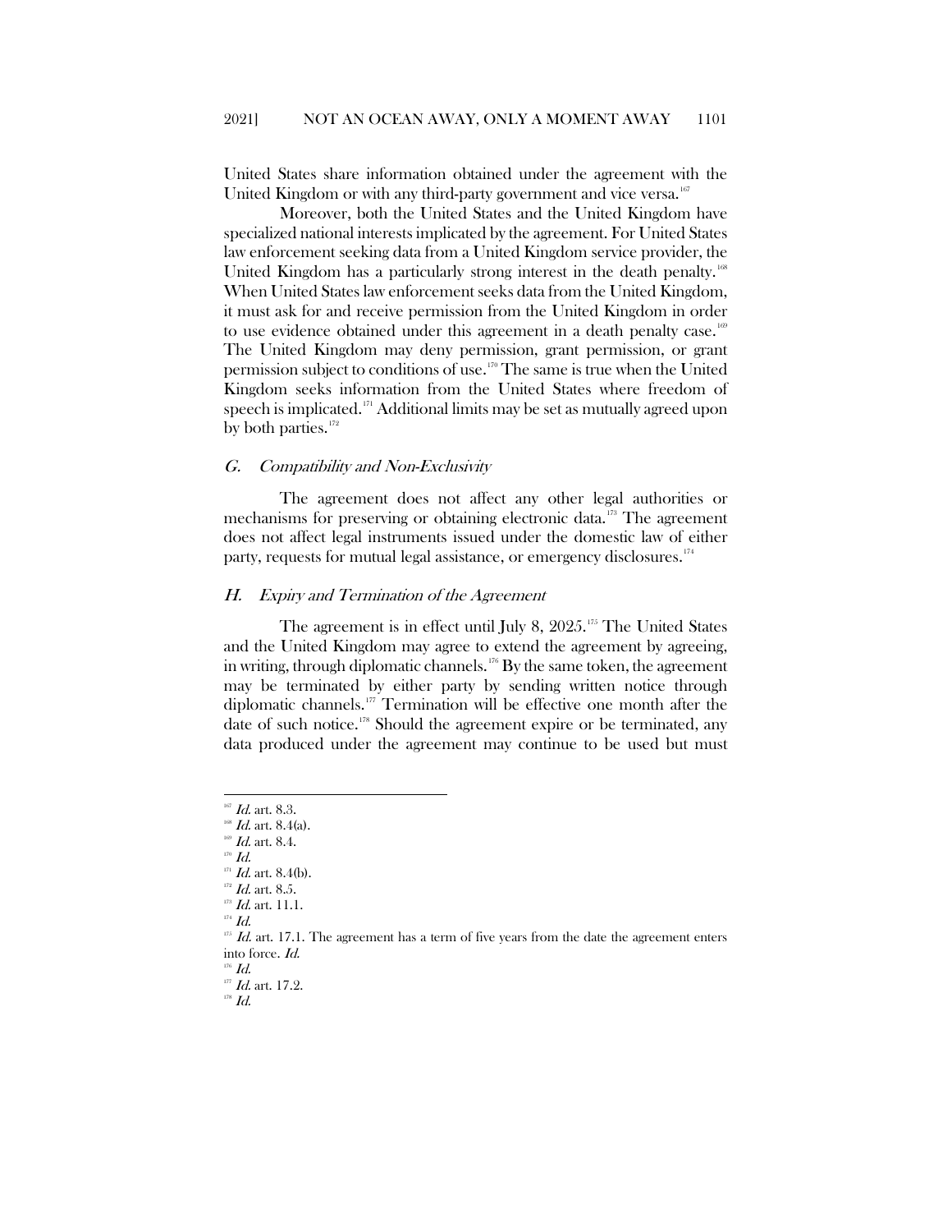United States share information obtained under the agreement with the United Kingdom or with any third-party government and vice versa.[167]

Moreover, both the United States and the United Kingdom have specialized national interests implicated by the agreement. For United States law enforcement seeking data from a United Kingdom service provider, the United Kingdom has a particularly strong interest in the death penalty.[168] When United States law enforcement seeks data from the United Kingdom, it must ask for and receive permission from the United Kingdom in order to use evidence obtained under this agreement in a death penalty case.[169] The United Kingdom may deny permission, grant permission, or grant permission subject to conditions of use.[170] The same is true when the United Kingdom seeks information from the United States where freedom of speech is implicated.[171] Additional limits may be set as mutually agreed upon by both parties.[172]

### *G. Compatibility and Non-Exclusivity*

The agreement does not affect any other legal authorities or mechanisms for preserving or obtaining electronic data.[173] The agreement does not affect legal instruments issued under the domestic law of either party, requests for mutual legal assistance, or emergency disclosures.[174]

### *H. Expiry and Termination of the Agreement*

The agreement is in effect until July 8, 2025.[175] The United States and the United Kingdom may agree to extend the agreement by agreeing, in writing, through diplomatic channels.[176] By the same token, the agreement may be terminated by either party by sending written notice through diplomatic channels.[177] Termination will be effective one month after the date of such notice.[178] Should the agreement expire or be terminated, any data produced under the agreement may continue to be used but must

---

[167] *Id.* art. 8.3.

[168] *Id.* art. 8.4(a).

[169] *Id.* art. 8.4.

[170] *Id.*

[171] *Id.* art. 8.4(b).

[172] *Id.* art. 8.5.

[173] *Id.* art. 11.1.

[174] *Id.*

[175] *Id.* art. 17.1. The agreement has a term of five years from the date the agreement enters into force. *Id.*

[176] *Id.*

[177] *Id.* art. 17.2.

[178] *Id.*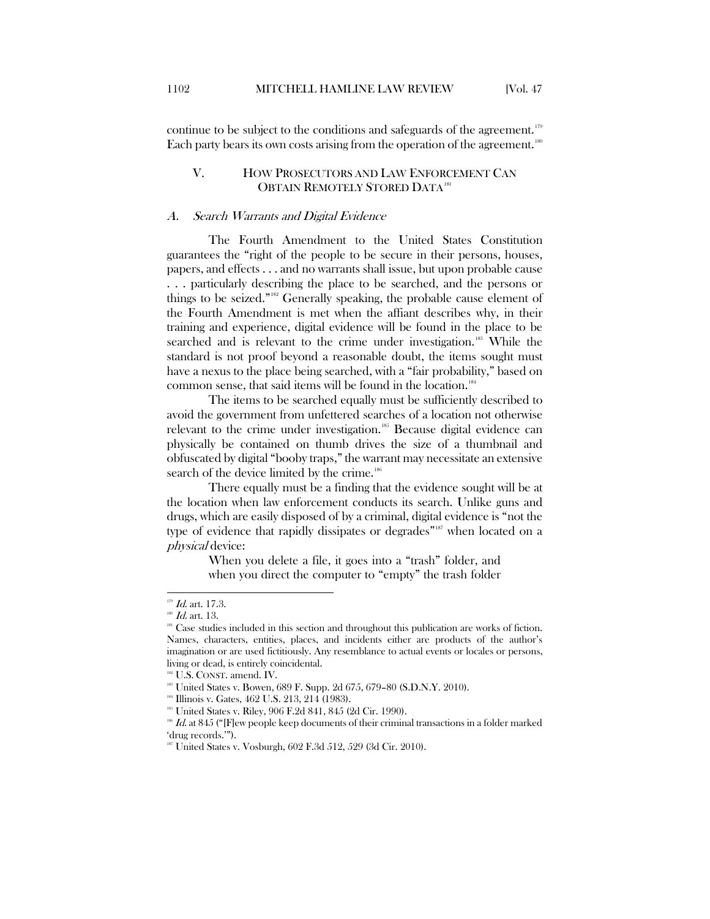continue to be subject to the conditions and safeguards of the agreement.[179] Each party bears its own costs arising from the operation of the agreement.[180]

## V. HOW PROSECUTORS AND LAW ENFORCEMENT CAN OBTAIN REMOTELY STORED DATA[181]

### A. *Search Warrants and Digital Evidence*

The Fourth Amendment to the United States Constitution guarantees the "right of the people to be secure in their persons, houses, papers, and effects . . . and no warrants shall issue, but upon probable cause . . . particularly describing the place to be searched, and the persons or things to be seized."[182] Generally speaking, the probable cause element of the Fourth Amendment is met when the affiant describes why, in their training and experience, digital evidence will be found in the place to be searched and is relevant to the crime under investigation.[183] While the standard is not proof beyond a reasonable doubt, the items sought must have a nexus to the place being searched, with a "fair probability," based on common sense, that said items will be found in the location.[184]

The items to be searched equally must be sufficiently described to avoid the government from unfettered searches of a location not otherwise relevant to the crime under investigation.[185] Because digital evidence can physically be contained on thumb drives the size of a thumbnail and obfuscated by digital "booby traps," the warrant may necessitate an extensive search of the device limited by the crime.[186]

There equally must be a finding that the evidence sought will be at the location when law enforcement conducts its search. Unlike guns and drugs, which are easily disposed of by a criminal, digital evidence is "not the type of evidence that rapidly dissipates or degrades"[187] when located on a *physical* device:

> When you delete a file, it goes into a "trash" folder, and when you direct the computer to "empty" the trash folder

---

[179] *Id.* art. 17.3.

[180] *Id.* art. 13.

[181] Case studies included in this section and throughout this publication are works of fiction. Names, characters, entities, places, and incidents either are products of the author's imagination or are used fictitiously. Any resemblance to actual events or locales or persons, living or dead, is entirely coincidental.

[182] U.S. CONST. amend. IV.

[183] United States v. Bowen, 689 F. Supp. 2d 675, 679–80 (S.D.N.Y. 2010).

[184] Illinois v. Gates, 462 U.S. 213, 214 (1983).

[185] United States v. Riley, 906 F.2d 841, 845 (2d Cir. 1990).

[186] *Id.* at 845 ("[F]ew people keep documents of their criminal transactions in a folder marked 'drug records.'").

[187] United States v. Vosburgh, 602 F.3d 512, 529 (3d Cir. 2010).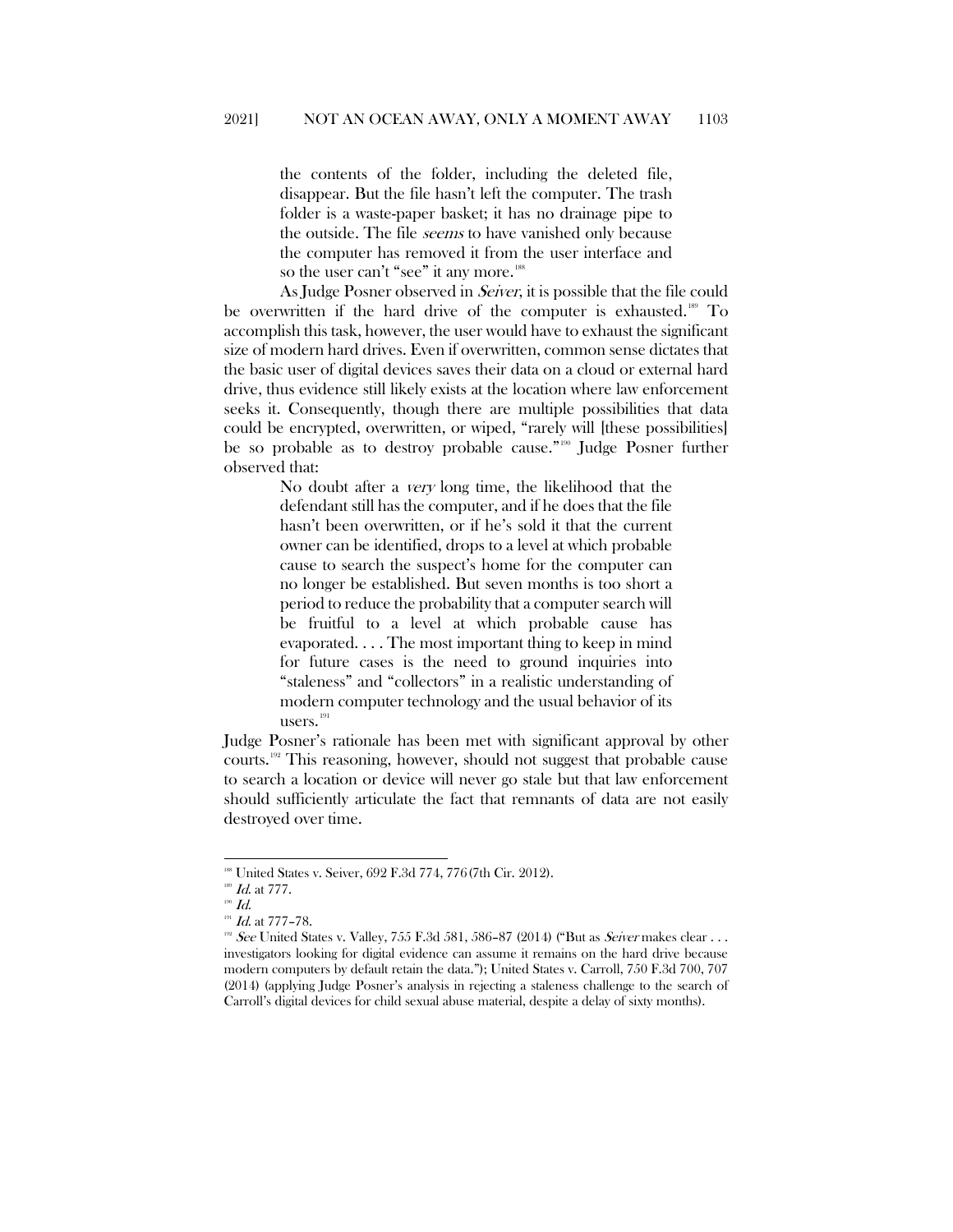> the contents of the folder, including the deleted file, disappear. But the file hasn't left the computer. The trash folder is a waste-paper basket; it has no drainage pipe to the outside. The file *seems* to have vanished only because the computer has removed it from the user interface and so the user can't "see" it any more.[188]

As Judge Posner observed in *Seiver*, it is possible that the file could be overwritten if the hard drive of the computer is exhausted.[189] To accomplish this task, however, the user would have to exhaust the significant size of modern hard drives. Even if overwritten, common sense dictates that the basic user of digital devices saves their data on a cloud or external hard drive, thus evidence still likely exists at the location where law enforcement seeks it. Consequently, though there are multiple possibilities that data could be encrypted, overwritten, or wiped, "rarely will [these possibilities] be so probable as to destroy probable cause."[190] Judge Posner further observed that:

> No doubt after a *very* long time, the likelihood that the defendant still has the computer, and if he does that the file hasn't been overwritten, or if he's sold it that the current owner can be identified, drops to a level at which probable cause to search the suspect's home for the computer can no longer be established. But seven months is too short a period to reduce the probability that a computer search will be fruitful to a level at which probable cause has evaporated. . . . The most important thing to keep in mind for future cases is the need to ground inquiries into "staleness" and "collectors" in a realistic understanding of modern computer technology and the usual behavior of its users.[191]

Judge Posner's rationale has been met with significant approval by other courts.[192] This reasoning, however, should not suggest that probable cause to search a location or device will never go stale but that law enforcement should sufficiently articulate the fact that remnants of data are not easily destroyed over time.

---

[188] United States v. Seiver, 692 F.3d 774, 776 (7th Cir. 2012).

[189] *Id.* at 777.

[190] *Id.*

[191] *Id.* at 777–78.

[192] *See* United States v. Valley, 755 F.3d 581, 586–87 (2014) ("But as *Seiver* makes clear . . . investigators looking for digital evidence can assume it remains on the hard drive because modern computers by default retain the data."); United States v. Carroll, 750 F.3d 700, 707 (2014) (applying Judge Posner's analysis in rejecting a staleness challenge to the search of Carroll's digital devices for child sexual abuse material, despite a delay of sixty months).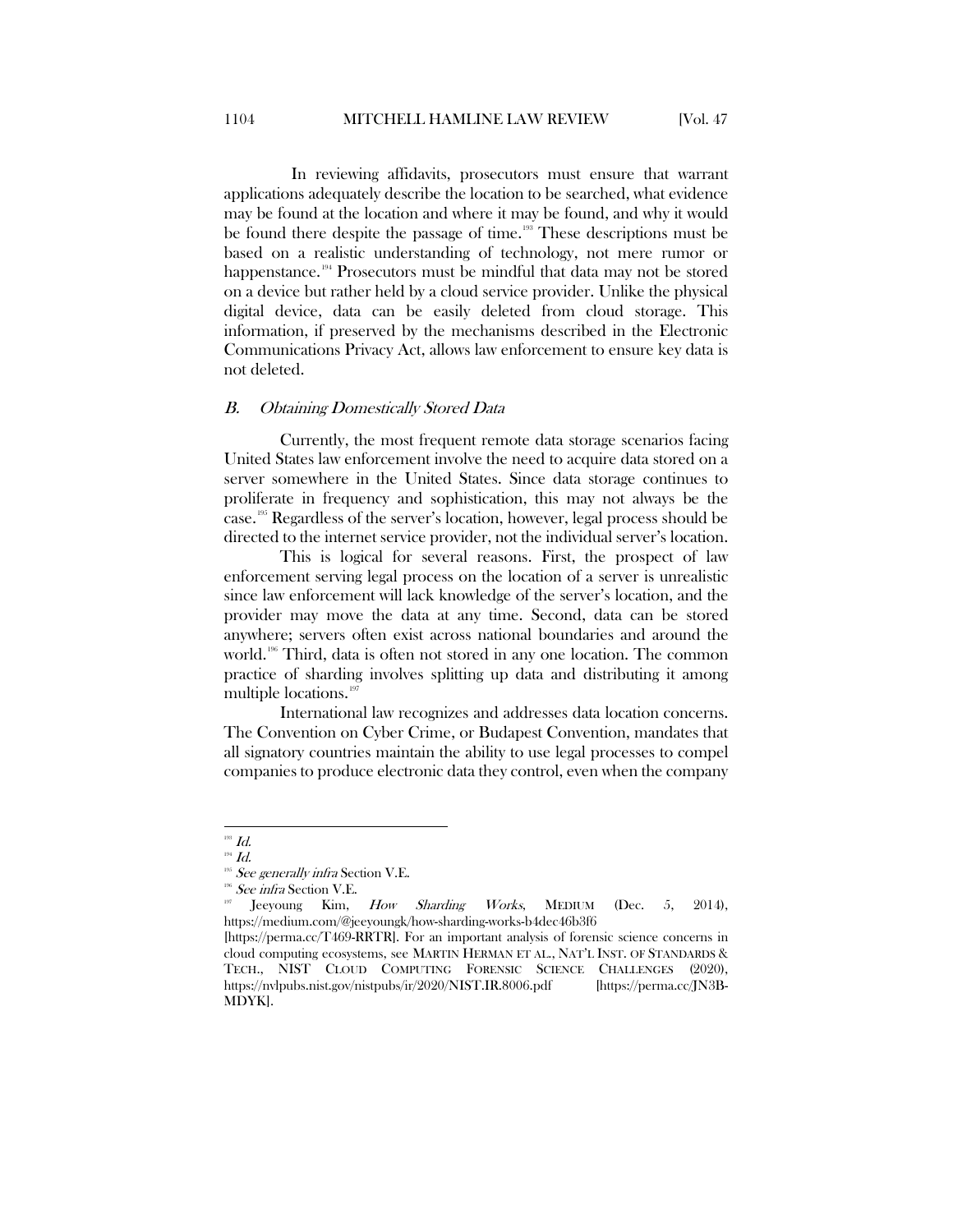In reviewing affidavits, prosecutors must ensure that warrant applications adequately describe the location to be searched, what evidence may be found at the location and where it may be found, and why it would be found there despite the passage of time.[193] These descriptions must be based on a realistic understanding of technology, not mere rumor or happenstance.[194] Prosecutors must be mindful that data may not be stored on a device but rather held by a cloud service provider. Unlike the physical digital device, data can be easily deleted from cloud storage. This information, if preserved by the mechanisms described in the Electronic Communications Privacy Act, allows law enforcement to ensure key data is not deleted.

### *B. Obtaining Domestically Stored Data*

Currently, the most frequent remote data storage scenarios facing United States law enforcement involve the need to acquire data stored on a server somewhere in the United States. Since data storage continues to proliferate in frequency and sophistication, this may not always be the case.[195] Regardless of the server's location, however, legal process should be directed to the internet service provider, not the individual server's location.

This is logical for several reasons. First, the prospect of law enforcement serving legal process on the location of a server is unrealistic since law enforcement will lack knowledge of the server's location, and the provider may move the data at any time. Second, data can be stored anywhere; servers often exist across national boundaries and around the world.[196] Third, data is often not stored in any one location. The common practice of sharding involves splitting up data and distributing it among multiple locations.[197]

International law recognizes and addresses data location concerns. The Convention on Cyber Crime, or Budapest Convention, mandates that all signatory countries maintain the ability to use legal processes to compel companies to produce electronic data they control, even when the company

---

[193] *Id.*

[194] *Id.*

[195] *See generally infra* Section V.E.

[196] *See infra* Section V.E.

[197] Jeeyoung Kim, *How Sharding Works*, MEDIUM (Dec. 5, 2014), https://medium.com/@jeeyoungk/how-sharding-works-b4dec46b3f6 [https://perma.cc/T469-RRTR]. For an important analysis of forensic science concerns in cloud computing ecosystems, see MARTIN HERMAN ET AL., NAT'L INST. OF STANDARDS & TECH., NIST CLOUD COMPUTING FORENSIC SCIENCE CHALLENGES (2020), https://nvlpubs.nist.gov/nistpubs/ir/2020/NIST.IR.8006.pdf [https://perma.cc/JN3B-MDYK].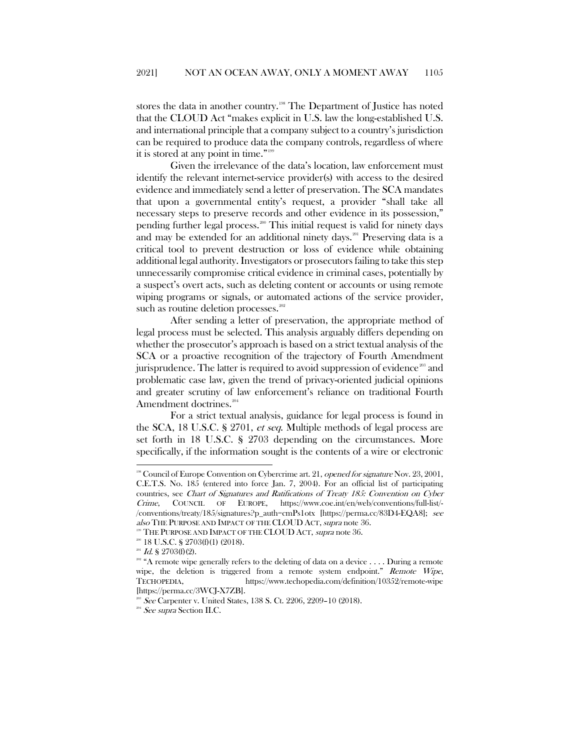stores the data in another country.[198] The Department of Justice has noted that the CLOUD Act "makes explicit in U.S. law the long-established U.S. and international principle that a company subject to a country's jurisdiction can be required to produce data the company controls, regardless of where it is stored at any point in time."[199]

Given the irrelevance of the data's location, law enforcement must identify the relevant internet-service provider(s) with access to the desired evidence and immediately send a letter of preservation. The SCA mandates that upon a governmental entity's request, a provider "shall take all necessary steps to preserve records and other evidence in its possession," pending further legal process.[200] This initial request is valid for ninety days and may be extended for an additional ninety days.[201] Preserving data is a critical tool to prevent destruction or loss of evidence while obtaining additional legal authority. Investigators or prosecutors failing to take this step unnecessarily compromise critical evidence in criminal cases, potentially by a suspect's overt acts, such as deleting content or accounts or using remote wiping programs or signals, or automated actions of the service provider, such as routine deletion processes.[202]

After sending a letter of preservation, the appropriate method of legal process must be selected. This analysis arguably differs depending on whether the prosecutor's approach is based on a strict textual analysis of the SCA or a proactive recognition of the trajectory of Fourth Amendment jurisprudence. The latter is required to avoid suppression of evidence[203] and problematic case law, given the trend of privacy-oriented judicial opinions and greater scrutiny of law enforcement's reliance on traditional Fourth Amendment doctrines.[204]

For a strict textual analysis, guidance for legal process is found in the SCA, 18 U.S.C. § 2701, *et seq*. Multiple methods of legal process are set forth in 18 U.S.C. § 2703 depending on the circumstances. More specifically, if the information sought is the contents of a wire or electronic

---

[198] Council of Europe Convention on Cybercrime art. 21, *opened for signature* Nov. 23, 2001, C.E.T.S. No. 185 (entered into force Jan. 7, 2004). For an official list of participating countries, see *Chart of Signatures and Ratifications of Treaty 185: Convention on Cyber Crime*, COUNCIL OF EUROPE, https://www.coe.int/en/web/conventions/full-list/-/conventions/treaty/185/signatures?p_auth=cmPs1otx [https://perma.cc/83D4-EQA8]; *see also* THE PURPOSE AND IMPACT OF THE CLOUD ACT, *supra* note 36.

[199] THE PURPOSE AND IMPACT OF THE CLOUD ACT, *supra* note 36.

[200] 18 U.S.C. § 2703(f)(1) (2018).

[201] *Id.* § 2703(f)(2).

[202] "A remote wipe generally refers to the deleting of data on a device . . . . During a remote wipe, the deletion is triggered from a remote system endpoint." *Remote Wipe*, TECHOPEDIA, https://www.techopedia.com/definition/10352/remote-wipe [https://perma.cc/3WCJ-X7ZB].

[203] *See* Carpenter v. United States, 138 S. Ct. 2206, 2209–10 (2018).

[204] *See supra* Section II.C.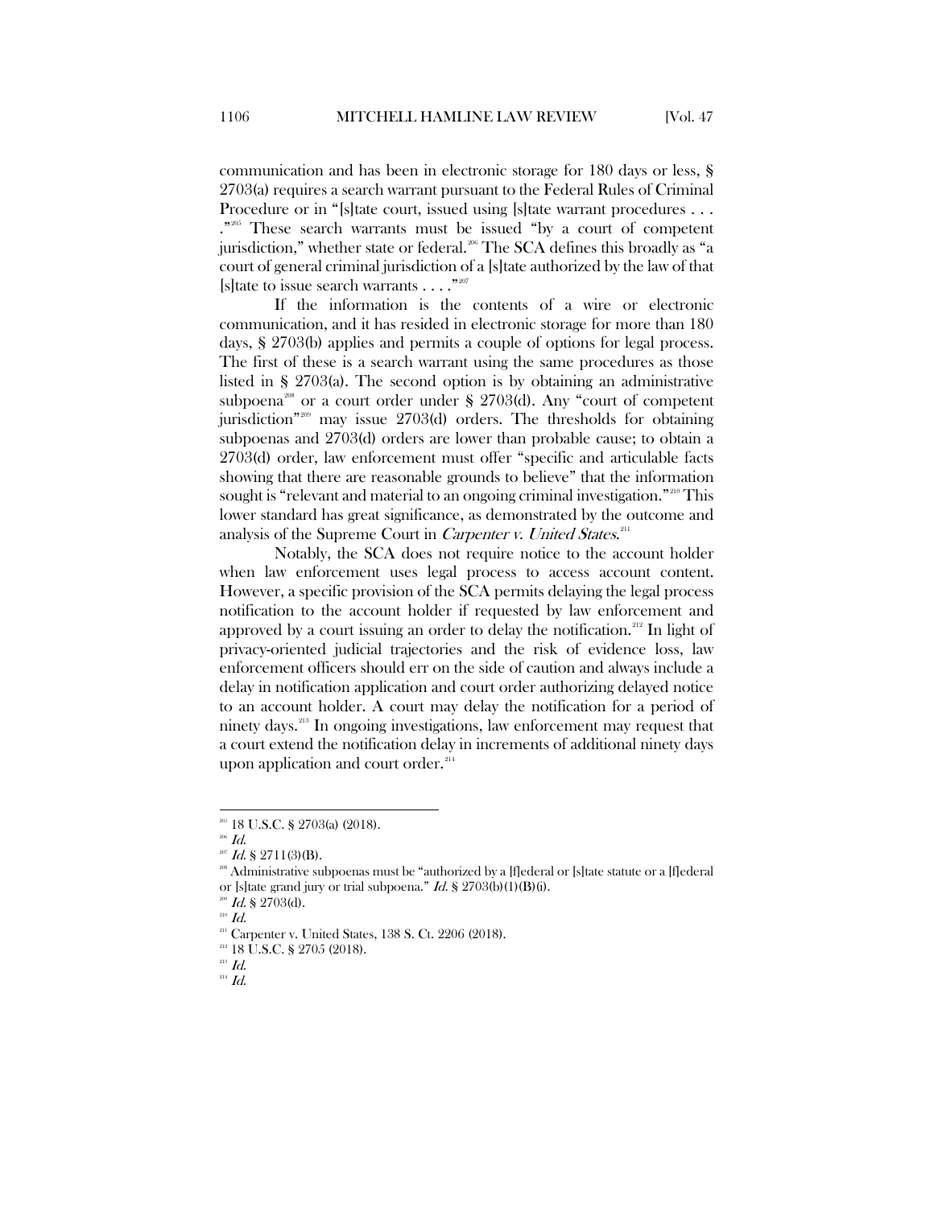communication and has been in electronic storage for 180 days or less, § 2703(a) requires a search warrant pursuant to the Federal Rules of Criminal Procedure or in "[s]tate court, issued using [s]tate warrant procedures . . . ."[205] These search warrants must be issued "by a court of competent jurisdiction," whether state or federal.[206] The SCA defines this broadly as "a court of general criminal jurisdiction of a [s]tate authorized by the law of that [s]tate to issue search warrants . . . ."[207]

If the information is the contents of a wire or electronic communication, and it has resided in electronic storage for more than 180 days, § 2703(b) applies and permits a couple of options for legal process. The first of these is a search warrant using the same procedures as those listed in § 2703(a). The second option is by obtaining an administrative subpoena[208] or a court order under § 2703(d). Any "court of competent jurisdiction"[209] may issue 2703(d) orders. The thresholds for obtaining subpoenas and 2703(d) orders are lower than probable cause; to obtain a 2703(d) order, law enforcement must offer "specific and articulable facts showing that there are reasonable grounds to believe" that the information sought is "relevant and material to an ongoing criminal investigation."[210] This lower standard has great significance, as demonstrated by the outcome and analysis of the Supreme Court in *Carpenter v. United States*.[211]

Notably, the SCA does not require notice to the account holder when law enforcement uses legal process to access account content. However, a specific provision of the SCA permits delaying the legal process notification to the account holder if requested by law enforcement and approved by a court issuing an order to delay the notification.[212] In light of privacy-oriented judicial trajectories and the risk of evidence loss, law enforcement officers should err on the side of caution and always include a delay in notification application and court order authorizing delayed notice to an account holder. A court may delay the notification for a period of ninety days.[213] In ongoing investigations, law enforcement may request that a court extend the notification delay in increments of additional ninety days upon application and court order.[214]

---

[205] 18 U.S.C. § 2703(a) (2018).

[206] *Id.*

[207] *Id.* § 2711(3)(B).

[208] Administrative subpoenas must be "authorized by a [f]ederal or [s]tate statute or a [f]ederal or [s]tate grand jury or trial subpoena." *Id.* § 2703(b)(1)(B)(i).

[209] *Id.* § 2703(d).

[210] *Id.*

[211] Carpenter v. United States, 138 S. Ct. 2206 (2018).

[212] 18 U.S.C. § 2705 (2018).

[213] *Id.*

[214] *Id.*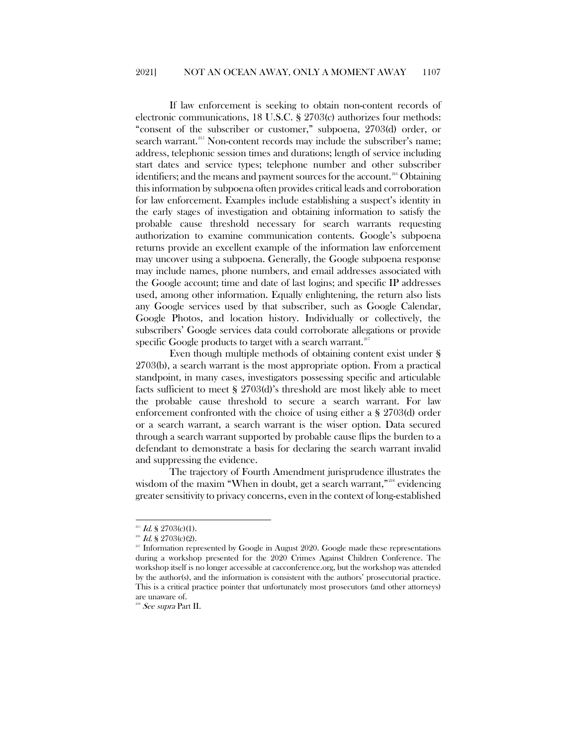If law enforcement is seeking to obtain non-content records of electronic communications, 18 U.S.C. § 2703(c) authorizes four methods: "consent of the subscriber or customer," subpoena, 2703(d) order, or search warrant.[215] Non-content records may include the subscriber's name; address, telephonic session times and durations; length of service including start dates and service types; telephone number and other subscriber identifiers; and the means and payment sources for the account.[216] Obtaining this information by subpoena often provides critical leads and corroboration for law enforcement. Examples include establishing a suspect's identity in the early stages of investigation and obtaining information to satisfy the probable cause threshold necessary for search warrants requesting authorization to examine communication contents. Google's subpoena returns provide an excellent example of the information law enforcement may uncover using a subpoena. Generally, the Google subpoena response may include names, phone numbers, and email addresses associated with the Google account; time and date of last logins; and specific IP addresses used, among other information. Equally enlightening, the return also lists any Google services used by that subscriber, such as Google Calendar, Google Photos, and location history. Individually or collectively, the subscribers' Google services data could corroborate allegations or provide specific Google products to target with a search warrant.[217]

Even though multiple methods of obtaining content exist under § 2703(b), a search warrant is the most appropriate option. From a practical standpoint, in many cases, investigators possessing specific and articulable facts sufficient to meet § 2703(d)'s threshold are most likely able to meet the probable cause threshold to secure a search warrant. For law enforcement confronted with the choice of using either a § 2703(d) order or a search warrant, a search warrant is the wiser option. Data secured through a search warrant supported by probable cause flips the burden to a defendant to demonstrate a basis for declaring the search warrant invalid and suppressing the evidence.

The trajectory of Fourth Amendment jurisprudence illustrates the wisdom of the maxim "When in doubt, get a search warrant,"[218] evidencing greater sensitivity to privacy concerns, even in the context of long-established

---

[215] *Id.* § 2703(c)(1).

[216] *Id.* § 2703(c)(2).

[217] Information represented by Google in August 2020. Google made these representations during a workshop presented for the 2020 Crimes Against Children Conference. The workshop itself is no longer accessible at cacconference.org, but the workshop was attended by the author(s), and the information is consistent with the authors' prosecutorial practice. This is a critical practice pointer that unfortunately most prosecutors (and other attorneys) are unaware of.

[218] *See supra* Part II.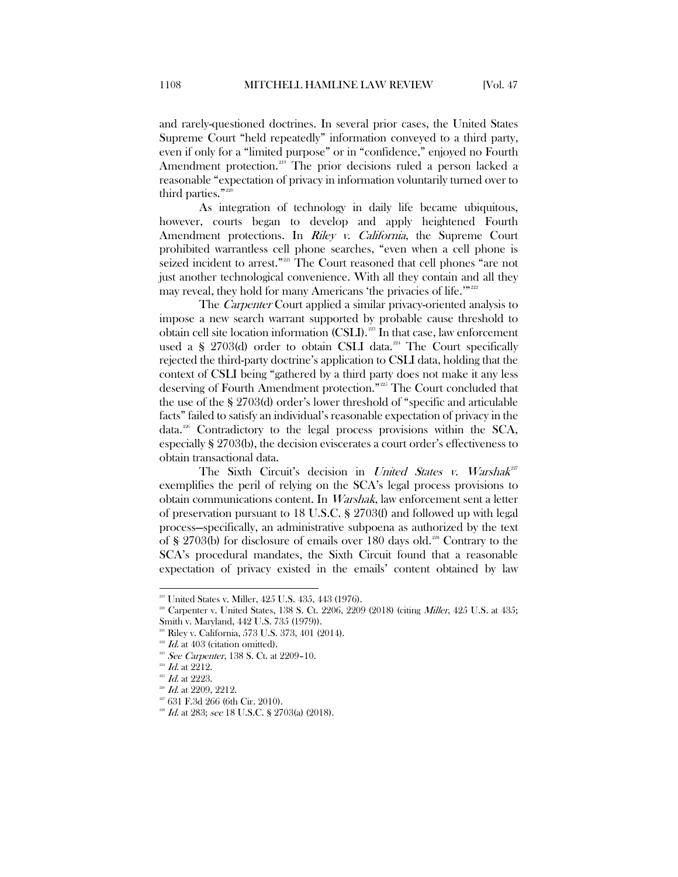and rarely-questioned doctrines. In several prior cases, the United States Supreme Court "held repeatedly" information conveyed to a third party, even if only for a "limited purpose" or in "confidence," enjoyed no Fourth Amendment protection.[219] The prior decisions ruled a person lacked a reasonable "expectation of privacy in information voluntarily turned over to third parties."[220]

As integration of technology in daily life became ubiquitous, however, courts began to develop and apply heightened Fourth Amendment protections. In *Riley v. California*, the Supreme Court prohibited warrantless cell phone searches, "even when a cell phone is seized incident to arrest."[221] The Court reasoned that cell phones "are not just another technological convenience. With all they contain and all they may reveal, they hold for many Americans 'the privacies of life.'"[222]

The *Carpenter* Court applied a similar privacy-oriented analysis to impose a new search warrant supported by probable cause threshold to obtain cell site location information (CSLI).[223] In that case, law enforcement used a § 2703(d) order to obtain CSLI data.[224] The Court specifically rejected the third-party doctrine's application to CSLI data, holding that the context of CSLI being "gathered by a third party does not make it any less deserving of Fourth Amendment protection."[225] The Court concluded that the use of the § 2703(d) order's lower threshold of "specific and articulable facts" failed to satisfy an individual's reasonable expectation of privacy in the data.[226] Contradictory to the legal process provisions within the SCA, especially § 2703(b), the decision eviscerates a court order's effectiveness to obtain transactional data.

The Sixth Circuit's decision in *United States v. Warshak*[227] exemplifies the peril of relying on the SCA's legal process provisions to obtain communications content. In *Warshak*, law enforcement sent a letter of preservation pursuant to 18 U.S.C. § 2703(f) and followed up with legal process—specifically, an administrative subpoena as authorized by the text of § 2703(b) for disclosure of emails over 180 days old.[228] Contrary to the SCA's procedural mandates, the Sixth Circuit found that a reasonable expectation of privacy existed in the emails' content obtained by law

---

[219] United States v. Miller, 425 U.S. 435, 443 (1976).

[220] Carpenter v. United States, 138 S. Ct. 2206, 2209 (2018) (citing *Miller*, 425 U.S. at 435; Smith v. Maryland, 442 U.S. 735 (1979)).

[221] Riley v. California, 573 U.S. 373, 401 (2014).

[222] *Id.* at 403 (citation omitted).

[223] *See Carpenter*, 138 S. Ct. at 2209–10.

[224] *Id.* at 2212.

[225] *Id.* at 2223.

[226] *Id.* at 2209, 2212.

[227] 631 F.3d 266 (6th Cir. 2010).

[228] *Id.* at 283; *see* 18 U.S.C. § 2703(a) (2018).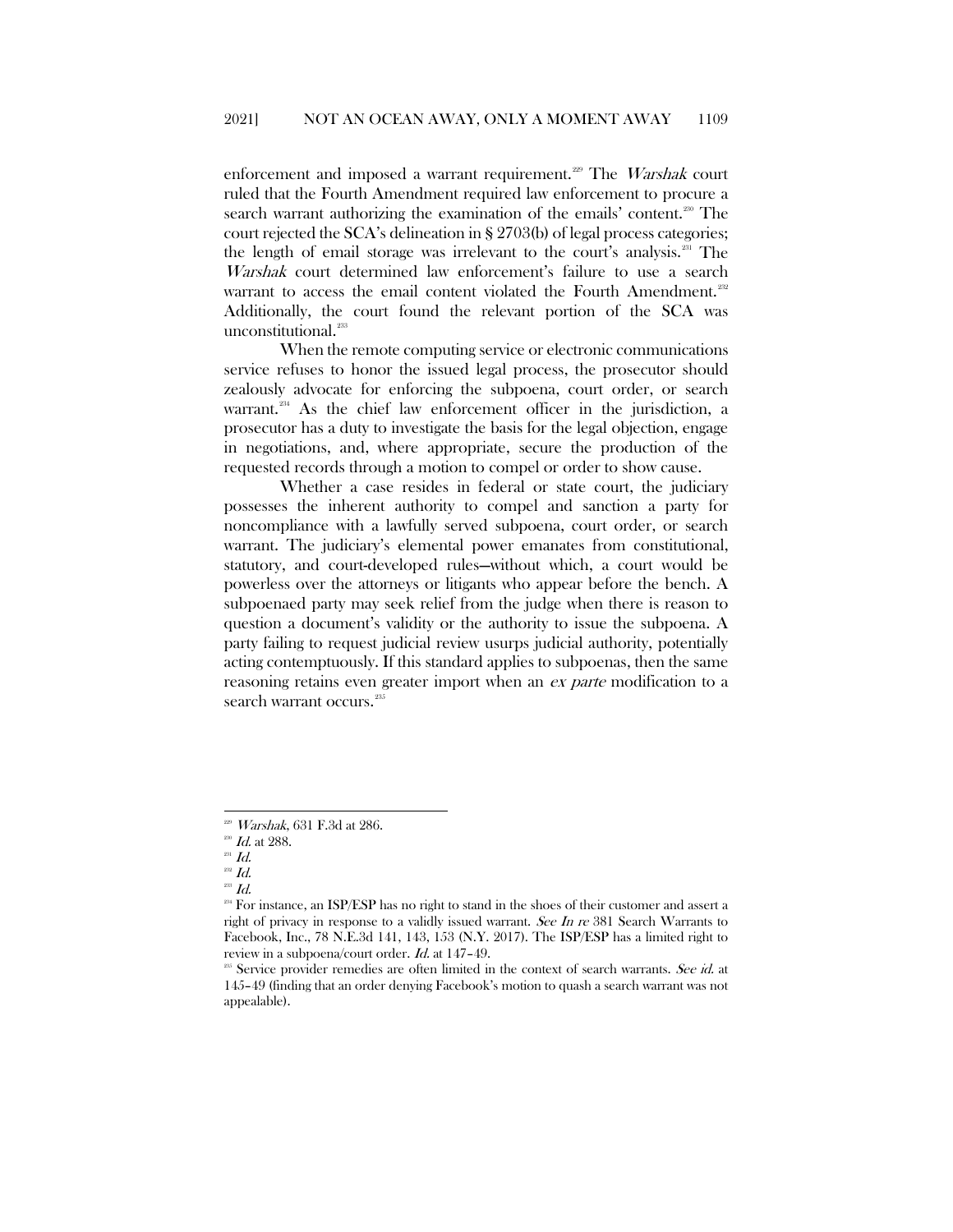enforcement and imposed a warrant requirement.[229] The *Warshak* court ruled that the Fourth Amendment required law enforcement to procure a search warrant authorizing the examination of the emails' content.[230] The court rejected the SCA's delineation in § 2703(b) of legal process categories; the length of email storage was irrelevant to the court's analysis.[231] The *Warshak* court determined law enforcement's failure to use a search warrant to access the email content violated the Fourth Amendment.[232] Additionally, the court found the relevant portion of the SCA was unconstitutional.[233]

When the remote computing service or electronic communications service refuses to honor the issued legal process, the prosecutor should zealously advocate for enforcing the subpoena, court order, or search warrant.[234] As the chief law enforcement officer in the jurisdiction, a prosecutor has a duty to investigate the basis for the legal objection, engage in negotiations, and, where appropriate, secure the production of the requested records through a motion to compel or order to show cause.

Whether a case resides in federal or state court, the judiciary possesses the inherent authority to compel and sanction a party for noncompliance with a lawfully served subpoena, court order, or search warrant. The judiciary's elemental power emanates from constitutional, statutory, and court-developed rules—without which, a court would be powerless over the attorneys or litigants who appear before the bench. A subpoenaed party may seek relief from the judge when there is reason to question a document's validity or the authority to issue the subpoena. A party failing to request judicial review usurps judicial authority, potentially acting contemptuously. If this standard applies to subpoenas, then the same reasoning retains even greater import when an *ex parte* modification to a search warrant occurs.[235]

---

[229] *Warshak*, 631 F.3d at 286.

[230] *Id.* at 288.

[231] *Id.*

[232] *Id.*

[233] *Id.*

[234] For instance, an ISP/ESP has no right to stand in the shoes of their customer and assert a right of privacy in response to a validly issued warrant. *See In re* 381 Search Warrants to Facebook, Inc., 78 N.E.3d 141, 143, 153 (N.Y. 2017). The ISP/ESP has a limited right to review in a subpoena/court order. *Id.* at 147–49.

[235] Service provider remedies are often limited in the context of search warrants. *See id.* at 145–49 (finding that an order denying Facebook's motion to quash a search warrant was not appealable).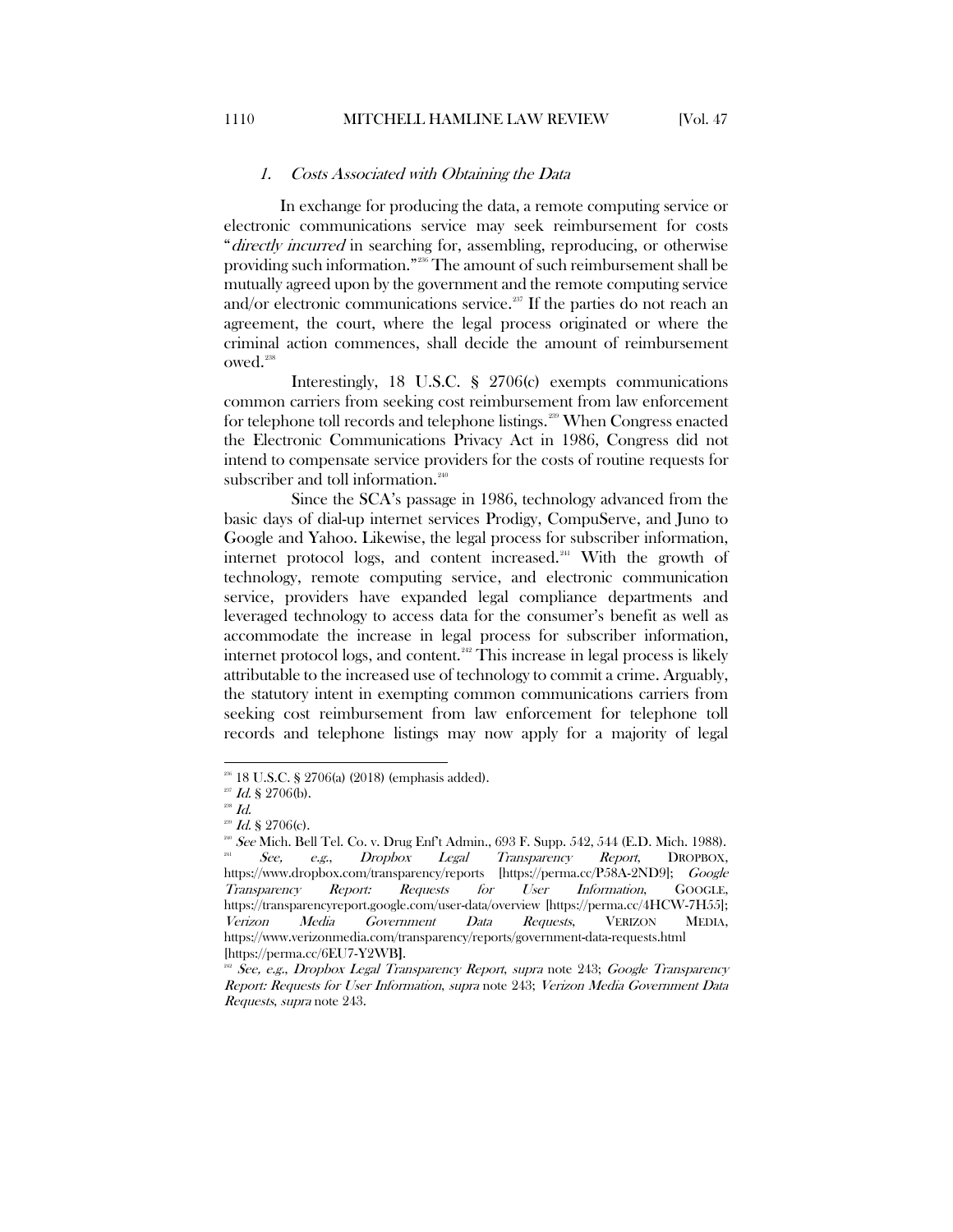### 1. *Costs Associated with Obtaining the Data*

In exchange for producing the data, a remote computing service or electronic communications service may seek reimbursement for costs "*directly incurred* in searching for, assembling, reproducing, or otherwise providing such information."[236] The amount of such reimbursement shall be mutually agreed upon by the government and the remote computing service and/or electronic communications service.[237] If the parties do not reach an agreement, the court, where the legal process originated or where the criminal action commences, shall decide the amount of reimbursement owed.[238]

Interestingly, 18 U.S.C. § 2706(c) exempts communications common carriers from seeking cost reimbursement from law enforcement for telephone toll records and telephone listings.[239] When Congress enacted the Electronic Communications Privacy Act in 1986, Congress did not intend to compensate service providers for the costs of routine requests for subscriber and toll information.[240]

Since the SCA's passage in 1986, technology advanced from the basic days of dial-up internet services Prodigy, CompuServe, and Juno to Google and Yahoo. Likewise, the legal process for subscriber information, internet protocol logs, and content increased.[241] With the growth of technology, remote computing service, and electronic communication service, providers have expanded legal compliance departments and leveraged technology to access data for the consumer's benefit as well as accommodate the increase in legal process for subscriber information, internet protocol logs, and content.[242] This increase in legal process is likely attributable to the increased use of technology to commit a crime. Arguably, the statutory intent in exempting common communications carriers from seeking cost reimbursement from law enforcement for telephone toll records and telephone listings may now apply for a majority of legal

---

[236] 18 U.S.C. § 2706(a) (2018) (emphasis added).

[237] *Id.* § 2706(b).

[238] *Id.*

[239] *Id.* § 2706(c).

[240] *See* Mich. Bell Tel. Co. v. Drug Enf't Admin., 693 F. Supp. 542, 544 (E.D. Mich. 1988).

[241] *See, e.g.*, *Dropbox Legal Transparency Report*, DROPBOX, https://www.dropbox.com/transparency/reports [https://perma.cc/P58A-2ND9]; *Google Transparency Report: Requests for User Information*, GOOGLE, https://transparencyreport.google.com/user-data/overview [https://perma.cc/4HCW-7H55]; *Verizon Media Government Data Requests*, VERIZON MEDIA, https://www.verizonmedia.com/transparency/reports/government-data-requests.html [https://perma.cc/6EU7-Y2WB].

[242] *See, e.g.*, *Dropbox Legal Transparency Report*, *supra* note 243; *Google Transparency Report: Requests for User Information*, *supra* note 243; *Verizon Media Government Data Requests*, *supra* note 243.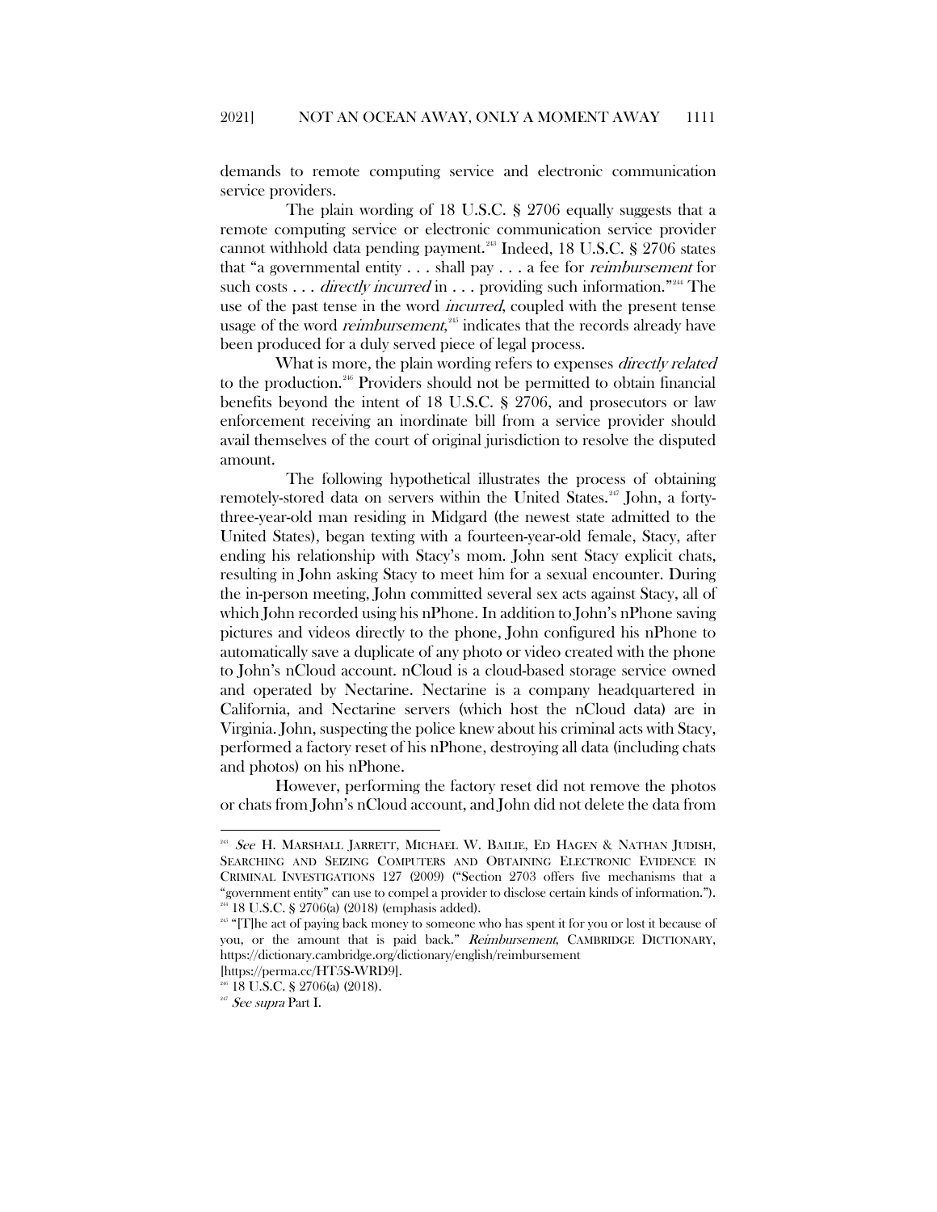demands to remote computing service and electronic communication service providers.

The plain wording of 18 U.S.C. § 2706 equally suggests that a remote computing service or electronic communication service provider cannot withhold data pending payment.[243] Indeed, 18 U.S.C. § 2706 states that "a governmental entity . . . shall pay . . . a fee for *reimbursement* for such costs . . . *directly incurred* in . . . providing such information."[244] The use of the past tense in the word *incurred*, coupled with the present tense usage of the word *reimbursement*,[245] indicates that the records already have been produced for a duly served piece of legal process.

What is more, the plain wording refers to expenses *directly related* to the production.[246] Providers should not be permitted to obtain financial benefits beyond the intent of 18 U.S.C. § 2706, and prosecutors or law enforcement receiving an inordinate bill from a service provider should avail themselves of the court of original jurisdiction to resolve the disputed amount.

The following hypothetical illustrates the process of obtaining remotely-stored data on servers within the United States.[247] John, a forty-three-year-old man residing in Midgard (the newest state admitted to the United States), began texting with a fourteen-year-old female, Stacy, after ending his relationship with Stacy's mom. John sent Stacy explicit chats, resulting in John asking Stacy to meet him for a sexual encounter. During the in-person meeting, John committed several sex acts against Stacy, all of which John recorded using his nPhone. In addition to John's nPhone saving pictures and videos directly to the phone, John configured his nPhone to automatically save a duplicate of any photo or video created with the phone to John's nCloud account. nCloud is a cloud-based storage service owned and operated by Nectarine. Nectarine is a company headquartered in California, and Nectarine servers (which host the nCloud data) are in Virginia. John, suspecting the police knew about his criminal acts with Stacy, performed a factory reset of his nPhone, destroying all data (including chats and photos) on his nPhone.

However, performing the factory reset did not remove the photos or chats from John's nCloud account, and John did not delete the data from

---

[243] *See* H. MARSHALL JARRETT, MICHAEL W. BAILIE, ED HAGEN & NATHAN JUDISH, SEARCHING AND SEIZING COMPUTERS AND OBTAINING ELECTRONIC EVIDENCE IN CRIMINAL INVESTIGATIONS 127 (2009) ("Section 2703 offers five mechanisms that a "government entity" can use to compel a provider to disclose certain kinds of information.").

[244] 18 U.S.C. § 2706(a) (2018) (emphasis added).

[245] "[T]he act of paying back money to someone who has spent it for you or lost it because of you, or the amount that is paid back." *Reimbursement*, CAMBRIDGE DICTIONARY, https://dictionary.cambridge.org/dictionary/english/reimbursement [https://perma.cc/HT5S-WRD9].

[246] 18 U.S.C. § 2706(a) (2018).

[247] *See supra* Part I.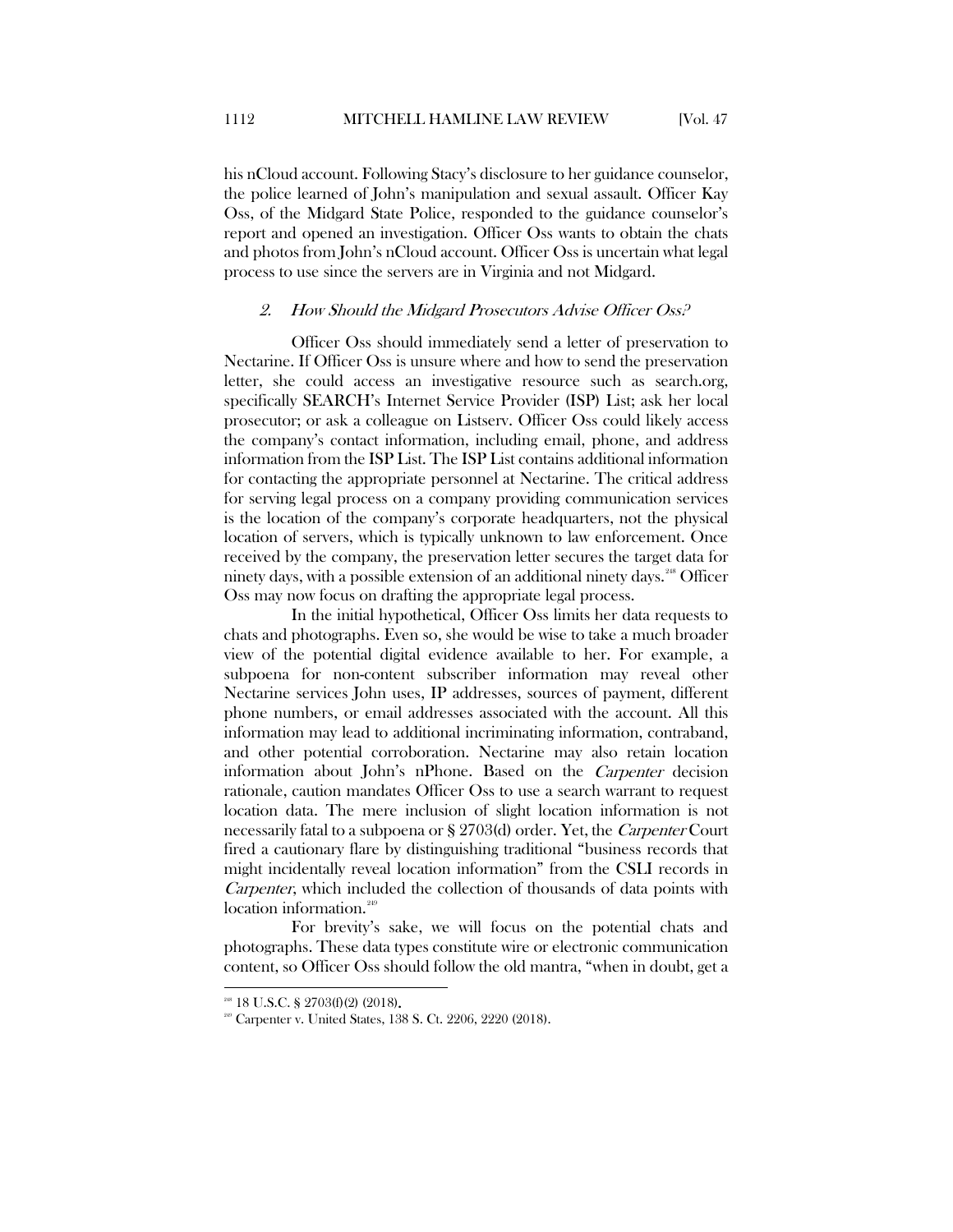his nCloud account. Following Stacy's disclosure to her guidance counselor, the police learned of John's manipulation and sexual assault. Officer Kay Oss, of the Midgard State Police, responded to the guidance counselor's report and opened an investigation. Officer Oss wants to obtain the chats and photos from John's nCloud account. Officer Oss is uncertain what legal process to use since the servers are in Virginia and not Midgard.

### 2. *How Should the Midgard Prosecutors Advise Officer Oss?*

Officer Oss should immediately send a letter of preservation to Nectarine. If Officer Oss is unsure where and how to send the preservation letter, she could access an investigative resource such as search.org, specifically SEARCH's Internet Service Provider (ISP) List; ask her local prosecutor; or ask a colleague on Listserv. Officer Oss could likely access the company's contact information, including email, phone, and address information from the ISP List. The ISP List contains additional information for contacting the appropriate personnel at Nectarine. The critical address for serving legal process on a company providing communication services is the location of the company's corporate headquarters, not the physical location of servers, which is typically unknown to law enforcement. Once received by the company, the preservation letter secures the target data for ninety days, with a possible extension of an additional ninety days.[248] Officer Oss may now focus on drafting the appropriate legal process.

In the initial hypothetical, Officer Oss limits her data requests to chats and photographs. Even so, she would be wise to take a much broader view of the potential digital evidence available to her. For example, a subpoena for non-content subscriber information may reveal other Nectarine services John uses, IP addresses, sources of payment, different phone numbers, or email addresses associated with the account. All this information may lead to additional incriminating information, contraband, and other potential corroboration. Nectarine may also retain location information about John's nPhone. Based on the *Carpenter* decision rationale, caution mandates Officer Oss to use a search warrant to request location data. The mere inclusion of slight location information is not necessarily fatal to a subpoena or § 2703(d) order. Yet, the *Carpenter* Court fired a cautionary flare by distinguishing traditional "business records that might incidentally reveal location information" from the CSLI records in *Carpenter*, which included the collection of thousands of data points with location information.[249]

For brevity's sake, we will focus on the potential chats and photographs. These data types constitute wire or electronic communication content, so Officer Oss should follow the old mantra, "when in doubt, get a

---

[248] 18 U.S.C. § 2703(f)(2) (2018).

[249] Carpenter v. United States, 138 S. Ct. 2206, 2220 (2018).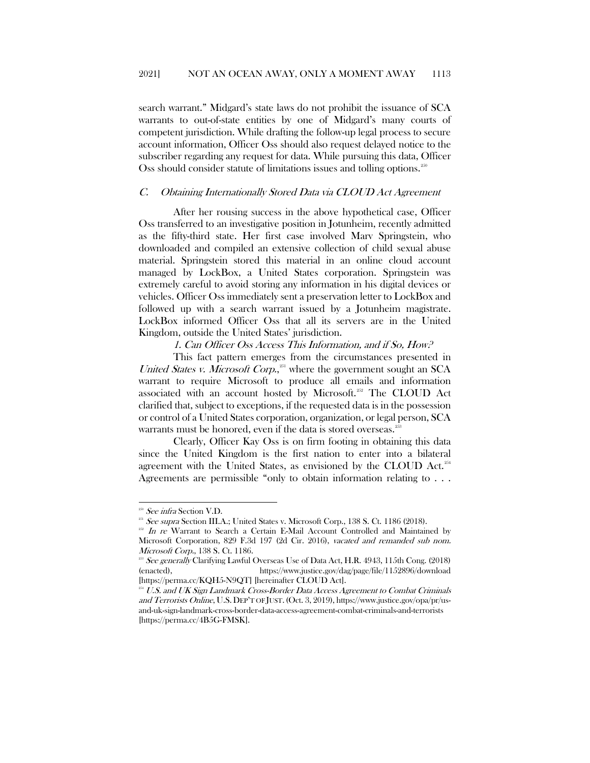search warrant." Midgard's state laws do not prohibit the issuance of SCA warrants to out-of-state entities by one of Midgard's many courts of competent jurisdiction. While drafting the follow-up legal process to secure account information, Officer Oss should also request delayed notice to the subscriber regarding any request for data. While pursuing this data, Officer Oss should consider statute of limitations issues and tolling options.[250]

### *C. Obtaining Internationally Stored Data via CLOUD Act Agreement*

After her rousing success in the above hypothetical case, Officer Oss transferred to an investigative position in Jotunheim, recently admitted as the fifty-third state. Her first case involved Marv Springstein, who downloaded and compiled an extensive collection of child sexual abuse material. Springstein stored this material in an online cloud account managed by LockBox, a United States corporation. Springstein was extremely careful to avoid storing any information in his digital devices or vehicles. Officer Oss immediately sent a preservation letter to LockBox and followed up with a search warrant issued by a Jotunheim magistrate. LockBox informed Officer Oss that all its servers are in the United Kingdom, outside the United States' jurisdiction.

#### *1. Can Officer Oss Access This Information, and if So, How?*

This fact pattern emerges from the circumstances presented in *United States v. Microsoft Corp.*,[251] where the government sought an SCA warrant to require Microsoft to produce all emails and information associated with an account hosted by Microsoft.[252] The CLOUD Act clarified that, subject to exceptions, if the requested data is in the possession or control of a United States corporation, organization, or legal person, SCA warrants must be honored, even if the data is stored overseas.[253]

Clearly, Officer Kay Oss is on firm footing in obtaining this data since the United Kingdom is the first nation to enter into a bilateral agreement with the United States, as envisioned by the CLOUD Act.[254] Agreements are permissible "only to obtain information relating to . . .

---

[250] *See infra* Section V.D.

[251] *See supra* Section III.A.; United States v. Microsoft Corp., 138 S. Ct. 1186 (2018).

[252] *In re* Warrant to Search a Certain E-Mail Account Controlled and Maintained by Microsoft Corporation, 829 F.3d 197 (2d Cir. 2016), *vacated and remanded sub nom. Microsoft Corp.*, 138 S. Ct. 1186.

[253] *See generally* Clarifying Lawful Overseas Use of Data Act, H.R. 4943, 115th Cong. (2018) (enacted), https://www.justice.gov/dag/page/file/1152896/download [https://perma.cc/KQH5-N9QT] [hereinafter CLOUD Act].

[254] *U.S. and UK Sign Landmark Cross-Border Data Access Agreement to Combat Criminals and Terrorists Online*, U.S. DEP'T OF JUST. (Oct. 3, 2019), https://www.justice.gov/opa/pr/us-and-uk-sign-landmark-cross-border-data-access-agreement-combat-criminals-and-terrorists [https://perma.cc/4B5G-FMSK].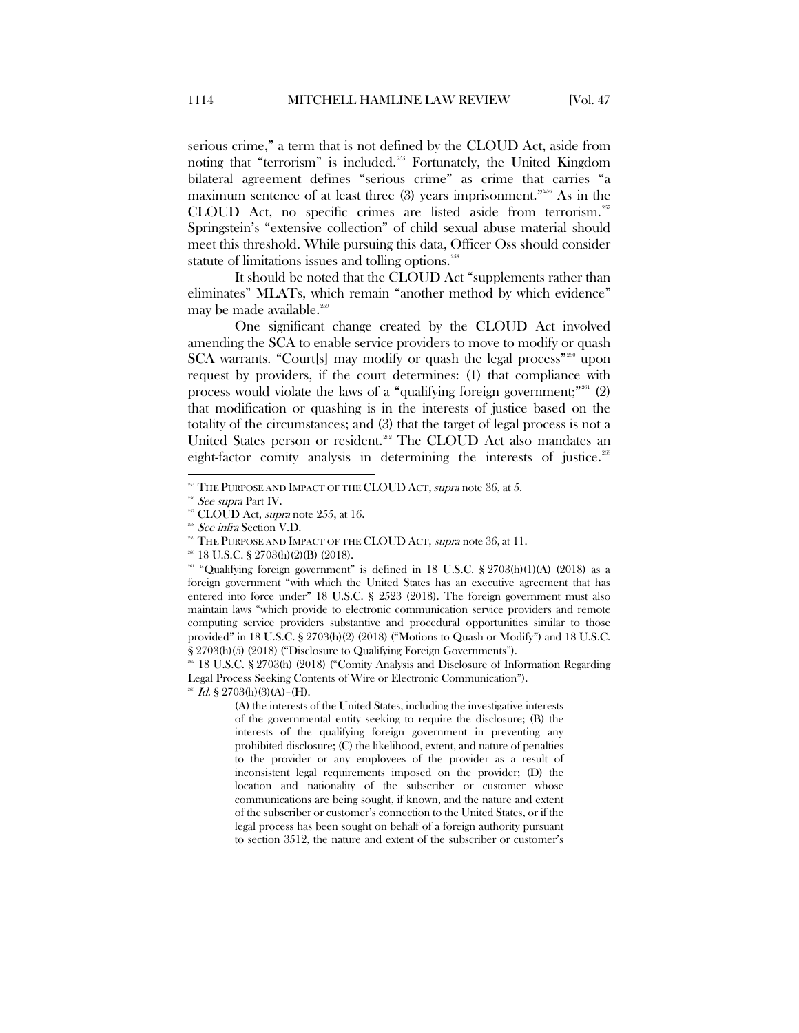serious crime," a term that is not defined by the CLOUD Act, aside from noting that "terrorism" is included.[255] Fortunately, the United Kingdom bilateral agreement defines "serious crime" as crime that carries "a maximum sentence of at least three (3) years imprisonment."[256] As in the CLOUD Act, no specific crimes are listed aside from terrorism.[257] Springstein's "extensive collection" of child sexual abuse material should meet this threshold. While pursuing this data, Officer Oss should consider statute of limitations issues and tolling options.[258]

It should be noted that the CLOUD Act "supplements rather than eliminates" MLATs, which remain "another method by which evidence" may be made available.[259]

One significant change created by the CLOUD Act involved amending the SCA to enable service providers to move to modify or quash SCA warrants. "Court[s] may modify or quash the legal process"[260] upon request by providers, if the court determines: (1) that compliance with process would violate the laws of a "qualifying foreign government;"[261] (2) that modification or quashing is in the interests of justice based on the totality of the circumstances; and (3) that the target of legal process is not a United States person or resident.[262] The CLOUD Act also mandates an eight-factor comity analysis in determining the interests of justice.[263]

---

[255] THE PURPOSE AND IMPACT OF THE CLOUD ACT, *supra* note 36, at 5.

[256] *See supra* Part IV.

[257] CLOUD Act, *supra* note 255, at 16.

[258] *See infra* Section V.D.

[259] THE PURPOSE AND IMPACT OF THE CLOUD ACT, *supra* note 36, at 11.

[260] 18 U.S.C. § 2703(h)(2)(B) (2018).

[261] "Qualifying foreign government" is defined in 18 U.S.C. § 2703(h)(1)(A) (2018) as a foreign government "with which the United States has an executive agreement that has entered into force under" 18 U.S.C. § 2523 (2018). The foreign government must also maintain laws "which provide to electronic communication service providers and remote computing service providers substantive and procedural opportunities similar to those provided" in 18 U.S.C. § 2703(h)(2) (2018) ("Motions to Quash or Modify") and 18 U.S.C. § 2703(h)(5) (2018) ("Disclosure to Qualifying Foreign Governments").

[262] 18 U.S.C. § 2703(h) (2018) ("Comity Analysis and Disclosure of Information Regarding Legal Process Seeking Contents of Wire or Electronic Communication").

[263] *Id.* § 2703(h)(3)(A)–(H).

> (A) the interests of the United States, including the investigative interests of the governmental entity seeking to require the disclosure; (B) the interests of the qualifying foreign government in preventing any prohibited disclosure; (C) the likelihood, extent, and nature of penalties to the provider or any employees of the provider as a result of inconsistent legal requirements imposed on the provider; (D) the location and nationality of the subscriber or customer whose communications are being sought, if known, and the nature and extent of the subscriber or customer's connection to the United States, or if the legal process has been sought on behalf of a foreign authority pursuant to section 3512, the nature and extent of the subscriber or customer's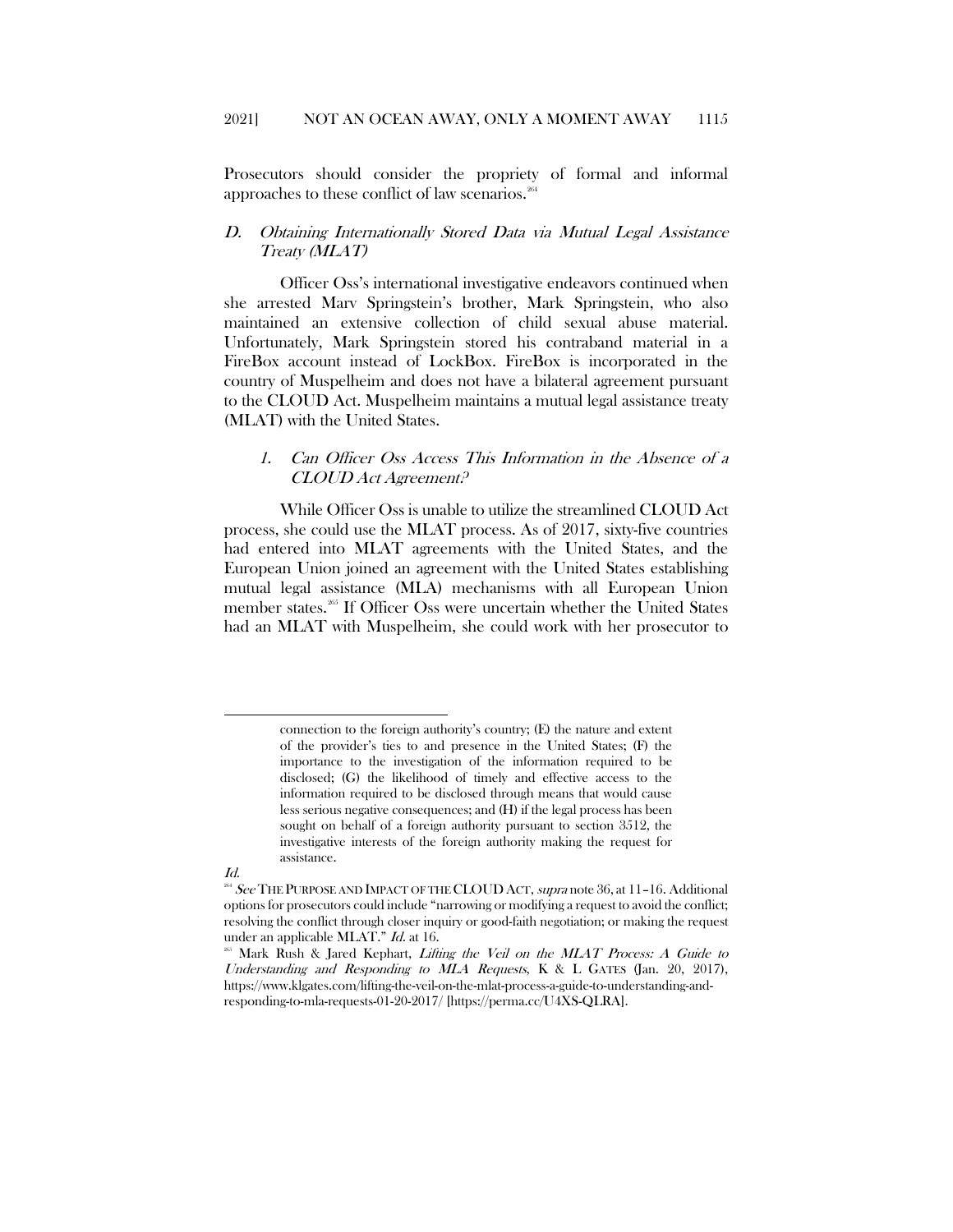Prosecutors should consider the propriety of formal and informal approaches to these conflict of law scenarios.[264]

### *D. Obtaining Internationally Stored Data via Mutual Legal Assistance Treaty (MLAT)*

Officer Oss's international investigative endeavors continued when she arrested Marv Springstein's brother, Mark Springstein, who also maintained an extensive collection of child sexual abuse material. Unfortunately, Mark Springstein stored his contraband material in a FireBox account instead of LockBox. FireBox is incorporated in the country of Muspelheim and does not have a bilateral agreement pursuant to the CLOUD Act. Muspelheim maintains a mutual legal assistance treaty (MLAT) with the United States.

#### *1. Can Officer Oss Access This Information in the Absence of a CLOUD Act Agreement?*

While Officer Oss is unable to utilize the streamlined CLOUD Act process, she could use the MLAT process. As of 2017, sixty-five countries had entered into MLAT agreements with the United States, and the European Union joined an agreement with the United States establishing mutual legal assistance (MLA) mechanisms with all European Union member states.[265] If Officer Oss were uncertain whether the United States had an MLAT with Muspelheim, she could work with her prosecutor to

---

> connection to the foreign authority's country; (E) the nature and extent of the provider's ties to and presence in the United States; (F) the importance to the investigation of the information required to be disclosed; (G) the likelihood of timely and effective access to the information required to be disclosed through means that would cause less serious negative consequences; and (H) if the legal process has been sought on behalf of a foreign authority pursuant to section 3512, the investigative interests of the foreign authority making the request for assistance.

*Id.*

[264] *See* THE PURPOSE AND IMPACT OF THE CLOUD ACT, *supra* note 36, at 11–16. Additional options for prosecutors could include "narrowing or modifying a request to avoid the conflict; resolving the conflict through closer inquiry or good-faith negotiation; or making the request under an applicable MLAT." *Id.* at 16.

[265] Mark Rush & Jared Kephart, *Lifting the Veil on the MLAT Process: A Guide to Understanding and Responding to MLA Requests*, K & L GATES (Jan. 20, 2017), https://www.klgates.com/lifting-the-veil-on-the-mlat-process-a-guide-to-understanding-and-responding-to-mla-requests-01-20-2017/ [https://perma.cc/U4XS-QLRA].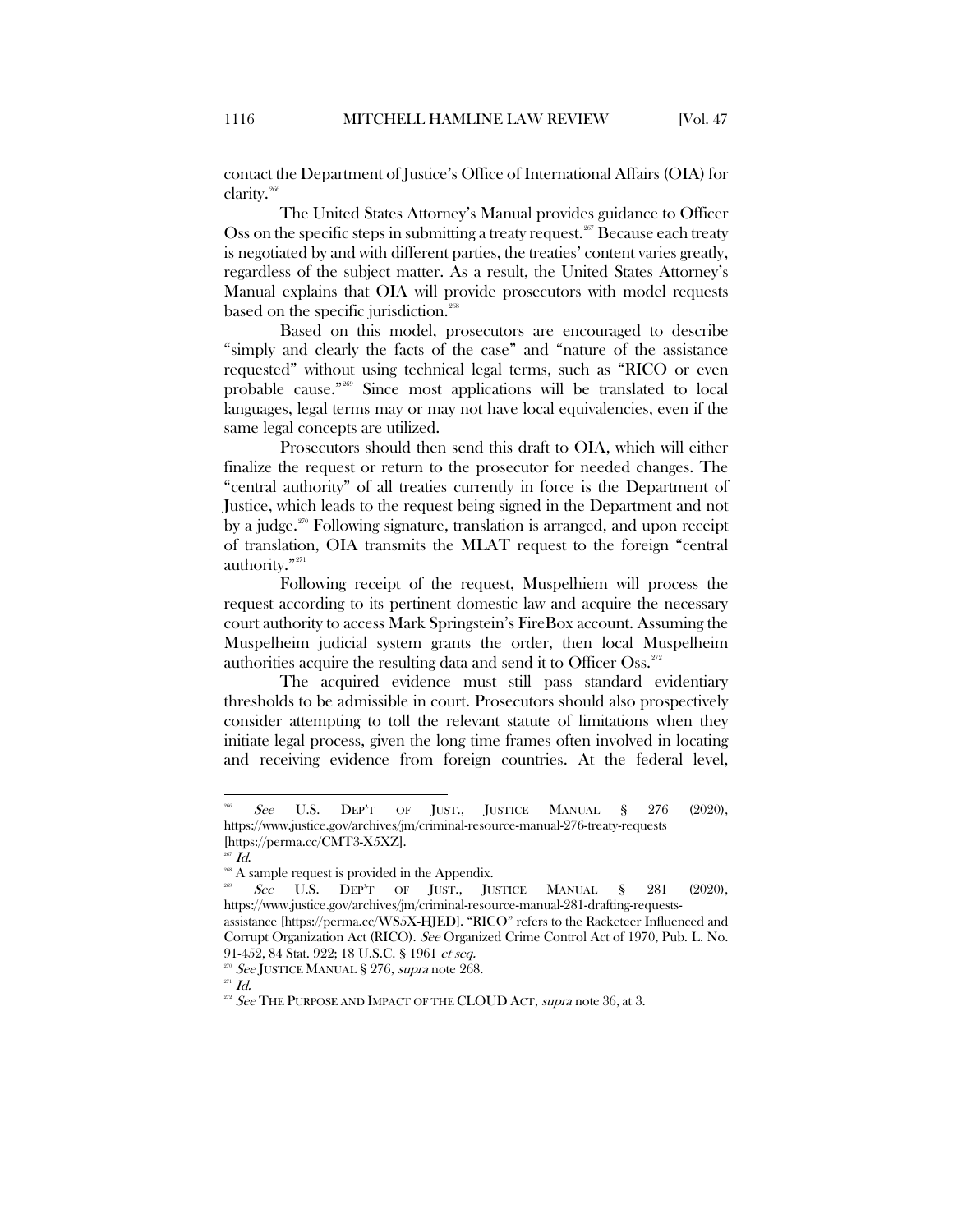contact the Department of Justice's Office of International Affairs (OIA) for clarity.[266]

The United States Attorney's Manual provides guidance to Officer Oss on the specific steps in submitting a treaty request.[267] Because each treaty is negotiated by and with different parties, the treaties' content varies greatly, regardless of the subject matter. As a result, the United States Attorney's Manual explains that OIA will provide prosecutors with model requests based on the specific jurisdiction.[268]

Based on this model, prosecutors are encouraged to describe "simply and clearly the facts of the case" and "nature of the assistance requested" without using technical legal terms, such as "RICO or even probable cause."[269] Since most applications will be translated to local languages, legal terms may or may not have local equivalencies, even if the same legal concepts are utilized.

Prosecutors should then send this draft to OIA, which will either finalize the request or return to the prosecutor for needed changes. The "central authority" of all treaties currently in force is the Department of Justice, which leads to the request being signed in the Department and not by a judge.[270] Following signature, translation is arranged, and upon receipt of translation, OIA transmits the MLAT request to the foreign "central authority."[271]

Following receipt of the request, Muspelhiem will process the request according to its pertinent domestic law and acquire the necessary court authority to access Mark Springstein's FireBox account. Assuming the Muspelheim judicial system grants the order, then local Muspelheim authorities acquire the resulting data and send it to Officer Oss.[272]

The acquired evidence must still pass standard evidentiary thresholds to be admissible in court. Prosecutors should also prospectively consider attempting to toll the relevant statute of limitations when they initiate legal process, given the long time frames often involved in locating and receiving evidence from foreign countries. At the federal level,

---

[266] *See* U.S. DEP'T OF JUST., JUSTICE MANUAL § 276 (2020), https://www.justice.gov/archives/jm/criminal-resource-manual-276-treaty-requests [https://perma.cc/CMT3-X5XZ].

[267] *Id.*

[268] A sample request is provided in the Appendix.

[269] *See* U.S. DEP'T OF JUST., JUSTICE MANUAL § 281 (2020), https://www.justice.gov/archives/jm/criminal-resource-manual-281-drafting-requests-assistance [https://perma.cc/WS5X-HJED]. "RICO" refers to the Racketeer Influenced and Corrupt Organization Act (RICO). *See* Organized Crime Control Act of 1970, Pub. L. No. 91-452, 84 Stat. 922; 18 U.S.C. § 1961 *et seq.*

[270] *See* JUSTICE MANUAL § 276, *supra* note 268.

[271] *Id.*

[272] *See* THE PURPOSE AND IMPACT OF THE CLOUD ACT, *supra* note 36, at 3.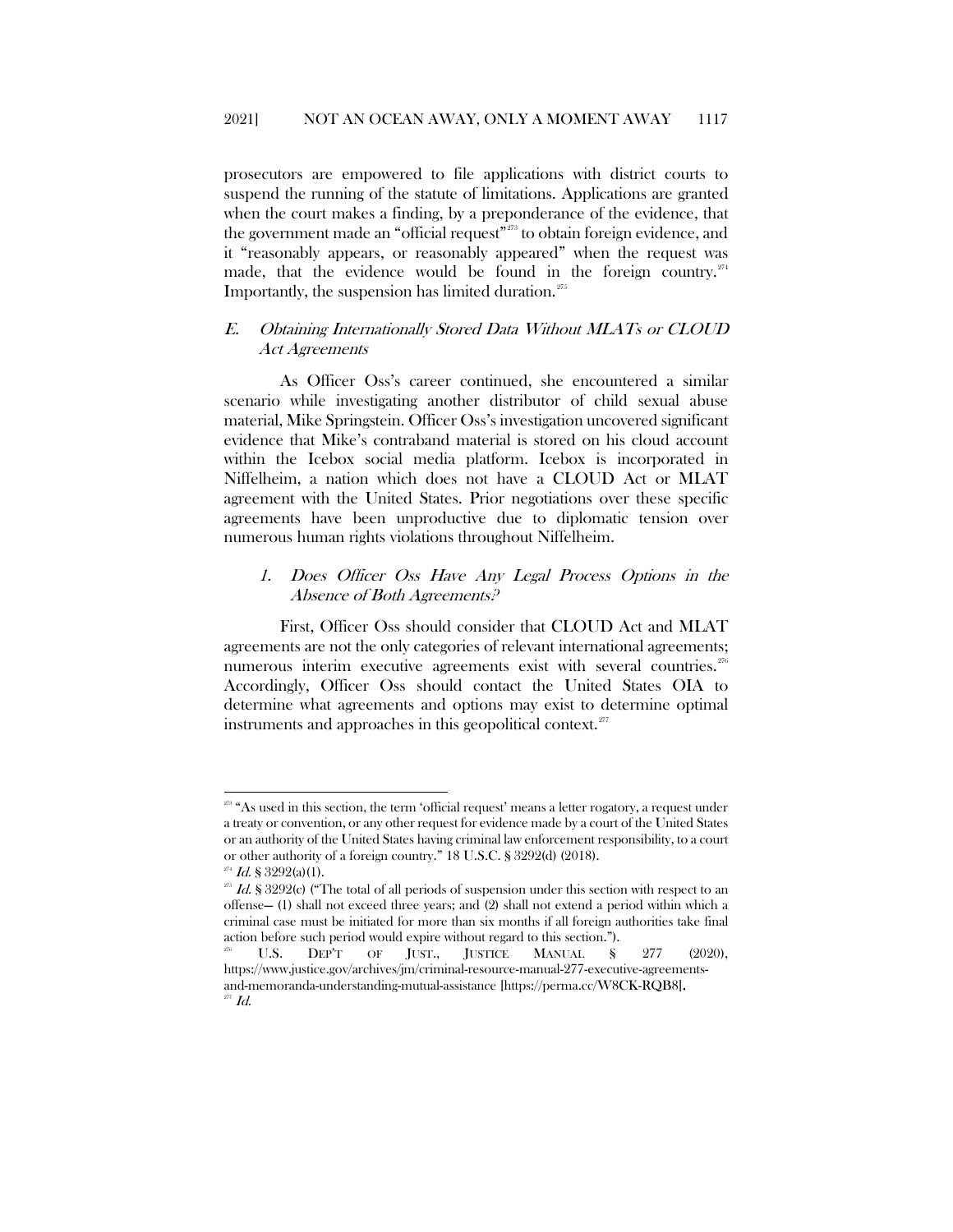prosecutors are empowered to file applications with district courts to suspend the running of the statute of limitations. Applications are granted when the court makes a finding, by a preponderance of the evidence, that the government made an "official request"[273] to obtain foreign evidence, and it "reasonably appears, or reasonably appeared" when the request was made, that the evidence would be found in the foreign country.[274] Importantly, the suspension has limited duration.[275]

## *E. Obtaining Internationally Stored Data Without MLATs or CLOUD Act Agreements*

As Officer Oss's career continued, she encountered a similar scenario while investigating another distributor of child sexual abuse material, Mike Springstein. Officer Oss's investigation uncovered significant evidence that Mike's contraband material is stored on his cloud account within the Icebox social media platform. Icebox is incorporated in Niffelheim, a nation which does not have a CLOUD Act or MLAT agreement with the United States. Prior negotiations over these specific agreements have been unproductive due to diplomatic tension over numerous human rights violations throughout Niffelheim.

### *1. Does Officer Oss Have Any Legal Process Options in the Absence of Both Agreements?*

First, Officer Oss should consider that CLOUD Act and MLAT agreements are not the only categories of relevant international agreements; numerous interim executive agreements exist with several countries.[276] Accordingly, Officer Oss should contact the United States OIA to determine what agreements and options may exist to determine optimal instruments and approaches in this geopolitical context.[277]

---

[273] "As used in this section, the term 'official request' means a letter rogatory, a request under a treaty or convention, or any other request for evidence made by a court of the United States or an authority of the United States having criminal law enforcement responsibility, to a court or other authority of a foreign country." 18 U.S.C. § 3292(d) (2018).

[274] *Id.* § 3292(a)(1).

[275] *Id.* § 3292(c) ("The total of all periods of suspension under this section with respect to an offense— (1) shall not exceed three years; and (2) shall not extend a period within which a criminal case must be initiated for more than six months if all foreign authorities take final action before such period would expire without regard to this section.").

[276] U.S. DEP'T OF JUST., JUSTICE MANUAL § 277 (2020), https://www.justice.gov/archives/jm/criminal-resource-manual-277-executive-agreements-and-memoranda-understanding-mutual-assistance [https://perma.cc/W8CK-RQB8].

[277] *Id.*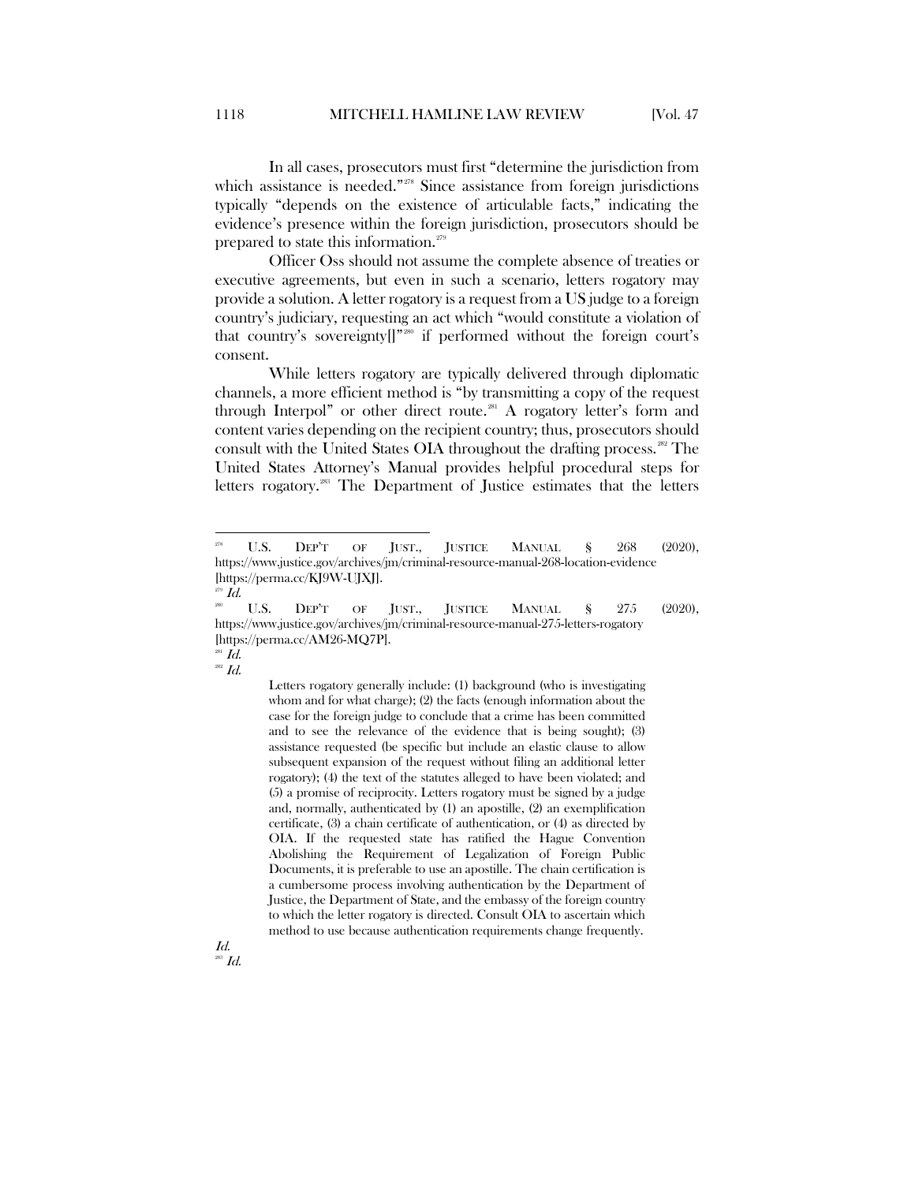In all cases, prosecutors must first "determine the jurisdiction from which assistance is needed."[278] Since assistance from foreign jurisdictions typically "depends on the existence of articulable facts," indicating the evidence's presence within the foreign jurisdiction, prosecutors should be prepared to state this information.[279]

Officer Oss should not assume the complete absence of treaties or executive agreements, but even in such a scenario, letters rogatory may provide a solution. A letter rogatory is a request from a US judge to a foreign country's judiciary, requesting an act which "would constitute a violation of that country's sovereignty[]"[280] if performed without the foreign court's consent.

While letters rogatory are typically delivered through diplomatic channels, a more efficient method is "by transmitting a copy of the request through Interpol" or other direct route.[281] A rogatory letter's form and content varies depending on the recipient country; thus, prosecutors should consult with the United States OIA throughout the drafting process.[282] The United States Attorney's Manual provides helpful procedural steps for letters rogatory.[283] The Department of Justice estimates that the letters

---

[278] U.S. DEP'T OF JUST., JUSTICE MANUAL § 268 (2020), https://www.justice.gov/archives/jm/criminal-resource-manual-268-location-evidence [https://perma.cc/KJ9W-UJXJ].

[279] *Id.*

[280] U.S. DEP'T OF JUST., JUSTICE MANUAL § 275 (2020), https://www.justice.gov/archives/jm/criminal-resource-manual-275-letters-rogatory [https://perma.cc/AM26-MQ7P].

[281] *Id.*

[282] *Id.*

> Letters rogatory generally include: (1) background (who is investigating whom and for what charge); (2) the facts (enough information about the case for the foreign judge to conclude that a crime has been committed and to see the relevance of the evidence that is being sought); (3) assistance requested (be specific but include an elastic clause to allow subsequent expansion of the request without filing an additional letter rogatory); (4) the text of the statutes alleged to have been violated; and (5) a promise of reciprocity. Letters rogatory must be signed by a judge and, normally, authenticated by (1) an apostille, (2) an exemplification certificate, (3) a chain certificate of authentication, or (4) as directed by OIA. If the requested state has ratified the Hague Convention Abolishing the Requirement of Legalization of Foreign Public Documents, it is preferable to use an apostille. The chain certification is a cumbersome process involving authentication by the Department of Justice, the Department of State, and the embassy of the foreign country to which the letter rogatory is directed. Consult OIA to ascertain which method to use because authentication requirements change frequently.

*Id.*

[283] *Id.*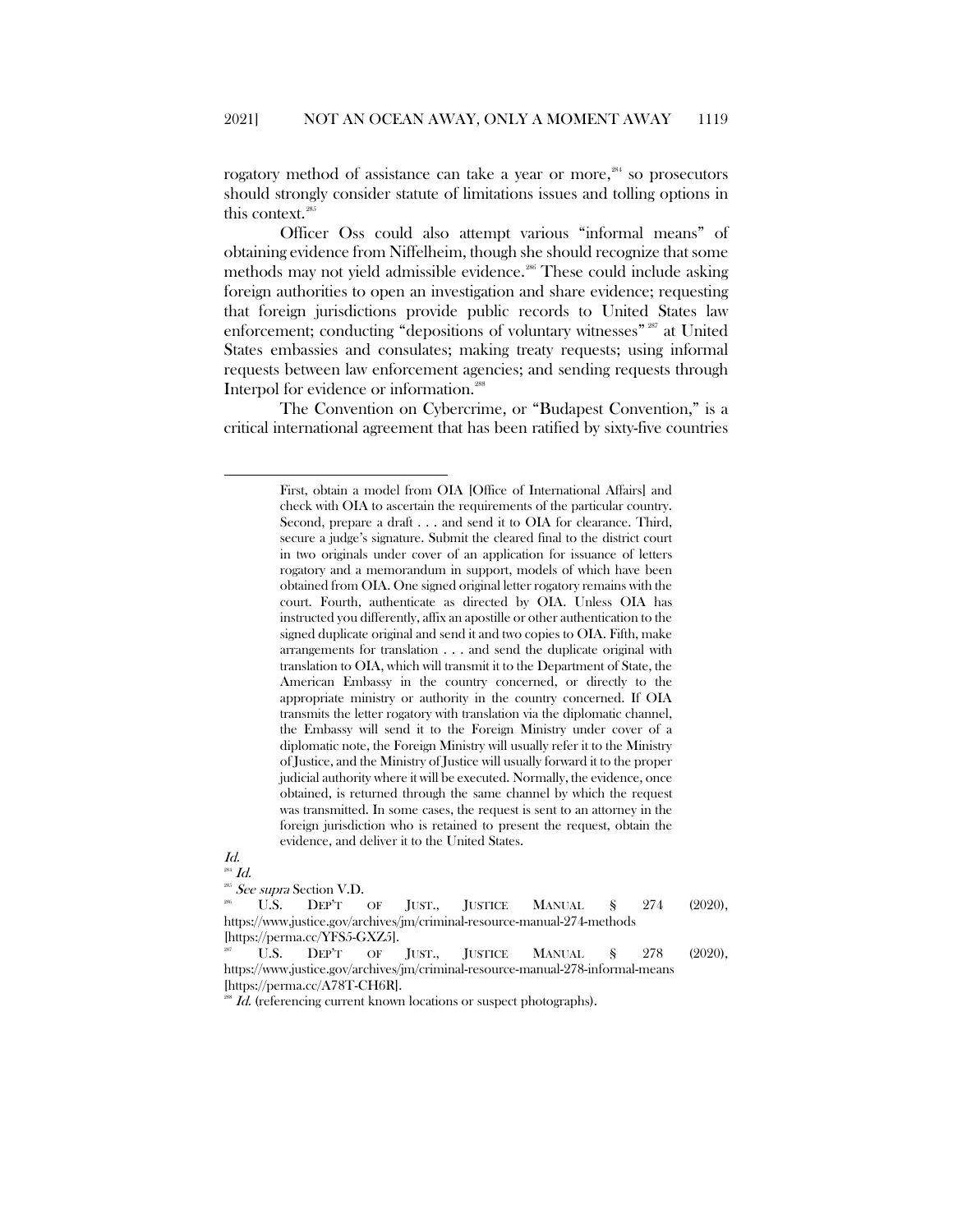rogatory method of assistance can take a year or more,[284] so prosecutors should strongly consider statute of limitations issues and tolling options in this context.[285]

Officer Oss could also attempt various "informal means" of obtaining evidence from Niffelheim, though she should recognize that some methods may not yield admissible evidence.[286] These could include asking foreign authorities to open an investigation and share evidence; requesting that foreign jurisdictions provide public records to United States law enforcement; conducting "depositions of voluntary witnesses"[287] at United States embassies and consulates; making treaty requests; using informal requests between law enforcement agencies; and sending requests through Interpol for evidence or information.[288]

The Convention on Cybercrime, or "Budapest Convention," is a critical international agreement that has been ratified by sixty-five countries

---

> First, obtain a model from OIA [Office of International Affairs] and check with OIA to ascertain the requirements of the particular country. Second, prepare a draft . . . and send it to OIA for clearance. Third, secure a judge's signature. Submit the cleared final to the district court in two originals under cover of an application for issuance of letters rogatory and a memorandum in support, models of which have been obtained from OIA. One signed original letter rogatory remains with the court. Fourth, authenticate as directed by OIA. Unless OIA has instructed you differently, affix an apostille or other authentication to the signed duplicate original and send it and two copies to OIA. Fifth, make arrangements for translation . . . and send the duplicate original with translation to OIA, which will transmit it to the Department of State, the American Embassy in the country concerned, or directly to the appropriate ministry or authority in the country concerned. If OIA transmits the letter rogatory with translation via the diplomatic channel, the Embassy will send it to the Foreign Ministry under cover of a diplomatic note, the Foreign Ministry will usually refer it to the Ministry of Justice, and the Ministry of Justice will usually forward it to the proper judicial authority where it will be executed. Normally, the evidence, once obtained, is returned through the same channel by which the request was transmitted. In some cases, the request is sent to an attorney in the foreign jurisdiction who is retained to present the request, obtain the evidence, and deliver it to the United States.

*Id.*

[284] *Id.*

[285] *See supra* Section V.D.

[286] U.S. DEP'T OF JUST., JUSTICE MANUAL § 274 (2020), https://www.justice.gov/archives/jm/criminal-resource-manual-274-methods [https://perma.cc/YFS5-GXZ5].

[287] U.S. DEP'T OF JUST., JUSTICE MANUAL § 278 (2020), https://www.justice.gov/archives/jm/criminal-resource-manual-278-informal-means [https://perma.cc/A78T-CH6R].

[288] *Id.* (referencing current known locations or suspect photographs).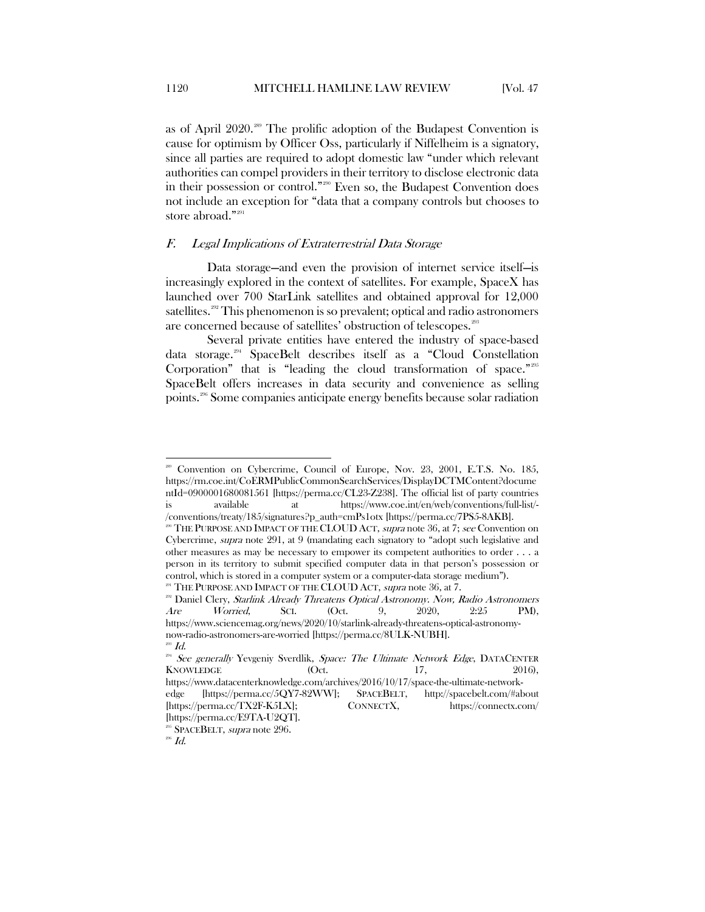as of April 2020.[289] The prolific adoption of the Budapest Convention is cause for optimism by Officer Oss, particularly if Niffelheim is a signatory, since all parties are required to adopt domestic law "under which relevant authorities can compel providers in their territory to disclose electronic data in their possession or control."[290] Even so, the Budapest Convention does not include an exception for "data that a company controls but chooses to store abroad."[291]

### *F. Legal Implications of Extraterrestrial Data Storage*

Data storage—and even the provision of internet service itself—is increasingly explored in the context of satellites. For example, SpaceX has launched over 700 StarLink satellites and obtained approval for 12,000 satellites.[292] This phenomenon is so prevalent; optical and radio astronomers are concerned because of satellites' obstruction of telescopes.[293]

Several private entities have entered the industry of space-based data storage.[294] SpaceBelt describes itself as a "Cloud Constellation Corporation" that is "leading the cloud transformation of space."[295] SpaceBelt offers increases in data security and convenience as selling points.[296] Some companies anticipate energy benefits because solar radiation

---

[289] Convention on Cybercrime, Council of Europe, Nov. 23, 2001, E.T.S. No. 185, https://rm.coe.int/CoERMPublicCommonSearchServices/DisplayDCTMContent?documentId=0900001680081561 [https://perma.cc/CL23-Z238]. The official list of party countries is available at https://www.coe.int/en/web/conventions/full-list/-/conventions/treaty/185/signatures?p_auth=cmPs1otx [https://perma.cc/7PS5-8AKB].

[290] THE PURPOSE AND IMPACT OF THE CLOUD ACT, *supra* note 36, at 7; *see* Convention on Cybercrime, *supra* note 291, at 9 (mandating each signatory to "adopt such legislative and other measures as may be necessary to empower its competent authorities to order . . . a person in its territory to submit specified computer data in that person's possession or control, which is stored in a computer system or a computer-data storage medium").

[291] THE PURPOSE AND IMPACT OF THE CLOUD ACT, *supra* note 36, at 7.

[292] Daniel Clery, *Starlink Already Threatens Optical Astronomy. Now, Radio Astronomers Are Worried*, SCI. (Oct. 9, 2020, 2:25 PM), https://www.sciencemag.org/news/2020/10/starlink-already-threatens-optical-astronomy-now-radio-astronomers-are-worried [https://perma.cc/8ULK-NUBH].

[293] *Id.*

[294] *See generally* Yevgeniy Sverdlik, *Space: The Ultimate Network Edge*, DATACENTER KNOWLEDGE (Oct. 17, 2016), https://www.datacenterknowledge.com/archives/2016/10/17/space-the-ultimate-network-edge [https://perma.cc/5QY7-82WW]; SPACEBELT, http://spacebelt.com/#about [https://perma.cc/TX2F-K5LX]; CONNECTX, https://connectx.com/ [https://perma.cc/E9TA-U2QT].

[295] SPACEBELT, *supra* note 296.

[296] *Id.*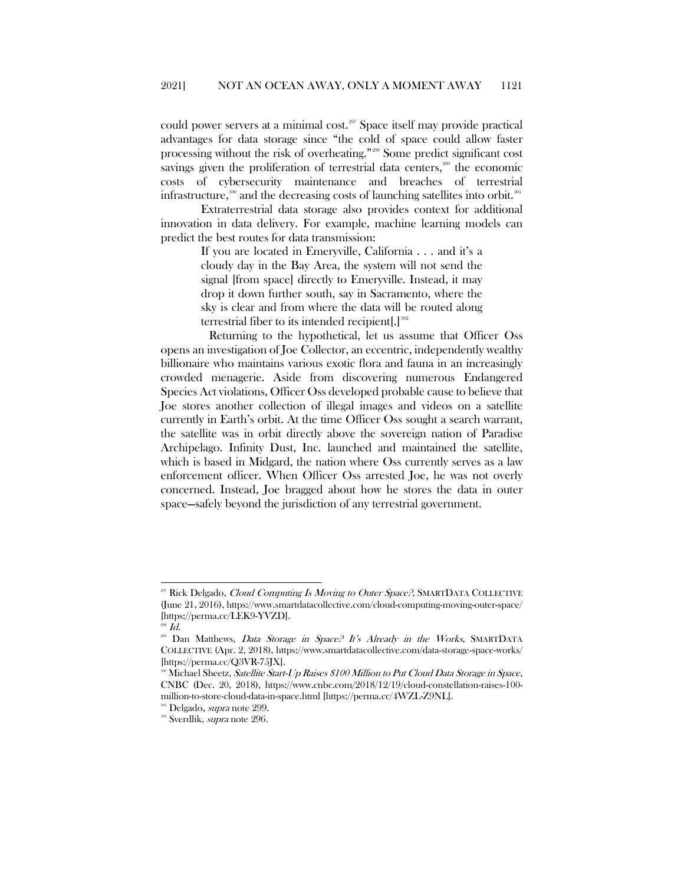could power servers at a minimal cost.[297] Space itself may provide practical advantages for data storage since "the cold of space could allow faster processing without the risk of overheating."[298] Some predict significant cost savings given the proliferation of terrestrial data centers,[299] the economic costs of cybersecurity maintenance and breaches of terrestrial infrastructure,[300] and the decreasing costs of launching satellites into orbit.[301]

Extraterrestrial data storage also provides context for additional innovation in data delivery. For example, machine learning models can predict the best routes for data transmission:

> If you are located in Emeryville, California . . . and it's a cloudy day in the Bay Area, the system will not send the signal [from space] directly to Emeryville. Instead, it may drop it down further south, say in Sacramento, where the sky is clear and from where the data will be routed along terrestrial fiber to its intended recipient[.][302]

Returning to the hypothetical, let us assume that Officer Oss opens an investigation of Joe Collector, an eccentric, independently wealthy billionaire who maintains various exotic flora and fauna in an increasingly crowded menagerie. Aside from discovering numerous Endangered Species Act violations, Officer Oss developed probable cause to believe that Joe stores another collection of illegal images and videos on a satellite currently in Earth's orbit. At the time Officer Oss sought a search warrant, the satellite was in orbit directly above the sovereign nation of Paradise Archipelago. Infinity Dust, Inc. launched and maintained the satellite, which is based in Midgard, the nation where Oss currently serves as a law enforcement officer. When Officer Oss arrested Joe, he was not overly concerned. Instead, Joe bragged about how he stores the data in outer space—safely beyond the jurisdiction of any terrestrial government.

---

[297] Rick Delgado, *Cloud Computing Is Moving to Outer Space?*, SMARTDATA COLLECTIVE (June 21, 2016), https://www.smartdatacollective.com/cloud-computing-moving-outer-space/ [https://perma.cc/LEK9-YVZD].

[298] *Id.*

[299] Dan Matthews, *Data Storage in Space? It's Already in the Works*, SMARTDATA COLLECTIVE (Apr. 2, 2018), https://www.smartdatacollective.com/data-storage-space-works/ [https://perma.cc/Q3VR-75JX].

[300] Michael Sheetz, *Satellite Start-Up Raises $100 Million to Put Cloud Data Storage in Space*, CNBC (Dec. 20, 2018), https://www.cnbc.com/2018/12/19/cloud-constellation-raises-100-million-to-store-cloud-data-in-space.html [https://perma.cc/4WZL-Z9NL].

[301] Delgado, *supra* note 299.

[302] Sverdlik, *supra* note 296.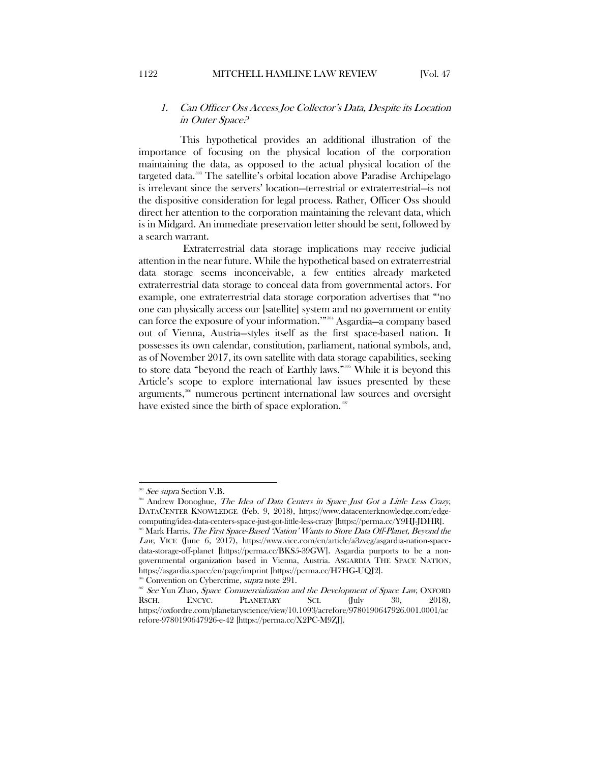### 1. *Can Officer Oss Access Joe Collector's Data, Despite its Location in Outer Space?*

This hypothetical provides an additional illustration of the importance of focusing on the physical location of the corporation maintaining the data, as opposed to the actual physical location of the targeted data.[303] The satellite's orbital location above Paradise Archipelago is irrelevant since the servers' location—terrestrial or extraterrestrial—is not the dispositive consideration for legal process. Rather, Officer Oss should direct her attention to the corporation maintaining the relevant data, which is in Midgard. An immediate preservation letter should be sent, followed by a search warrant.

Extraterrestrial data storage implications may receive judicial attention in the near future. While the hypothetical based on extraterrestrial data storage seems inconceivable, a few entities already marketed extraterrestrial data storage to conceal data from governmental actors. For example, one extraterrestrial data storage corporation advertises that "'no one can physically access our [satellite] system and no government or entity can force the exposure of your information.'"[304] Asgardia—a company based out of Vienna, Austria—styles itself as the first space-based nation. It possesses its own calendar, constitution, parliament, national symbols, and, as of November 2017, its own satellite with data storage capabilities, seeking to store data "beyond the reach of Earthly laws."[305] While it is beyond this Article's scope to explore international law issues presented by these arguments,[306] numerous pertinent international law sources and oversight have existed since the birth of space exploration.[307]

---

[303] *See supra* Section V.B.

[304] Andrew Donoghue, *The Idea of Data Centers in Space Just Got a Little Less Crazy*, DATACENTER KNOWLEDGE (Feb. 9, 2018), https://www.datacenterknowledge.com/edge-computing/idea-data-centers-space-just-got-little-less-crazy [https://perma.cc/Y9HJ-JDHR].

[305] Mark Harris, *The First Space-Based 'Nation' Wants to Store Data Off-Planet, Beyond the Law*, VICE (June 6, 2017), https://www.vice.com/en/article/a3zveg/asgardia-nation-space-data-storage-off-planet [https://perma.cc/BKS5-39GW]. Asgardia purports to be a non-governmental organization based in Vienna, Austria. ASGARDIA THE SPACE NATION, https://asgardia.space/en/page/imprint [https://perma.cc/H7HG-UQJ2].

[306] Convention on Cybercrime, *supra* note 291.

[307] *See* Yun Zhao, *Space Commercialization and the Development of Space Law*, OXFORD RSCH. ENCYC. PLANETARY SCI. (July 30, 2018), https://oxfordre.com/planetaryscience/view/10.1093/acrefore/9780190647926.001.0001/acrefore-9780190647926-e-42 [https://perma.cc/X2PC-M9ZJ].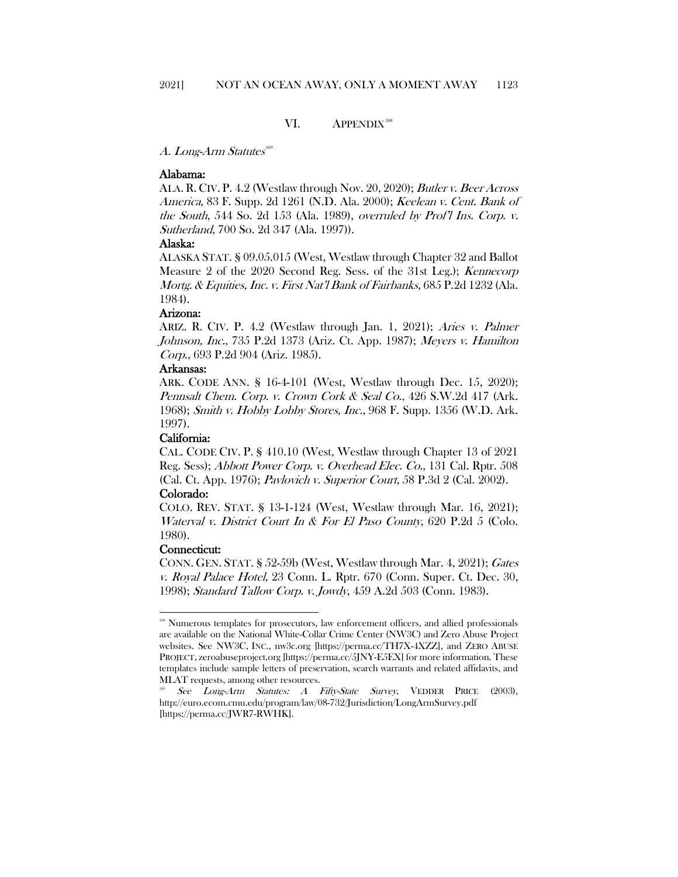## VI. APPENDIX[308]

### *A. Long-Arm Statutes*[309]

**Alabama:**

ALA. R. CIV. P. 4.2 (Westlaw through Nov. 20, 2020); *Butler v. Beer Across America*, 83 F. Supp. 2d 1261 (N.D. Ala. 2000); *Keelean v. Cent. Bank of the South*, 544 So. 2d 153 (Ala. 1989), *overruled by Prof'l Ins. Corp. v. Sutherland*, 700 So. 2d 347 (Ala. 1997)).

**Alaska:**

ALASKA STAT. § 09.05.015 (West, Westlaw through Chapter 32 and Ballot Measure 2 of the 2020 Second Reg. Sess. of the 31st Leg.); *Kennecorp Mortg. & Equities, Inc. v. First Nat'l Bank of Fairbanks*, 685 P.2d 1232 (Ala. 1984).

**Arizona:**

ARIZ. R. CIV. P. 4.2 (Westlaw through Jan. 1, 2021); *Aries v. Palmer Johnson, Inc.*, 735 P.2d 1373 (Ariz. Ct. App. 1987); *Meyers v. Hamilton Corp.*, 693 P.2d 904 (Ariz. 1985).

**Arkansas:**

ARK. CODE ANN. § 16-4-101 (West, Westlaw through Dec. 15, 2020); *Pennsalt Chem. Corp. v. Crown Cork & Seal Co.*, 426 S.W.2d 417 (Ark. 1968); *Smith v. Hobby Lobby Stores, Inc.*, 968 F. Supp. 1356 (W.D. Ark. 1997).

**California:**

CAL. CODE CIV. P. § 410.10 (West, Westlaw through Chapter 13 of 2021 Reg. Sess); *Abbott Power Corp. v. Overhead Elec. Co.*, 131 Cal. Rptr. 508 (Cal. Ct. App. 1976); *Pavlovich v. Superior Court*, 58 P.3d 2 (Cal. 2002).

**Colorado:**

COLO. REV. STAT. § 13-1-124 (West, Westlaw through Mar. 16, 2021); *Waterval v. District Court In & For El Paso County*, 620 P.2d 5 (Colo. 1980).

**Connecticut:**

CONN. GEN. STAT. § 52-59b (West, Westlaw through Mar. 4, 2021); *Gates v. Royal Palace Hotel*, 23 Conn. L. Rptr. 670 (Conn. Super. Ct. Dec. 30, 1998); *Standard Tallow Corp. v. Jowdy*, 459 A.2d 503 (Conn. 1983).

---

[308] Numerous templates for prosecutors, law enforcement officers, and allied professionals are available on the National White-Collar Crime Center (NW3C) and Zero Abuse Project websites. See NW3C, INC., nw3c.org [https://perma.cc/TH7X-4XZZ], and ZERO ABUSE PROJECT, zeroabuseproject.org [https://perma.cc/5JNY-E5EX] for more information. These templates include sample letters of preservation, search warrants and related affidavits, and MLAT requests, among other resources.

[309] *See Long-Arm Statutes: A Fifty-State Survey*, VEDDER PRICE (2003), http://euro.ecom.cmu.edu/program/law/08-732/Jurisdiction/LongArmSurvey.pdf [https://perma.cc/JWR7-RWHK].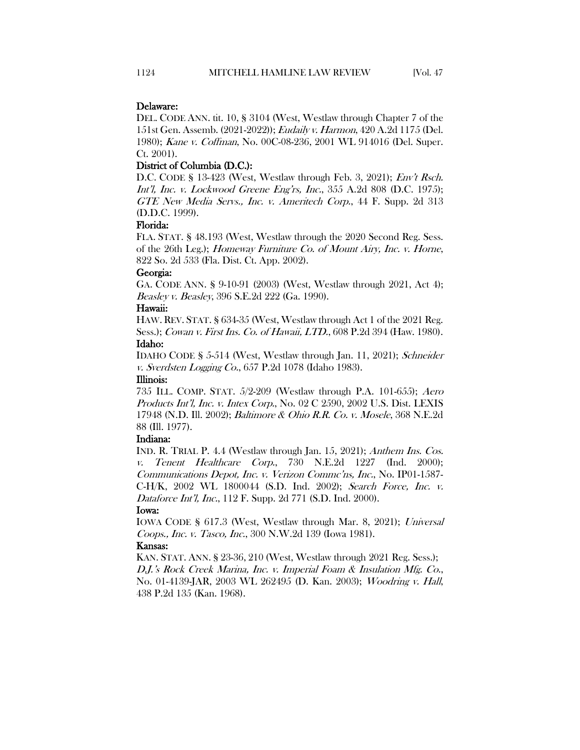**Delaware:**

DEL. CODE ANN. tit. 10, § 3104 (West, Westlaw through Chapter 7 of the 151st Gen. Assemb. (2021-2022)); *Eudaily v. Harmon*, 420 A.2d 1175 (Del. 1980); *Kane v. Coffman*, No. 00C-08-236, 2001 WL 914016 (Del. Super. Ct. 2001).

**District of Columbia (D.C.):**

D.C. CODE § 13-423 (West, Westlaw through Feb. 3, 2021); *Env't Rsch. Int'l, Inc. v. Lockwood Greene Eng'rs, Inc.*, 355 A.2d 808 (D.C. 1975); *GTE New Media Servs., Inc. v. Ameritech Corp.*, 44 F. Supp. 2d 313 (D.D.C. 1999).

**Florida:**

FLA. STAT. § 48.193 (West, Westlaw through the 2020 Second Reg. Sess. of the 26th Leg.); *Homeway Furniture Co. of Mount Airy, Inc. v. Horne*, 822 So. 2d 533 (Fla. Dist. Ct. App. 2002).

**Georgia:**

GA. CODE ANN. § 9-10-91 (2003) (West, Westlaw through 2021, Act 4); *Beasley v. Beasley*, 396 S.E.2d 222 (Ga. 1990).

**Hawaii:**

HAW. REV. STAT. § 634-35 (West, Westlaw through Act 1 of the 2021 Reg. Sess.); *Cowan v. First Ins. Co. of Hawaii, LTD.*, 608 P.2d 394 (Haw. 1980).

**Idaho:**

IDAHO CODE § 5-514 (West, Westlaw through Jan. 11, 2021); *Schneider v. Sverdsten Logging Co.*, 657 P.2d 1078 (Idaho 1983).

**Illinois:**

735 ILL. COMP. STAT. 5/2-209 (Westlaw through P.A. 101-655); *Aero Products Int'l, Inc. v. Intex Corp.*, No. 02 C 2590, 2002 U.S. Dist. LEXIS 17948 (N.D. Ill. 2002); *Baltimore & Ohio R.R. Co. v. Mosele*, 368 N.E.2d 88 (Ill. 1977).

**Indiana:**

IND. R. TRIAL P. 4.4 (Westlaw through Jan. 15, 2021); *Anthem Ins. Cos. v. Tenent Healthcare Corp.*, 730 N.E.2d 1227 (Ind. 2000); *Communications Depot, Inc. v. Verizon Commc'ns, Inc.*, No. IP01-1587-C-H/K, 2002 WL 1800044 (S.D. Ind. 2002); *Search Force, Inc. v. Dataforce Int'l, Inc.*, 112 F. Supp. 2d 771 (S.D. Ind. 2000).

**Iowa:**

IOWA CODE § 617.3 (West, Westlaw through Mar. 8, 2021); *Universal Coops., Inc. v. Tasco, Inc.*, 300 N.W.2d 139 (Iowa 1981).

**Kansas:**

KAN. STAT. ANN. § 23-36, 210 (West, Westlaw through 2021 Reg. Sess.); *D.J.'s Rock Creek Marina, Inc. v. Imperial Foam & Insulation Mfg. Co.*, No. 01-4139-JAR, 2003 WL 262495 (D. Kan. 2003); *Woodring v. Hall*, 438 P.2d 135 (Kan. 1968).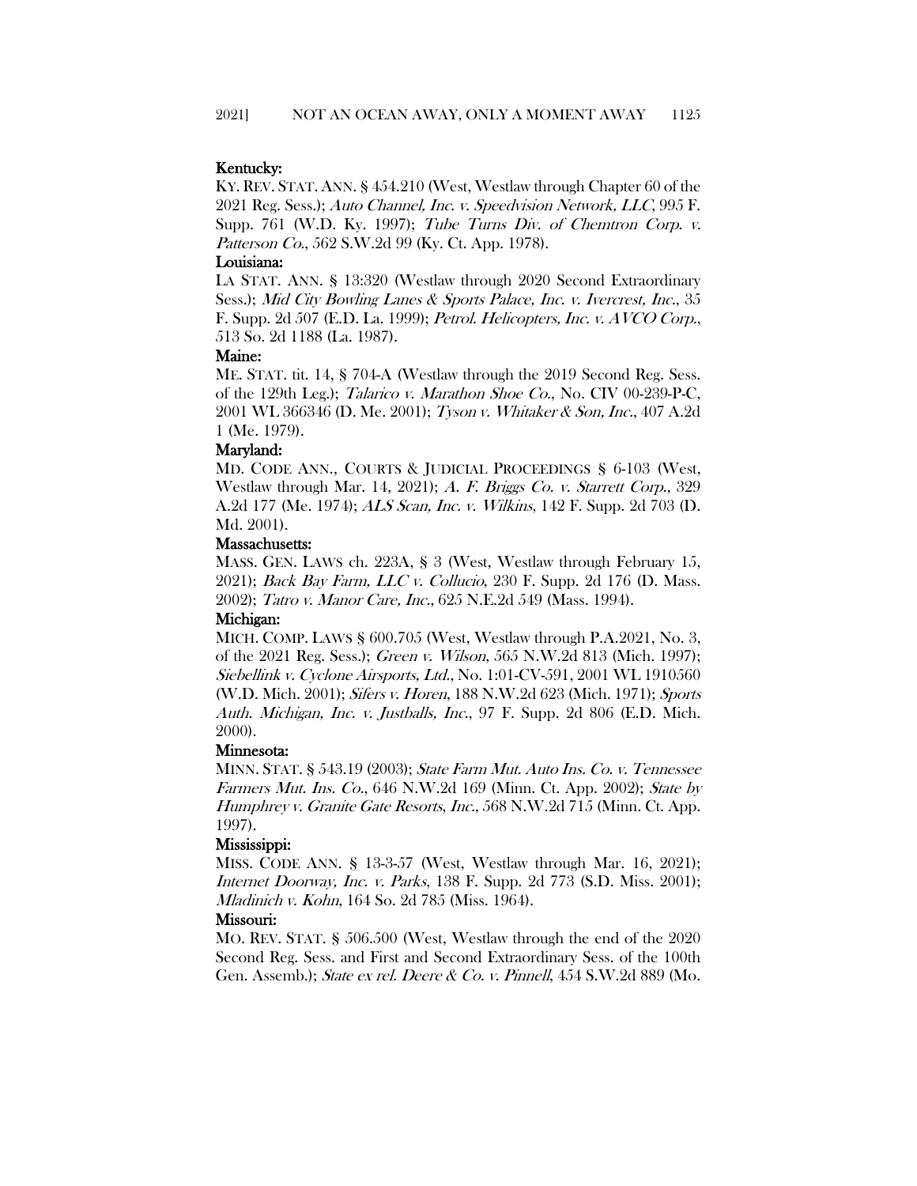**Kentucky:**

KY. REV. STAT. ANN. § 454.210 (West, Westlaw through Chapter 60 of the 2021 Reg. Sess.); *Auto Channel, Inc. v. Speedvision Network, LLC*, 995 F. Supp. 761 (W.D. Ky. 1997); *Tube Turns Div. of Chemtron Corp. v. Patterson Co.*, 562 S.W.2d 99 (Ky. Ct. App. 1978).

**Louisiana:**

LA STAT. ANN. § 13:320 (Westlaw through 2020 Second Extraordinary Sess.); *Mid City Bowling Lanes & Sports Palace, Inc. v. Ivercrest, Inc.*, 35 F. Supp. 2d 507 (E.D. La. 1999); *Petrol. Helicopters, Inc. v. AVCO Corp.*, 513 So. 2d 1188 (La. 1987).

**Maine:**

ME. STAT. tit. 14, § 704-A (Westlaw through the 2019 Second Reg. Sess. of the 129th Leg.); *Talarico v. Marathon Shoe Co.*, No. CIV 00-239-P-C, 2001 WL 366346 (D. Me. 2001); *Tyson v. Whitaker & Son, Inc.*, 407 A.2d 1 (Me. 1979).

**Maryland:**

MD. CODE ANN., COURTS & JUDICIAL PROCEEDINGS § 6-103 (West, Westlaw through Mar. 14, 2021); *A. F. Briggs Co. v. Starrett Corp.*, 329 A.2d 177 (Me. 1974); *ALS Scan, Inc. v. Wilkins*, 142 F. Supp. 2d 703 (D. Md. 2001).

**Massachusetts:**

MASS. GEN. LAWS ch. 223A, § 3 (West, Westlaw through February 15, 2021); *Back Bay Farm, LLC v. Collucio*, 230 F. Supp. 2d 176 (D. Mass. 2002); *Tatro v. Manor Care, Inc.*, 625 N.E.2d 549 (Mass. 1994).

**Michigan:**

MICH. COMP. LAWS § 600.705 (West, Westlaw through P.A.2021, No. 3, of the 2021 Reg. Sess.); *Green v. Wilson*, 565 N.W.2d 813 (Mich. 1997); *Siebellink v. Cyclone Airsports, Ltd.*, No. 1:01-CV-591, 2001 WL 1910560 (W.D. Mich. 2001); *Sifers v. Horen*, 188 N.W.2d 623 (Mich. 1971); *Sports Auth. Michigan, Inc. v. Justballs, Inc.*, 97 F. Supp. 2d 806 (E.D. Mich. 2000).

**Minnesota:**

MINN. STAT. § 543.19 (2003); *State Farm Mut. Auto Ins. Co. v. Tennessee Farmers Mut. Ins. Co.*, 646 N.W.2d 169 (Minn. Ct. App. 2002); *State by Humphrey v. Granite Gate Resorts, Inc.*, 568 N.W.2d 715 (Minn. Ct. App. 1997).

**Mississippi:**

MISS. CODE ANN. § 13-3-57 (West, Westlaw through Mar. 16, 2021); *Internet Doorway, Inc. v. Parks*, 138 F. Supp. 2d 773 (S.D. Miss. 2001); *Mladinich v. Kohn*, 164 So. 2d 785 (Miss. 1964).

**Missouri:**

MO. REV. STAT. § 506.500 (West, Westlaw through the end of the 2020 Second Reg. Sess. and First and Second Extraordinary Sess. of the 100th Gen. Assemb.); *State ex rel. Deere & Co. v. Pinnell*, 454 S.W.2d 889 (Mo.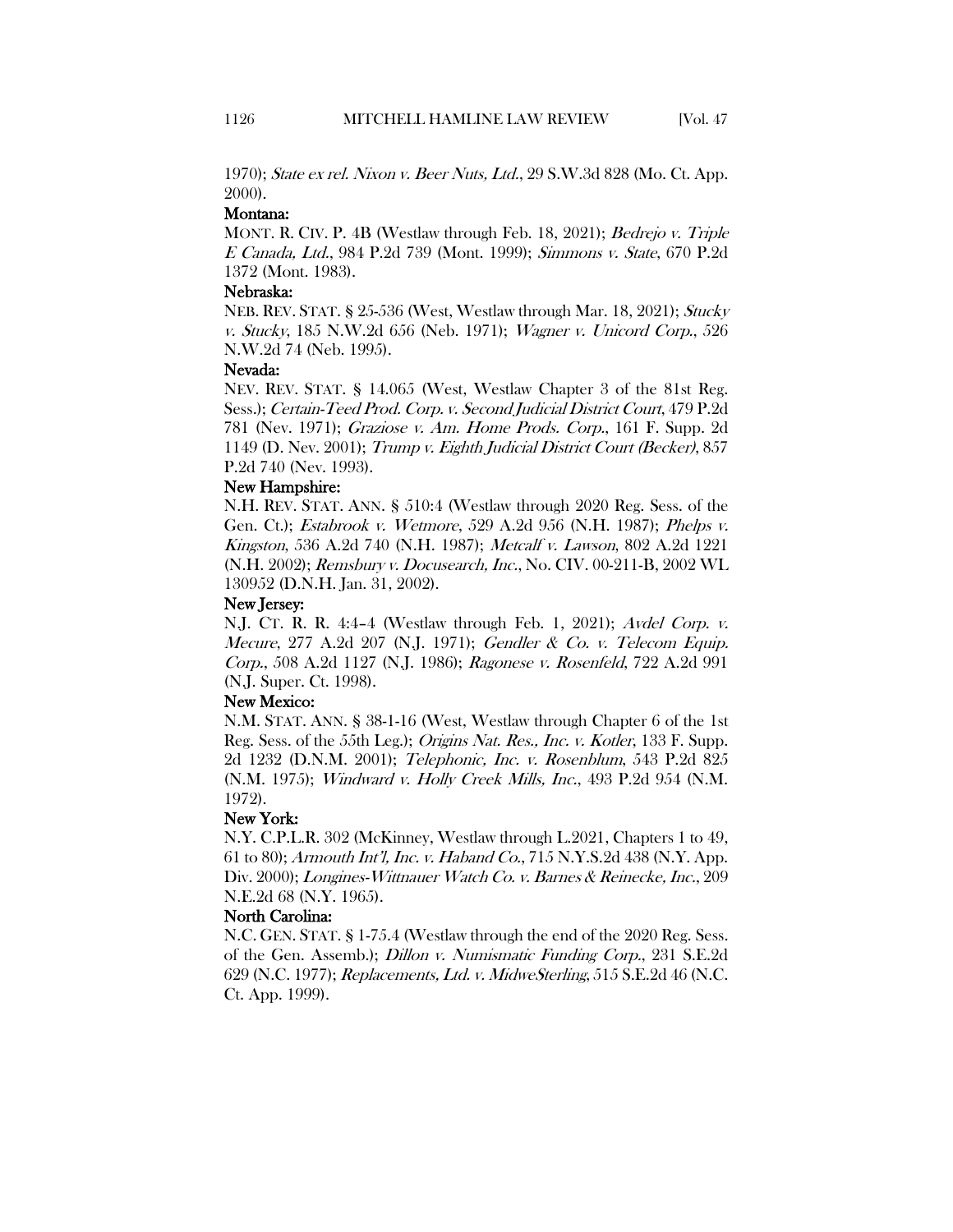1970); *State ex rel. Nixon v. Beer Nuts, Ltd.*, 29 S.W.3d 828 (Mo. Ct. App. 2000).

**Montana:**

MONT. R. CIV. P. 4B (Westlaw through Feb. 18, 2021); *Bedrejo v. Triple E Canada, Ltd.*, 984 P.2d 739 (Mont. 1999); *Simmons v. State*, 670 P.2d 1372 (Mont. 1983).

**Nebraska:**

NEB. REV. STAT. § 25-536 (West, Westlaw through Mar. 18, 2021); *Stucky v. Stucky*, 185 N.W.2d 656 (Neb. 1971); *Wagner v. Unicord Corp.*, 526 N.W.2d 74 (Neb. 1995).

**Nevada:**

NEV. REV. STAT. § 14.065 (West, Westlaw Chapter 3 of the 81st Reg. Sess.); *Certain-Teed Prod. Corp. v. Second Judicial District Court*, 479 P.2d 781 (Nev. 1971); *Graziose v. Am. Home Prods. Corp.*, 161 F. Supp. 2d 1149 (D. Nev. 2001); *Trump v. Eighth Judicial District Court (Becker)*, 857 P.2d 740 (Nev. 1993).

**New Hampshire:**

N.H. REV. STAT. ANN. § 510:4 (Westlaw through 2020 Reg. Sess. of the Gen. Ct.); *Estabrook v. Wetmore*, 529 A.2d 956 (N.H. 1987); *Phelps v. Kingston*, 536 A.2d 740 (N.H. 1987); *Metcalf v. Lawson*, 802 A.2d 1221 (N.H. 2002); *Remsbury v. Docusearch, Inc.*, No. CIV. 00-211-B, 2002 WL 130952 (D.N.H. Jan. 31, 2002).

**New Jersey:**

N.J. CT. R. R. 4:4–4 (Westlaw through Feb. 1, 2021); *Avdel Corp. v. Mecure*, 277 A.2d 207 (N.J. 1971); *Gendler & Co. v. Telecom Equip. Corp.*, 508 A.2d 1127 (N.J. 1986); *Ragonese v. Rosenfeld*, 722 A.2d 991 (N.J. Super. Ct. 1998).

**New Mexico:**

N.M. STAT. ANN. § 38-1-16 (West, Westlaw through Chapter 6 of the 1st Reg. Sess. of the 55th Leg.); *Origins Nat. Res., Inc. v. Kotler*, 133 F. Supp. 2d 1232 (D.N.M. 2001); *Telephonic, Inc. v. Rosenblum*, 543 P.2d 825 (N.M. 1975); *Windward v. Holly Creek Mills, Inc.*, 493 P.2d 954 (N.M. 1972).

**New York:**

N.Y. C.P.L.R. 302 (McKinney, Westlaw through L.2021, Chapters 1 to 49, 61 to 80); *Armouth Int'l, Inc. v. Haband Co.*, 715 N.Y.S.2d 438 (N.Y. App. Div. 2000); *Longines-Wittnauer Watch Co. v. Barnes & Reinecke, Inc.*, 209 N.E.2d 68 (N.Y. 1965).

**North Carolina:**

N.C. GEN. STAT. § 1-75.4 (Westlaw through the end of the 2020 Reg. Sess. of the Gen. Assemb.); *Dillon v. Numismatic Funding Corp.*, 231 S.E.2d 629 (N.C. 1977); *Replacements, Ltd. v. MidweSterling*, 515 S.E.2d 46 (N.C. Ct. App. 1999).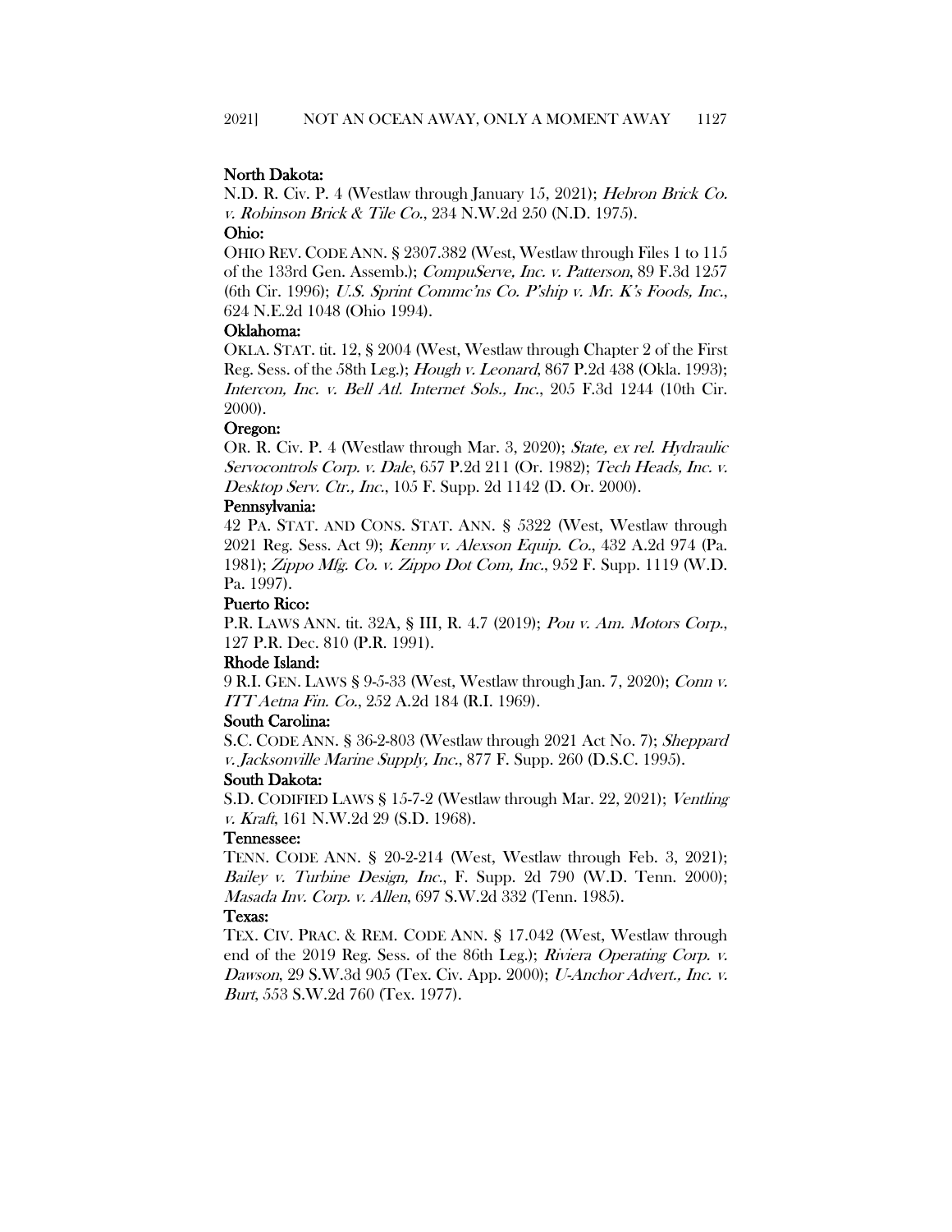**North Dakota:**

N.D. R. Civ. P. 4 (Westlaw through January 15, 2021); *Hebron Brick Co. v. Robinson Brick & Tile Co.*, 234 N.W.2d 250 (N.D. 1975).

**Ohio:**

OHIO REV. CODE ANN. § 2307.382 (West, Westlaw through Files 1 to 115 of the 133rd Gen. Assemb.); *CompuServe, Inc. v. Patterson*, 89 F.3d 1257 (6th Cir. 1996); *U.S. Sprint Commc'ns Co. P'ship v. Mr. K's Foods, Inc.*, 624 N.E.2d 1048 (Ohio 1994).

**Oklahoma:**

OKLA. STAT. tit. 12, § 2004 (West, Westlaw through Chapter 2 of the First Reg. Sess. of the 58th Leg.); *Hough v. Leonard*, 867 P.2d 438 (Okla. 1993); *Intercon, Inc. v. Bell Atl. Internet Sols., Inc.*, 205 F.3d 1244 (10th Cir. 2000).

**Oregon:**

OR. R. Civ. P. 4 (Westlaw through Mar. 3, 2020); *State, ex rel. Hydraulic Servocontrols Corp. v. Dale*, 657 P.2d 211 (Or. 1982); *Tech Heads, Inc. v. Desktop Serv. Ctr., Inc.*, 105 F. Supp. 2d 1142 (D. Or. 2000).

**Pennsylvania:**

42 PA. STAT. AND CONS. STAT. ANN. § 5322 (West, Westlaw through 2021 Reg. Sess. Act 9); *Kenny v. Alexson Equip. Co.*, 432 A.2d 974 (Pa. 1981); *Zippo Mfg. Co. v. Zippo Dot Com, Inc.*, 952 F. Supp. 1119 (W.D. Pa. 1997).

**Puerto Rico:**

P.R. LAWS ANN. tit. 32A, § III, R. 4.7 (2019); *Pou v. Am. Motors Corp.*, 127 P.R. Dec. 810 (P.R. 1991).

**Rhode Island:**

9 R.I. GEN. LAWS § 9-5-33 (West, Westlaw through Jan. 7, 2020); *Conn v. ITT Aetna Fin. Co.*, 252 A.2d 184 (R.I. 1969).

**South Carolina:**

S.C. CODE ANN. § 36-2-803 (Westlaw through 2021 Act No. 7); *Sheppard v. Jacksonville Marine Supply, Inc.*, 877 F. Supp. 260 (D.S.C. 1995).

**South Dakota:**

S.D. CODIFIED LAWS § 15-7-2 (Westlaw through Mar. 22, 2021); *Ventling v. Kraft*, 161 N.W.2d 29 (S.D. 1968).

**Tennessee:**

TENN. CODE ANN. § 20-2-214 (West, Westlaw through Feb. 3, 2021); *Bailey v. Turbine Design, Inc.*, F. Supp. 2d 790 (W.D. Tenn. 2000); *Masada Inv. Corp. v. Allen*, 697 S.W.2d 332 (Tenn. 1985).

**Texas:**

TEX. CIV. PRAC. & REM. CODE ANN. § 17.042 (West, Westlaw through end of the 2019 Reg. Sess. of the 86th Leg.); *Riviera Operating Corp. v. Dawson*, 29 S.W.3d 905 (Tex. Civ. App. 2000); *U-Anchor Advert., Inc. v. Burt*, 553 S.W.2d 760 (Tex. 1977).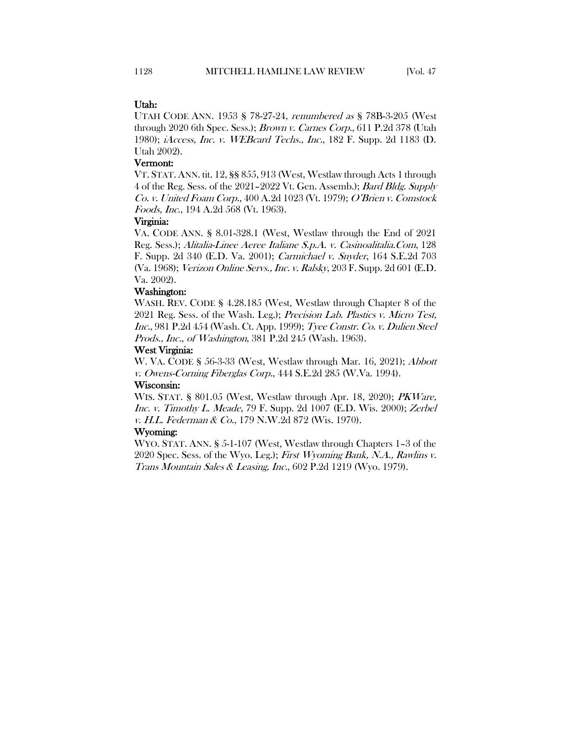**Utah:**

UTAH CODE ANN. 1953 § 78-27-24, *renumbered as* § 78B-3-205 (West through 2020 6th Spec. Sess.); *Brown v. Carnes Corp.*, 611 P.2d 378 (Utah 1980); *iAccess, Inc. v. WEBcard Techs., Inc.*, 182 F. Supp. 2d 1183 (D. Utah 2002).

**Vermont:**

VT. STAT. ANN. tit. 12, §§ 855, 913 (West, Westlaw through Acts 1 through 4 of the Reg. Sess. of the 2021–2022 Vt. Gen. Assemb.); *Bard Bldg. Supply Co. v. United Foam Corp.*, 400 A.2d 1023 (Vt. 1979); *O'Brien v. Comstock Foods, Inc.*, 194 A.2d 568 (Vt. 1963).

**Virginia:**

VA. CODE ANN. § 8.01-328.1 (West, Westlaw through the End of 2021 Reg. Sess.); *Alitalia-Linee Aeree Italiane S.p.A. v. Casinoalitalia.Com*, 128 F. Supp. 2d 340 (E.D. Va. 2001); *Carmichael v. Snyder*, 164 S.E.2d 703 (Va. 1968); *Verizon Online Servs., Inc. v. Ralsky*, 203 F. Supp. 2d 601 (E.D. Va. 2002).

**Washington:**

WASH. REV. CODE § 4.28.185 (West, Westlaw through Chapter 8 of the 2021 Reg. Sess. of the Wash. Leg.); *Precision Lab. Plastics v. Micro Test, Inc.*, 981 P.2d 454 (Wash. Ct. App. 1999); *Tyee Constr. Co. v. Dulien Steel Prods., Inc., of Washington*, 381 P.2d 245 (Wash. 1963).

**West Virginia:**

W. VA. CODE § 56-3-33 (West, Westlaw through Mar. 16, 2021); *Abbott v. Owens-Corning Fiberglas Corp.*, 444 S.E.2d 285 (W.Va. 1994).

**Wisconsin:**

WIS. STAT. § 801.05 (West, Westlaw through Apr. 18, 2020); *PKWare, Inc. v. Timothy L. Meade*, 79 F. Supp. 2d 1007 (E.D. Wis. 2000); *Zerbel v. H.L. Federman & Co.*, 179 N.W.2d 872 (Wis. 1970).

**Wyoming:**

WYO. STAT. ANN. § 5-1-107 (West, Westlaw through Chapters 1–3 of the 2020 Spec. Sess. of the Wyo. Leg.); *First Wyoming Bank, N.A., Rawlins v. Trans Mountain Sales & Leasing, Inc.*, 602 P.2d 1219 (Wyo. 1979).